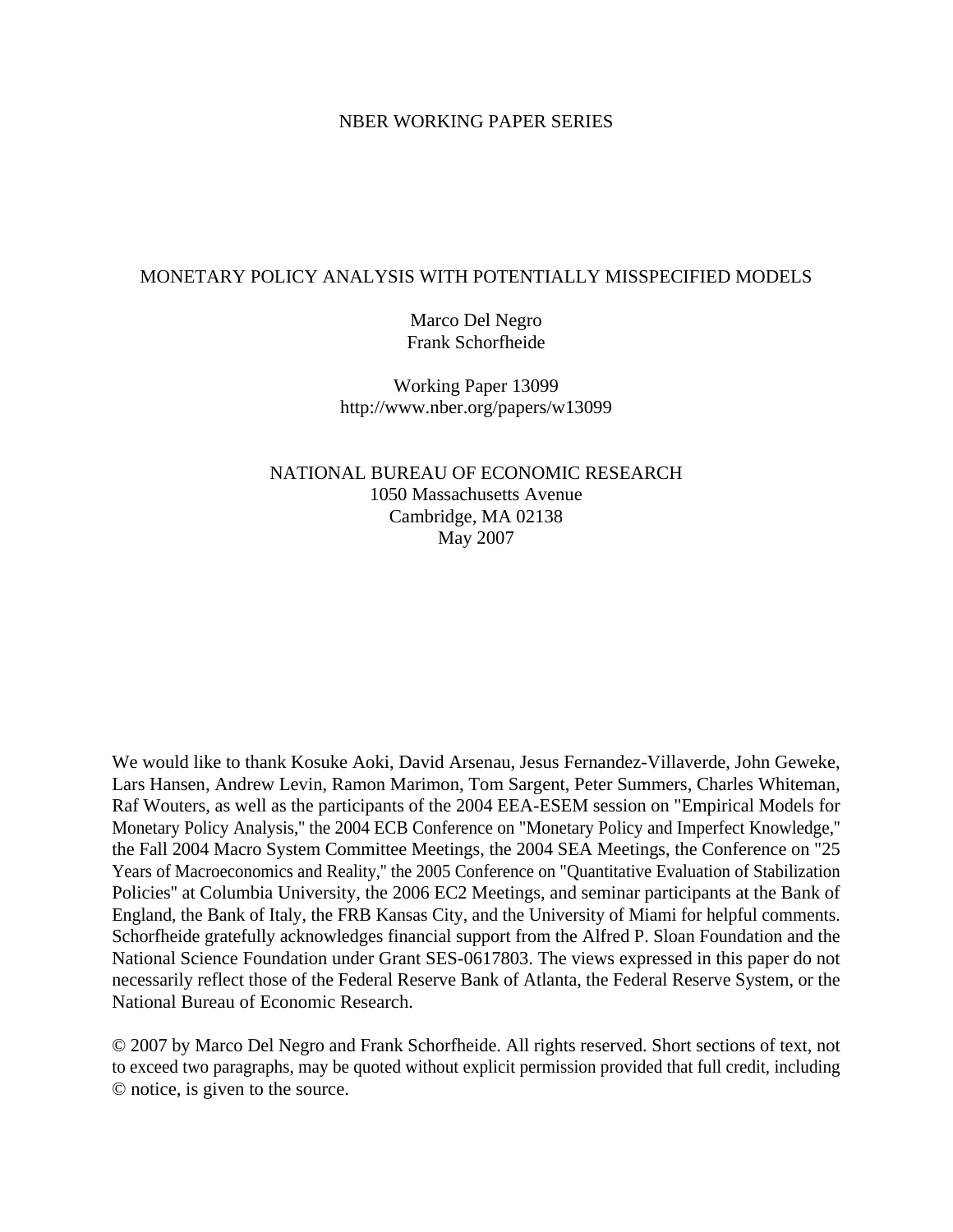NBER WORKING PAPER SERIES

# MONETARY POLICY ANALYSIS WITH POTENTIALLY MISSPECIFIED MODELS

Marco Del Negro
Frank Schorfheide

Working Paper 13099
http://www.nber.org/papers/w13099

NATIONAL BUREAU OF ECONOMIC RESEARCH
1050 Massachusetts Avenue
Cambridge, MA 02138
May 2007

We would like to thank Kosuke Aoki, David Arsenau, Jesus Fernandez-Villaverde, John Geweke, Lars Hansen, Andrew Levin, Ramon Marimon, Tom Sargent, Peter Summers, Charles Whiteman, Raf Wouters, as well as the participants of the 2004 EEA-ESEM session on "Empirical Models for Monetary Policy Analysis," the 2004 ECB Conference on "Monetary Policy and Imperfect Knowledge," the Fall 2004 Macro System Committee Meetings, the 2004 SEA Meetings, the Conference on "25 Years of Macroeconomics and Reality," the 2005 Conference on "Quantitative Evaluation of Stabilization Policies" at Columbia University, the 2006 EC2 Meetings, and seminar participants at the Bank of England, the Bank of Italy, the FRB Kansas City, and the University of Miami for helpful comments. Schorfheide gratefully acknowledges financial support from the Alfred P. Sloan Foundation and the National Science Foundation under Grant SES-0617803. The views expressed in this paper do not necessarily reflect those of the Federal Reserve Bank of Atlanta, the Federal Reserve System, or the National Bureau of Economic Research.

© 2007 by Marco Del Negro and Frank Schorfheide. All rights reserved. Short sections of text, not to exceed two paragraphs, may be quoted without explicit permission provided that full credit, including © notice, is given to the source.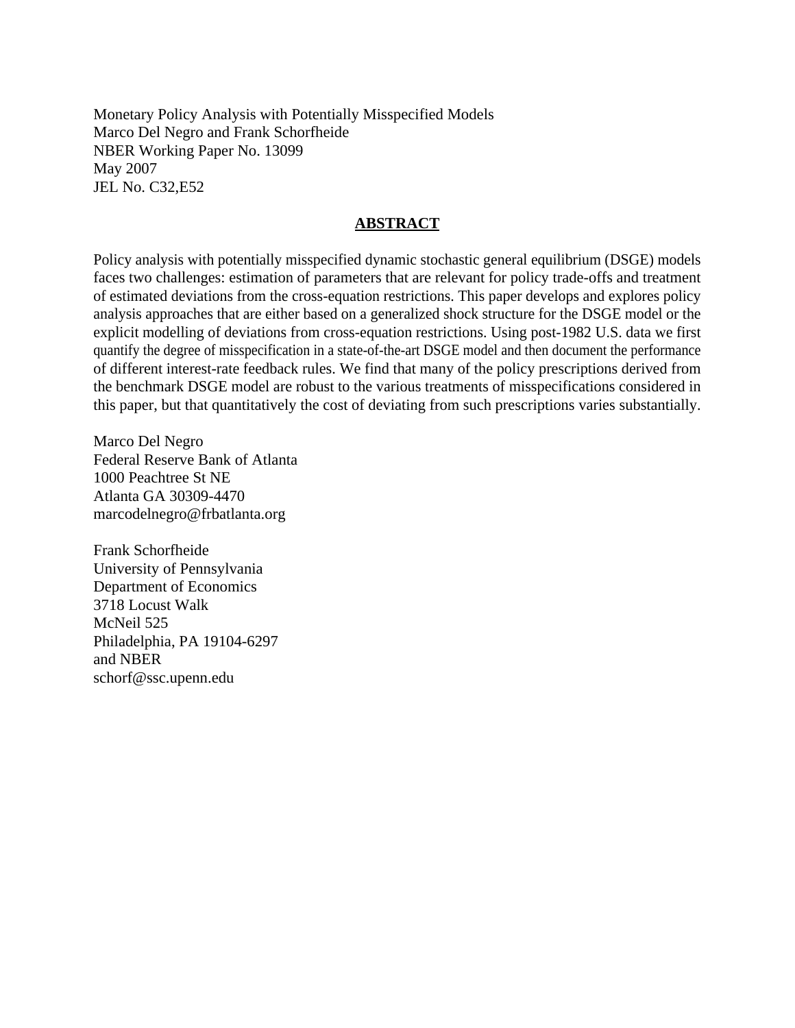Monetary Policy Analysis with Potentially Misspecified Models
Marco Del Negro and Frank Schorfheide
NBER Working Paper No. 13099
May 2007
JEL No. C32,E52

## ABSTRACT

Policy analysis with potentially misspecified dynamic stochastic general equilibrium (DSGE) models faces two challenges: estimation of parameters that are relevant for policy trade-offs and treatment of estimated deviations from the cross-equation restrictions. This paper develops and explores policy analysis approaches that are either based on a generalized shock structure for the DSGE model or the explicit modelling of deviations from cross-equation restrictions. Using post-1982 U.S. data we first quantify the degree of misspecification in a state-of-the-art DSGE model and then document the performance of different interest-rate feedback rules. We find that many of the policy prescriptions derived from the benchmark DSGE model are robust to the various treatments of misspecifications considered in this paper, but that quantitatively the cost of deviating from such prescriptions varies substantially.

Marco Del Negro
Federal Reserve Bank of Atlanta
1000 Peachtree St NE
Atlanta GA 30309-4470
marcodelnegro@frbatlanta.org

Frank Schorfheide
University of Pennsylvania
Department of Economics
3718 Locust Walk
McNeil 525
Philadelphia, PA 19104-6297
and NBER
schorf@ssc.upenn.edu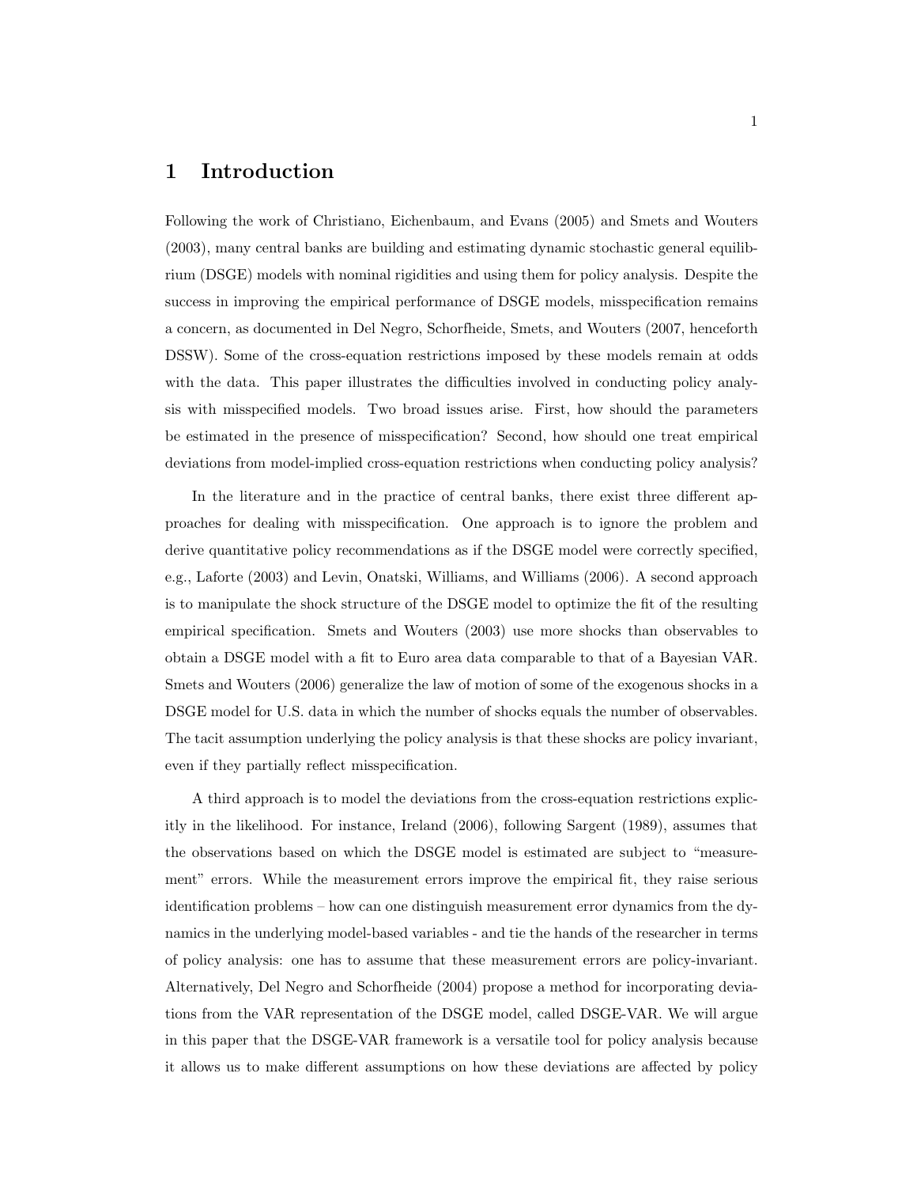# 1 Introduction

Following the work of Christiano, Eichenbaum, and Evans (2005) and Smets and Wouters (2003), many central banks are building and estimating dynamic stochastic general equilibrium (DSGE) models with nominal rigidities and using them for policy analysis. Despite the success in improving the empirical performance of DSGE models, misspecification remains a concern, as documented in Del Negro, Schorfheide, Smets, and Wouters (2007, henceforth DSSW). Some of the cross-equation restrictions imposed by these models remain at odds with the data. This paper illustrates the difficulties involved in conducting policy analysis with misspecified models. Two broad issues arise. First, how should the parameters be estimated in the presence of misspecification? Second, how should one treat empirical deviations from model-implied cross-equation restrictions when conducting policy analysis?

In the literature and in the practice of central banks, there exist three different approaches for dealing with misspecification. One approach is to ignore the problem and derive quantitative policy recommendations as if the DSGE model were correctly specified, e.g., Laforte (2003) and Levin, Onatski, Williams, and Williams (2006). A second approach is to manipulate the shock structure of the DSGE model to optimize the fit of the resulting empirical specification. Smets and Wouters (2003) use more shocks than observables to obtain a DSGE model with a fit to Euro area data comparable to that of a Bayesian VAR. Smets and Wouters (2006) generalize the law of motion of some of the exogenous shocks in a DSGE model for U.S. data in which the number of shocks equals the number of observables. The tacit assumption underlying the policy analysis is that these shocks are policy invariant, even if they partially reflect misspecification.

A third approach is to model the deviations from the cross-equation restrictions explicitly in the likelihood. For instance, Ireland (2006), following Sargent (1989), assumes that the observations based on which the DSGE model is estimated are subject to "measurement" errors. While the measurement errors improve the empirical fit, they raise serious identification problems – how can one distinguish measurement error dynamics from the dynamics in the underlying model-based variables - and tie the hands of the researcher in terms of policy analysis: one has to assume that these measurement errors are policy-invariant. Alternatively, Del Negro and Schorfheide (2004) propose a method for incorporating deviations from the VAR representation of the DSGE model, called DSGE-VAR. We will argue in this paper that the DSGE-VAR framework is a versatile tool for policy analysis because it allows us to make different assumptions on how these deviations are affected by policy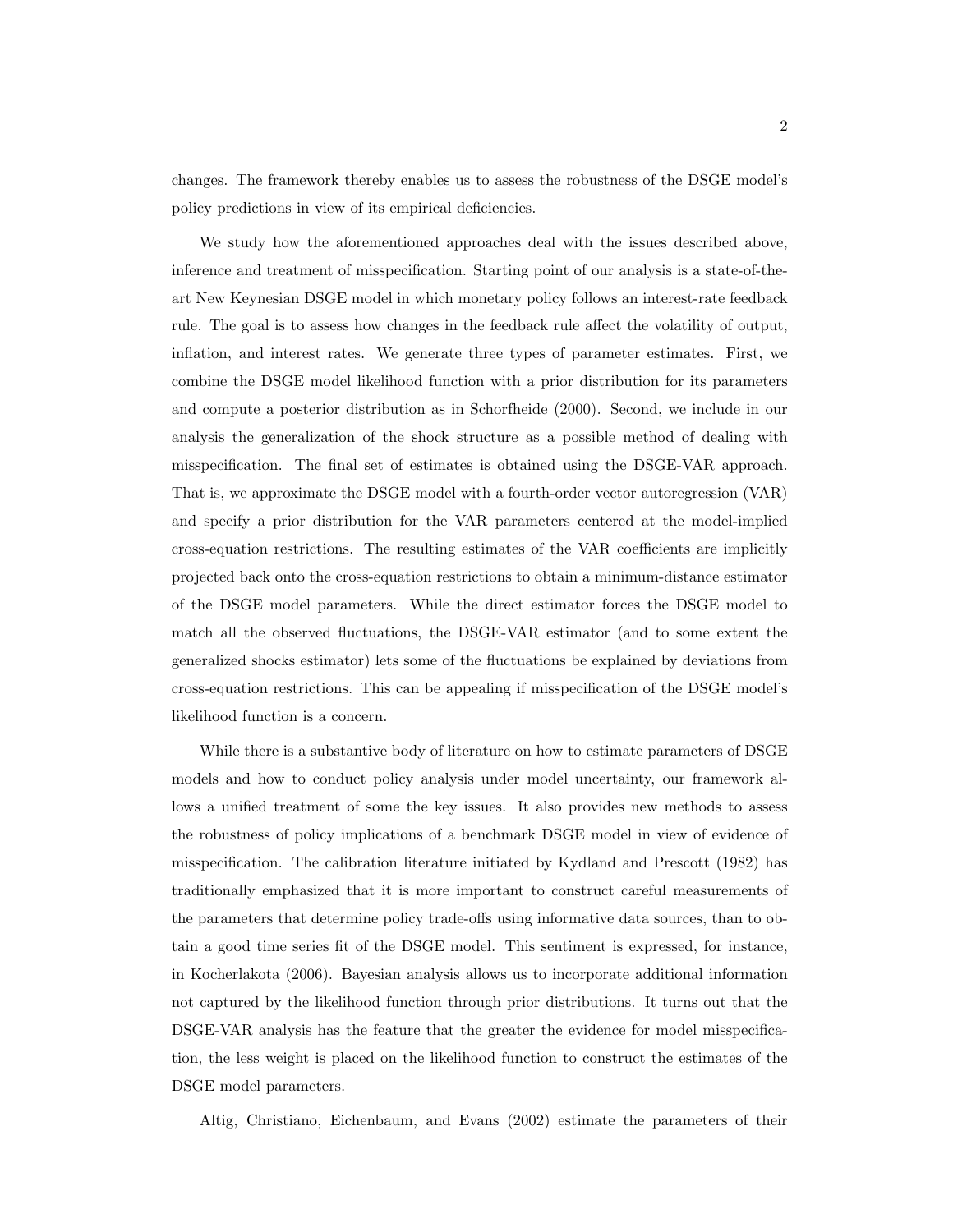changes. The framework thereby enables us to assess the robustness of the DSGE model's policy predictions in view of its empirical deficiencies.

We study how the aforementioned approaches deal with the issues described above, inference and treatment of misspecification. Starting point of our analysis is a state-of-the-art New Keynesian DSGE model in which monetary policy follows an interest-rate feedback rule. The goal is to assess how changes in the feedback rule affect the volatility of output, inflation, and interest rates. We generate three types of parameter estimates. First, we combine the DSGE model likelihood function with a prior distribution for its parameters and compute a posterior distribution as in Schorfheide (2000). Second, we include in our analysis the generalization of the shock structure as a possible method of dealing with misspecification. The final set of estimates is obtained using the DSGE-VAR approach. That is, we approximate the DSGE model with a fourth-order vector autoregression (VAR) and specify a prior distribution for the VAR parameters centered at the model-implied cross-equation restrictions. The resulting estimates of the VAR coefficients are implicitly projected back onto the cross-equation restrictions to obtain a minimum-distance estimator of the DSGE model parameters. While the direct estimator forces the DSGE model to match all the observed fluctuations, the DSGE-VAR estimator (and to some extent the generalized shocks estimator) lets some of the fluctuations be explained by deviations from cross-equation restrictions. This can be appealing if misspecification of the DSGE model's likelihood function is a concern.

While there is a substantive body of literature on how to estimate parameters of DSGE models and how to conduct policy analysis under model uncertainty, our framework allows a unified treatment of some the key issues. It also provides new methods to assess the robustness of policy implications of a benchmark DSGE model in view of evidence of misspecification. The calibration literature initiated by Kydland and Prescott (1982) has traditionally emphasized that it is more important to construct careful measurements of the parameters that determine policy trade-offs using informative data sources, than to obtain a good time series fit of the DSGE model. This sentiment is expressed, for instance, in Kocherlakota (2006). Bayesian analysis allows us to incorporate additional information not captured by the likelihood function through prior distributions. It turns out that the DSGE-VAR analysis has the feature that the greater the evidence for model misspecification, the less weight is placed on the likelihood function to construct the estimates of the DSGE model parameters.

Altig, Christiano, Eichenbaum, and Evans (2002) estimate the parameters of their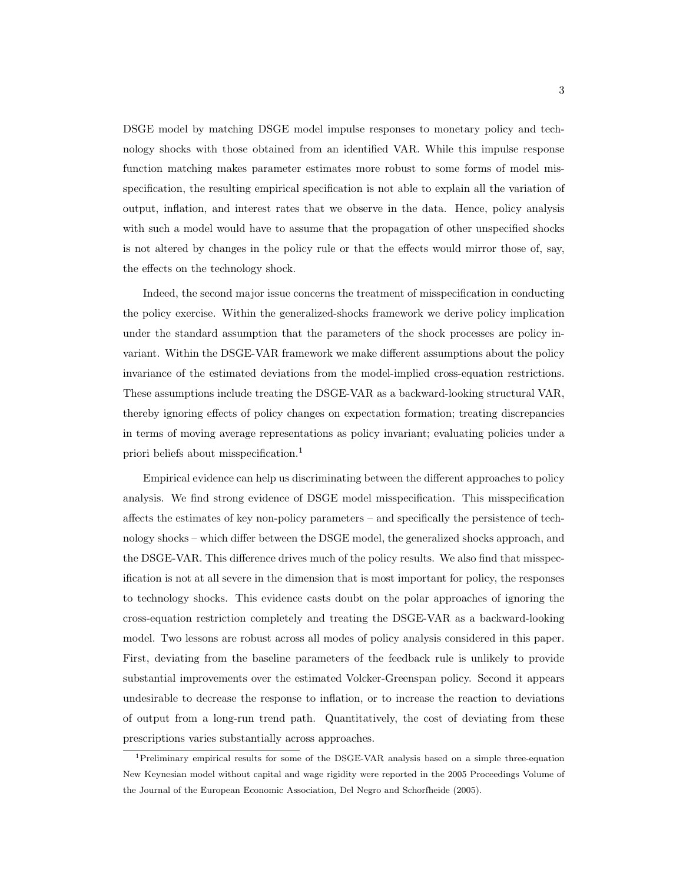DSGE model by matching DSGE model impulse responses to monetary policy and technology shocks with those obtained from an identified VAR. While this impulse response function matching makes parameter estimates more robust to some forms of model misspecification, the resulting empirical specification is not able to explain all the variation of output, inflation, and interest rates that we observe in the data. Hence, policy analysis with such a model would have to assume that the propagation of other unspecified shocks is not altered by changes in the policy rule or that the effects would mirror those of, say, the effects on the technology shock.

Indeed, the second major issue concerns the treatment of misspecification in conducting the policy exercise. Within the generalized-shocks framework we derive policy implication under the standard assumption that the parameters of the shock processes are policy invariant. Within the DSGE-VAR framework we make different assumptions about the policy invariance of the estimated deviations from the model-implied cross-equation restrictions. These assumptions include treating the DSGE-VAR as a backward-looking structural VAR, thereby ignoring effects of policy changes on expectation formation; treating discrepancies in terms of moving average representations as policy invariant; evaluating policies under a priori beliefs about misspecification.[1]

Empirical evidence can help us discriminating between the different approaches to policy analysis. We find strong evidence of DSGE model misspecification. This misspecification affects the estimates of key non-policy parameters – and specifically the persistence of technology shocks – which differ between the DSGE model, the generalized shocks approach, and the DSGE-VAR. This difference drives much of the policy results. We also find that misspecification is not at all severe in the dimension that is most important for policy, the responses to technology shocks. This evidence casts doubt on the polar approaches of ignoring the cross-equation restriction completely and treating the DSGE-VAR as a backward-looking model. Two lessons are robust across all modes of policy analysis considered in this paper. First, deviating from the baseline parameters of the feedback rule is unlikely to provide substantial improvements over the estimated Volcker-Greenspan policy. Second it appears undesirable to decrease the response to inflation, or to increase the reaction to deviations of output from a long-run trend path. Quantitatively, the cost of deviating from these prescriptions varies substantially across approaches.

[1] Preliminary empirical results for some of the DSGE-VAR analysis based on a simple three-equation New Keynesian model without capital and wage rigidity were reported in the 2005 Proceedings Volume of the Journal of the European Economic Association, Del Negro and Schorfheide (2005).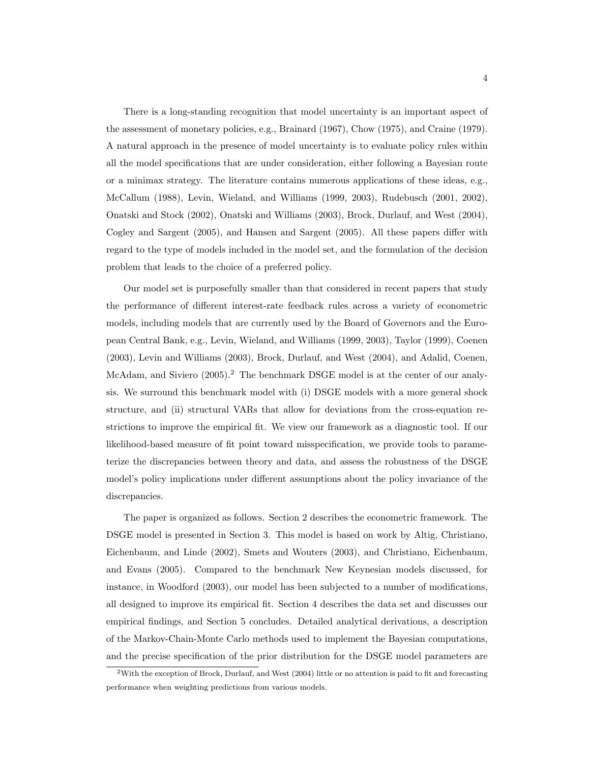There is a long-standing recognition that model uncertainty is an important aspect of the assessment of monetary policies, e.g., Brainard (1967), Chow (1975), and Craine (1979). A natural approach in the presence of model uncertainty is to evaluate policy rules within all the model specifications that are under consideration, either following a Bayesian route or a minimax strategy. The literature contains numerous applications of these ideas, e.g., McCallum (1988), Levin, Wieland, and Williams (1999, 2003), Rudebusch (2001, 2002), Onatski and Stock (2002), Onatski and Williams (2003), Brock, Durlauf, and West (2004), Cogley and Sargent (2005), and Hansen and Sargent (2005). All these papers differ with regard to the type of models included in the model set, and the formulation of the decision problem that leads to the choice of a preferred policy.

Our model set is purposefully smaller than that considered in recent papers that study the performance of different interest-rate feedback rules across a variety of econometric models, including models that are currently used by the Board of Governors and the European Central Bank, e.g., Levin, Wieland, and Williams (1999, 2003), Taylor (1999), Coenen (2003), Levin and Williams (2003), Brock, Durlauf, and West (2004), and Adalid, Coenen, McAdam, and Siviero (2005).[2] The benchmark DSGE model is at the center of our analysis. We surround this benchmark model with (i) DSGE models with a more general shock structure, and (ii) structural VARs that allow for deviations from the cross-equation restrictions to improve the empirical fit. We view our framework as a diagnostic tool. If our likelihood-based measure of fit point toward misspecification, we provide tools to parameterize the discrepancies between theory and data, and assess the robustness of the DSGE model's policy implications under different assumptions about the policy invariance of the discrepancies.

The paper is organized as follows. Section 2 describes the econometric framework. The DSGE model is presented in Section 3. This model is based on work by Altig, Christiano, Eichenbaum, and Linde (2002), Smets and Wouters (2003), and Christiano, Eichenbaum, and Evans (2005). Compared to the benchmark New Keynesian models discussed, for instance, in Woodford (2003), our model has been subjected to a number of modifications, all designed to improve its empirical fit. Section 4 describes the data set and discusses our empirical findings, and Section 5 concludes. Detailed analytical derivations, a description of the Markov-Chain-Monte Carlo methods used to implement the Bayesian computations, and the precise specification of the prior distribution for the DSGE model parameters are

[2] With the exception of Brock, Durlauf, and West (2004) little or no attention is paid to fit and forecasting performance when weighting predictions from various models.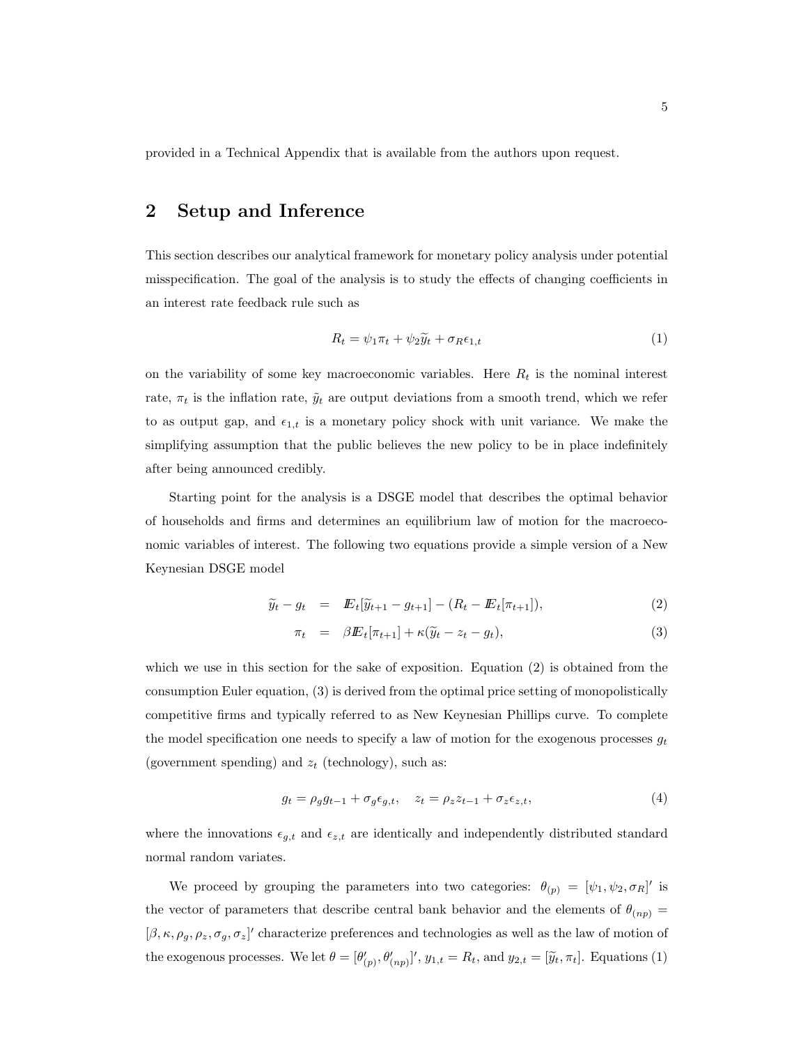provided in a Technical Appendix that is available from the authors upon request.

## 2 Setup and Inference

This section describes our analytical framework for monetary policy analysis under potential misspecification. The goal of the analysis is to study the effects of changing coefficients in an interest rate feedback rule such as

$$R_t = \psi_1 \pi_t + \psi_2 \widetilde{y}_t + \sigma_R \epsilon_{1,t} \tag{1}$$

on the variability of some key macroeconomic variables. Here $R_t$ is the nominal interest rate, $\pi_t$ is the inflation rate, $\tilde{y}_t$ are output deviations from a smooth trend, which we refer to as output gap, and $\epsilon_{1,t}$ is a monetary policy shock with unit variance. We make the simplifying assumption that the public believes the new policy to be in place indefinitely after being announced credibly.

Starting point for the analysis is a DSGE model that describes the optimal behavior of households and firms and determines an equilibrium law of motion for the macroeconomic variables of interest. The following two equations provide a simple version of a New Keynesian DSGE model

$$\widetilde{y}_t - g_t = I\!\!E_t[\widetilde{y}_{t+1} - g_{t+1}] - (R_t - I\!\!E_t[\pi_{t+1}]), \tag{2}$$

$$\pi_t = \beta I\!\!E_t[\pi_{t+1}] + \kappa(\widetilde{y}_t - z_t - g_t), \tag{3}$$

which we use in this section for the sake of exposition. Equation (2) is obtained from the consumption Euler equation, (3) is derived from the optimal price setting of monopolistically competitive firms and typically referred to as New Keynesian Phillips curve. To complete the model specification one needs to specify a law of motion for the exogenous processes $g_t$ (government spending) and $z_t$ (technology), such as:

$$g_t = \rho_g g_{t-1} + \sigma_g \epsilon_{g,t}, \quad z_t = \rho_z z_{t-1} + \sigma_z \epsilon_{z,t}, \tag{4}$$

where the innovations $\epsilon_{g,t}$ and $\epsilon_{z,t}$ are identically and independently distributed standard normal random variates.

We proceed by grouping the parameters into two categories: $\theta_{(p)} = [\psi_1, \psi_2, \sigma_R]'$ is the vector of parameters that describe central bank behavior and the elements of $\theta_{(np)} = [\beta, \kappa, \rho_g, \rho_z, \sigma_g, \sigma_z]'$ characterize preferences and technologies as well as the law of motion of the exogenous processes. We let $\theta = [\theta'_{(p)}, \theta'_{(np)}]'$, $y_{1,t} = R_t$, and $y_{2,t} = [\widetilde{y}_t, \pi_t]$. Equations (1)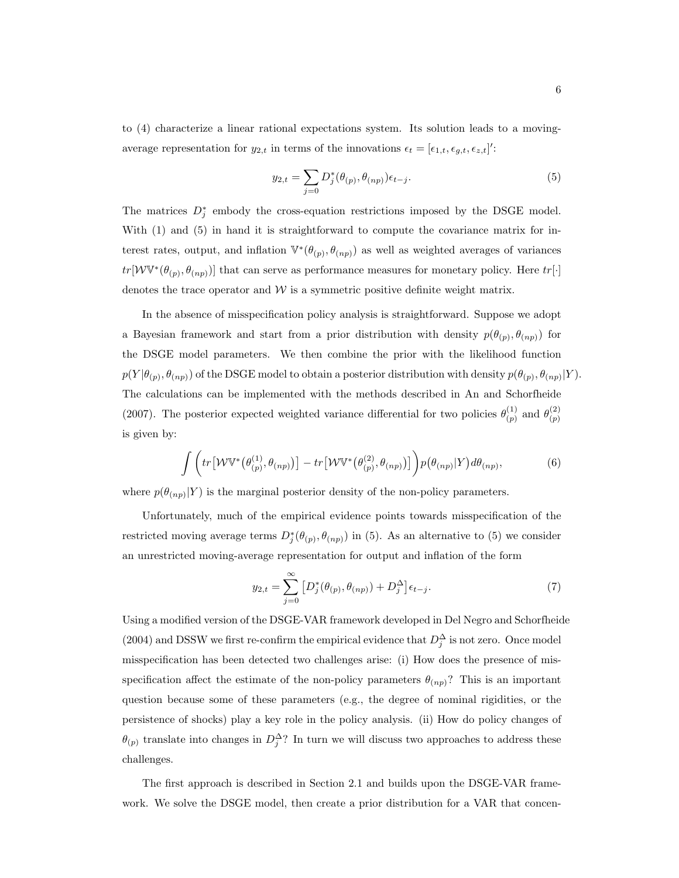to (4) characterize a linear rational expectations system. Its solution leads to a moving-average representation for $y_{2,t}$ in terms of the innovations $\epsilon_t = [\epsilon_{1,t}, \epsilon_{g,t}, \epsilon_{z,t}]'$:

$$y_{2,t} = \sum_{j=0} D_j^*(\theta_{(p)}, \theta_{(np)})\epsilon_{t-j}. \tag{5}$$

The matrices $D_j^*$ embody the cross-equation restrictions imposed by the DSGE model. With (1) and (5) in hand it is straightforward to compute the covariance matrix for interest rates, output, and inflation $\mathbb{V}^*(\theta_{(p)}, \theta_{(np)})$ as well as weighted averages of variances $tr[\mathcal{W}\mathbb{V}^*(\theta_{(p)}, \theta_{(np)})]$ that can serve as performance measures for monetary policy. Here $tr[\cdot]$ denotes the trace operator and $\mathcal{W}$ is a symmetric positive definite weight matrix.

In the absence of misspecification policy analysis is straightforward. Suppose we adopt a Bayesian framework and start from a prior distribution with density $p(\theta_{(p)}, \theta_{(np)})$ for the DSGE model parameters. We then combine the prior with the likelihood function $p(Y|\theta_{(p)}, \theta_{(np)})$ of the DSGE model to obtain a posterior distribution with density $p(\theta_{(p)}, \theta_{(np)}|Y)$. The calculations can be implemented with the methods described in An and Schorfheide (2007). The posterior expected weighted variance differential for two policies $\theta_{(p)}^{(1)}$ and $\theta_{(p)}^{(2)}$ is given by:

$$\int \Big( tr\big[\mathcal{W}\mathbb{V}^*\big(\theta_{(p)}^{(1)}, \theta_{(np)}\big)\big] - tr\big[\mathcal{W}\mathbb{V}^*\big(\theta_{(p)}^{(2)}, \theta_{(np)}\big)\big] \Big) p\big(\theta_{(np)}|Y\big) d\theta_{(np)}, \tag{6}$$

where $p(\theta_{(np)}|Y)$ is the marginal posterior density of the non-policy parameters.

Unfortunately, much of the empirical evidence points towards misspecification of the restricted moving average terms $D_j^*(\theta_{(p)}, \theta_{(np)})$ in (5). As an alternative to (5) we consider an unrestricted moving-average representation for output and inflation of the form

$$y_{2,t} = \sum_{j=0}^{\infty} \big[D_j^*(\theta_{(p)}, \theta_{(np)}) + D_j^{\Delta}\big]\epsilon_{t-j}. \tag{7}$$

Using a modified version of the DSGE-VAR framework developed in Del Negro and Schorfheide (2004) and DSSW we first re-confirm the empirical evidence that $D_j^{\Delta}$ is not zero. Once model misspecification has been detected two challenges arise: (i) How does the presence of misspecification affect the estimate of the non-policy parameters $\theta_{(np)}$? This is an important question because some of these parameters (e.g., the degree of nominal rigidities, or the persistence of shocks) play a key role in the policy analysis. (ii) How do policy changes of $\theta_{(p)}$ translate into changes in $D_j^{\Delta}$? In turn we will discuss two approaches to address these challenges.

The first approach is described in Section 2.1 and builds upon the DSGE-VAR framework. We solve the DSGE model, then create a prior distribution for a VAR that concen-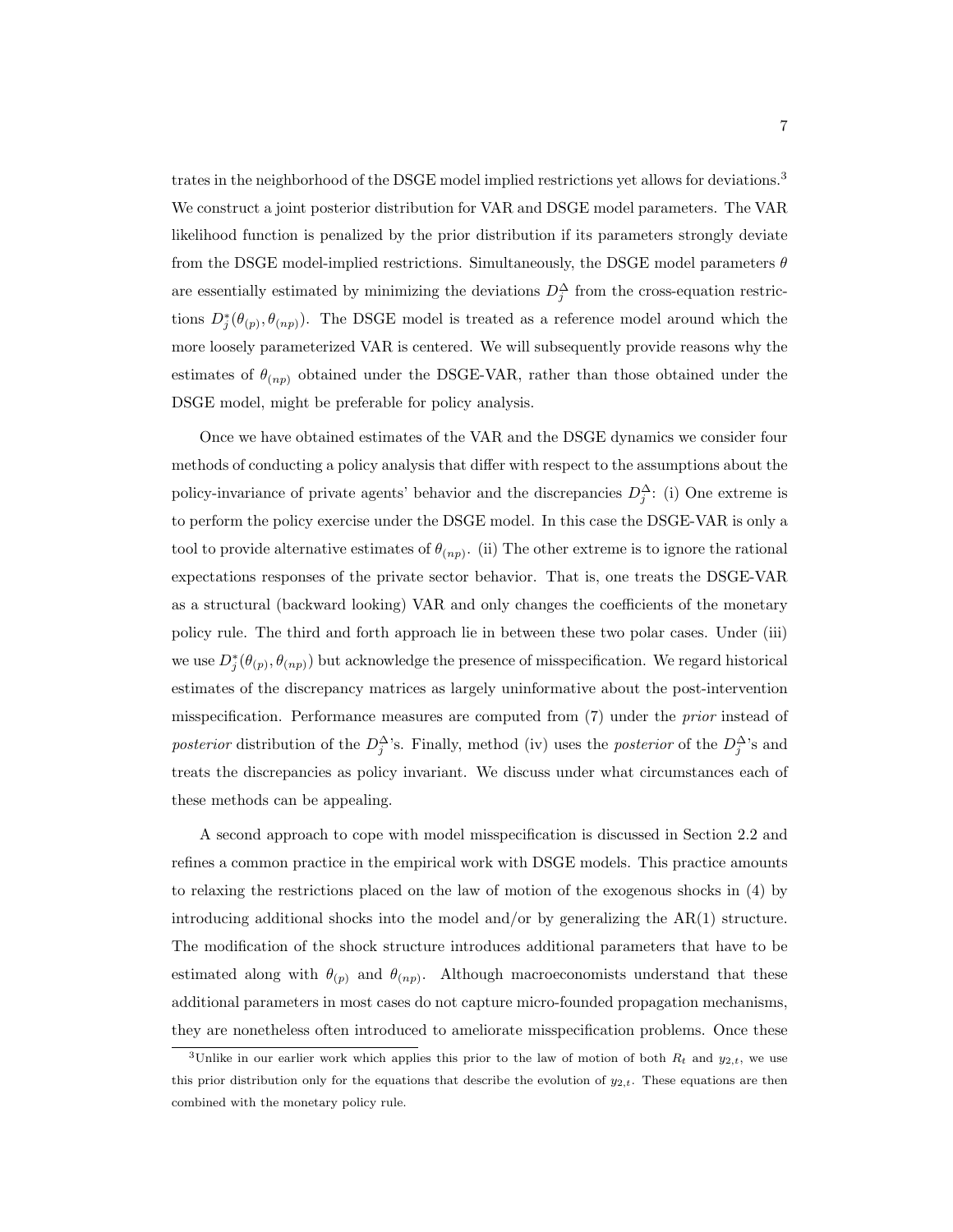trates in the neighborhood of the DSGE model implied restrictions yet allows for deviations.[3] We construct a joint posterior distribution for VAR and DSGE model parameters. The VAR likelihood function is penalized by the prior distribution if its parameters strongly deviate from the DSGE model-implied restrictions. Simultaneously, the DSGE model parameters $\theta$ are essentially estimated by minimizing the deviations $D_j^\Delta$ from the cross-equation restrictions $D_j^*(\theta_{(p)}, \theta_{(np)})$. The DSGE model is treated as a reference model around which the more loosely parameterized VAR is centered. We will subsequently provide reasons why the estimates of $\theta_{(np)}$ obtained under the DSGE-VAR, rather than those obtained under the DSGE model, might be preferable for policy analysis.

Once we have obtained estimates of the VAR and the DSGE dynamics we consider four methods of conducting a policy analysis that differ with respect to the assumptions about the policy-invariance of private agents' behavior and the discrepancies $D_j^\Delta$: (i) One extreme is to perform the policy exercise under the DSGE model. In this case the DSGE-VAR is only a tool to provide alternative estimates of $\theta_{(np)}$. (ii) The other extreme is to ignore the rational expectations responses of the private sector behavior. That is, one treats the DSGE-VAR as a structural (backward looking) VAR and only changes the coefficients of the monetary policy rule. The third and forth approach lie in between these two polar cases. Under (iii) we use $D_j^*(\theta_{(p)}, \theta_{(np)})$ but acknowledge the presence of misspecification. We regard historical estimates of the discrepancy matrices as largely uninformative about the post-intervention misspecification. Performance measures are computed from (7) under the *prior* instead of *posterior* distribution of the $D_j^\Delta$'s. Finally, method (iv) uses the *posterior* of the $D_j^\Delta$'s and treats the discrepancies as policy invariant. We discuss under what circumstances each of these methods can be appealing.

A second approach to cope with model misspecification is discussed in Section 2.2 and refines a common practice in the empirical work with DSGE models. This practice amounts to relaxing the restrictions placed on the law of motion of the exogenous shocks in (4) by introducing additional shocks into the model and/or by generalizing the AR(1) structure. The modification of the shock structure introduces additional parameters that have to be estimated along with $\theta_{(p)}$ and $\theta_{(np)}$. Although macroeconomists understand that these additional parameters in most cases do not capture micro-founded propagation mechanisms, they are nonetheless often introduced to ameliorate misspecification problems. Once these

[3] Unlike in our earlier work which applies this prior to the law of motion of both $R_t$ and $y_{2,t}$, we use this prior distribution only for the equations that describe the evolution of $y_{2,t}$. These equations are then combined with the monetary policy rule.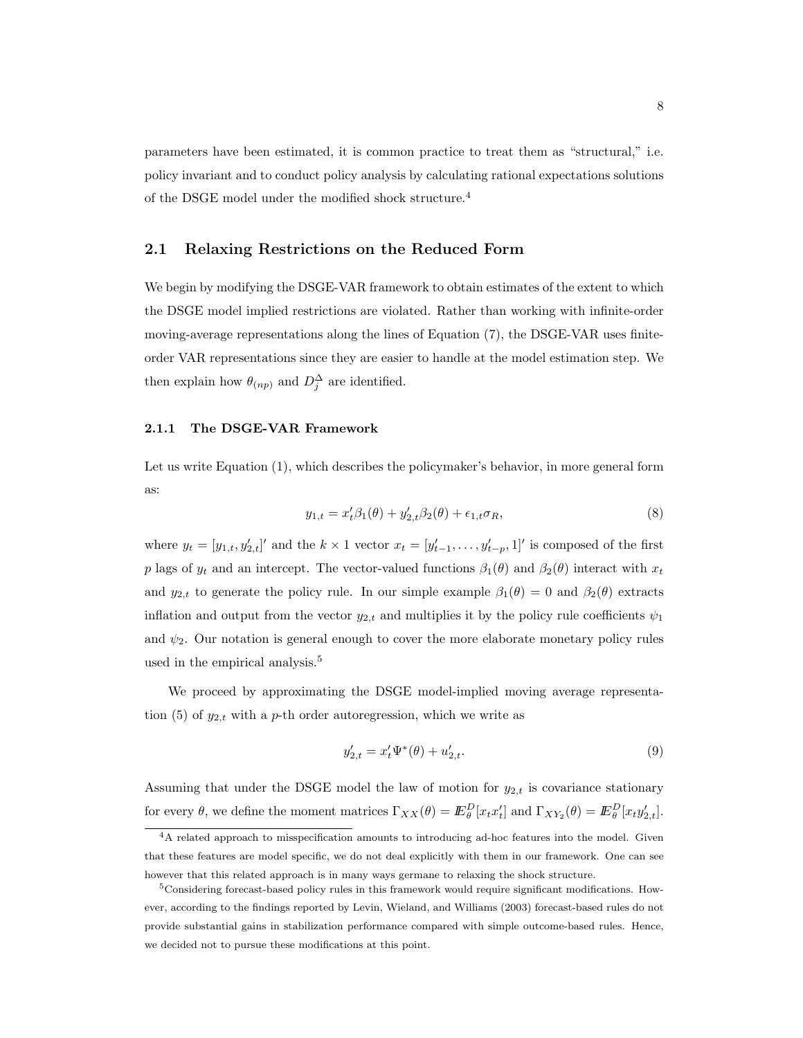parameters have been estimated, it is common practice to treat them as "structural," i.e. policy invariant and to conduct policy analysis by calculating rational expectations solutions of the DSGE model under the modified shock structure.[4]

## 2.1 Relaxing Restrictions on the Reduced Form

We begin by modifying the DSGE-VAR framework to obtain estimates of the extent to which the DSGE model implied restrictions are violated. Rather than working with infinite-order moving-average representations along the lines of Equation (7), the DSGE-VAR uses finite-order VAR representations since they are easier to handle at the model estimation step. We then explain how $\theta_{(np)}$ and $D_j^{\Delta}$ are identified.

### 2.1.1 The DSGE-VAR Framework

Let us write Equation (1), which describes the policymaker's behavior, in more general form as:

$$y_{1,t} = x_t'\beta_1(\theta) + y_{2,t}'\beta_2(\theta) + \epsilon_{1,t}\sigma_R, \tag{8}$$

where $y_t = [y_{1,t}, y_{2,t}']'$ and the $k \times 1$ vector $x_t = [y_{t-1}', \ldots, y_{t-p}', 1]'$ is composed of the first $p$ lags of $y_t$ and an intercept. The vector-valued functions $\beta_1(\theta)$ and $\beta_2(\theta)$ interact with $x_t$ and $y_{2,t}$ to generate the policy rule. In our simple example $\beta_1(\theta) = 0$ and $\beta_2(\theta)$ extracts inflation and output from the vector $y_{2,t}$ and multiplies it by the policy rule coefficients $\psi_1$ and $\psi_2$. Our notation is general enough to cover the more elaborate monetary policy rules used in the empirical analysis.[5]

We proceed by approximating the DSGE model-implied moving average representation (5) of $y_{2,t}$ with a $p$-th order autoregression, which we write as

$$y_{2,t}' = x_t'\Psi^*(\theta) + u_{2,t}'. \tag{9}$$

Assuming that under the DSGE model the law of motion for $y_{2,t}$ is covariance stationary for every $\theta$, we define the moment matrices $\Gamma_{XX}(\theta) = I\!E_\theta^D[x_t x_t']$ and $\Gamma_{XY_2}(\theta) = I\!E_\theta^D[x_t y_{2,t}']$.

[4] A related approach to misspecification amounts to introducing ad-hoc features into the model. Given that these features are model specific, we do not deal explicitly with them in our framework. One can see however that this related approach is in many ways germane to relaxing the shock structure.

[5] Considering forecast-based policy rules in this framework would require significant modifications. However, according to the findings reported by Levin, Wieland, and Williams (2003) forecast-based rules do not provide substantial gains in stabilization performance compared with simple outcome-based rules. Hence, we decided not to pursue these modifications at this point.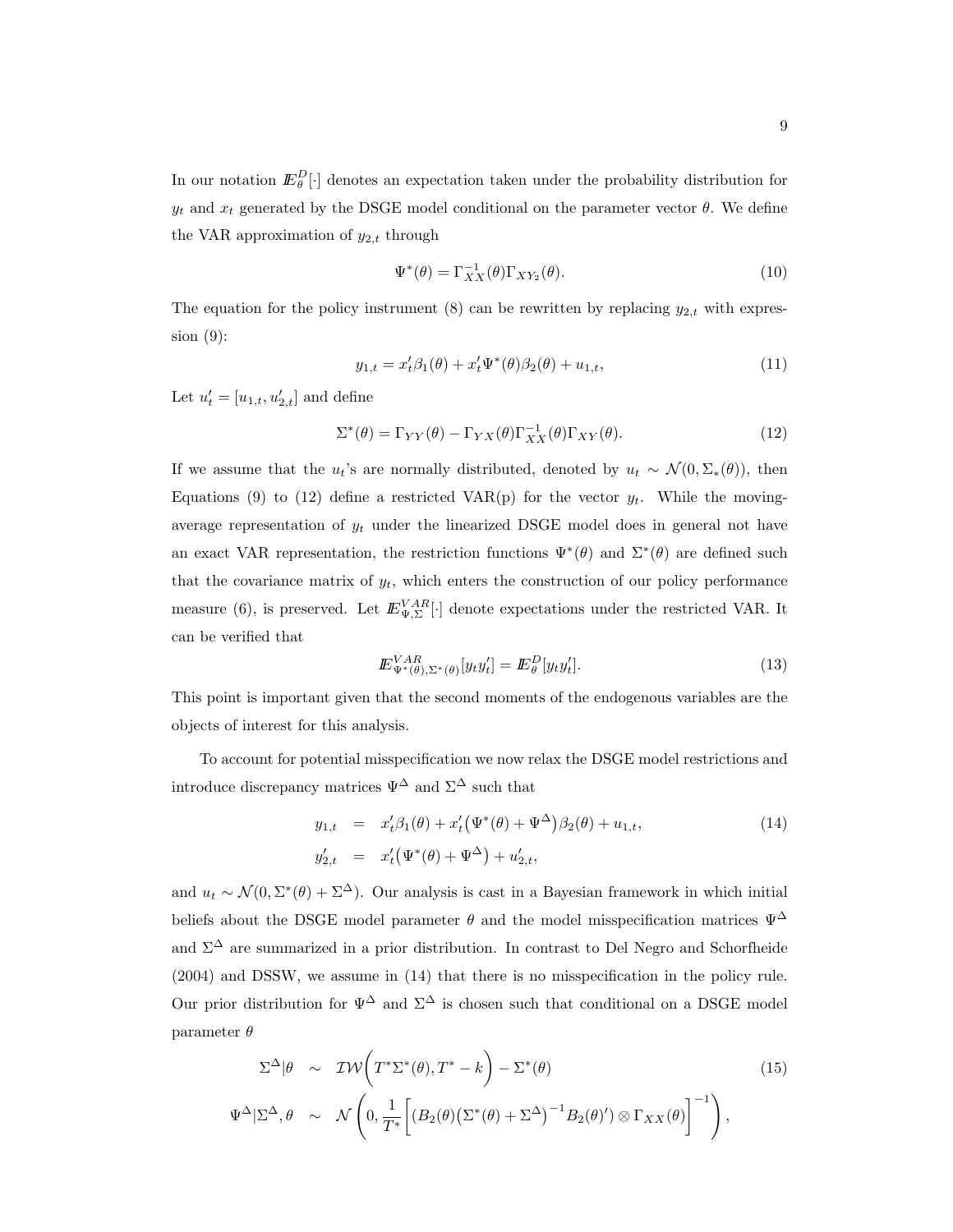In our notation $I\!E^D_\theta[\cdot]$ denotes an expectation taken under the probability distribution for $y_t$ and $x_t$ generated by the DSGE model conditional on the parameter vector $\theta$. We define the VAR approximation of $y_{2,t}$ through

$$\Psi^*(\theta) = \Gamma^{-1}_{XX}(\theta)\Gamma_{XY_2}(\theta). \tag{10}$$

The equation for the policy instrument (8) can be rewritten by replacing $y_{2,t}$ with expression (9):

$$y_{1,t} = x_t'\beta_1(\theta) + x_t'\Psi^*(\theta)\beta_2(\theta) + u_{1,t}, \tag{11}$$

Let $u_t' = [u_{1,t}, u_{2,t}']$ and define

$$\Sigma^*(\theta) = \Gamma_{YY}(\theta) - \Gamma_{YX}(\theta)\Gamma^{-1}_{XX}(\theta)\Gamma_{XY}(\theta). \tag{12}$$

If we assume that the $u_t$'s are normally distributed, denoted by $u_t \sim \mathcal{N}(0, \Sigma_*(\theta))$, then Equations (9) to (12) define a restricted VAR(p) for the vector $y_t$. While the moving-average representation of $y_t$ under the linearized DSGE model does in general not have an exact VAR representation, the restriction functions $\Psi^*(\theta)$ and $\Sigma^*(\theta)$ are defined such that the covariance matrix of $y_t$, which enters the construction of our policy performance measure (6), is preserved. Let $I\!E^{VAR}_{\Psi,\Sigma}[\cdot]$ denote expectations under the restricted VAR. It can be verified that

$$I\!E^{VAR}_{\Psi^*(\theta),\Sigma^*(\theta)}[y_t y_t'] = I\!E^D_\theta[y_t y_t']. \tag{13}$$

This point is important given that the second moments of the endogenous variables are the objects of interest for this analysis.

To account for potential misspecification we now relax the DSGE model restrictions and introduce discrepancy matrices $\Psi^\Delta$ and $\Sigma^\Delta$ such that

$$\begin{aligned} y_{1,t} &= x_t'\beta_1(\theta) + x_t'\big(\Psi^*(\theta) + \Psi^\Delta\big)\beta_2(\theta) + u_{1,t}, \\ y_{2,t}' &= x_t'\big(\Psi^*(\theta) + \Psi^\Delta\big) + u_{2,t}', \end{aligned} \tag{14}$$

and $u_t \sim \mathcal{N}(0, \Sigma^*(\theta) + \Sigma^\Delta)$. Our analysis is cast in a Bayesian framework in which initial beliefs about the DSGE model parameter $\theta$ and the model misspecification matrices $\Psi^\Delta$ and $\Sigma^\Delta$ are summarized in a prior distribution. In contrast to Del Negro and Schorfheide (2004) and DSSW, we assume in (14) that there is no misspecification in the policy rule. Our prior distribution for $\Psi^\Delta$ and $\Sigma^\Delta$ is chosen such that conditional on a DSGE model parameter $\theta$

$$\begin{aligned} \Sigma^\Delta|\theta &\sim \mathcal{IW}\Big(T^*\Sigma^*(\theta), T^* - k\Big) - \Sigma^*(\theta) \\ \Psi^\Delta|\Sigma^\Delta, \theta &\sim \mathcal{N}\left(0, \frac{1}{T^*}\Big[\big(B_2(\theta)\big(\Sigma^*(\theta) + \Sigma^\Delta\big)^{-1}B_2(\theta)'\big) \otimes \Gamma_{XX}(\theta)\Big]^{-1}\right), \end{aligned} \tag{15}$$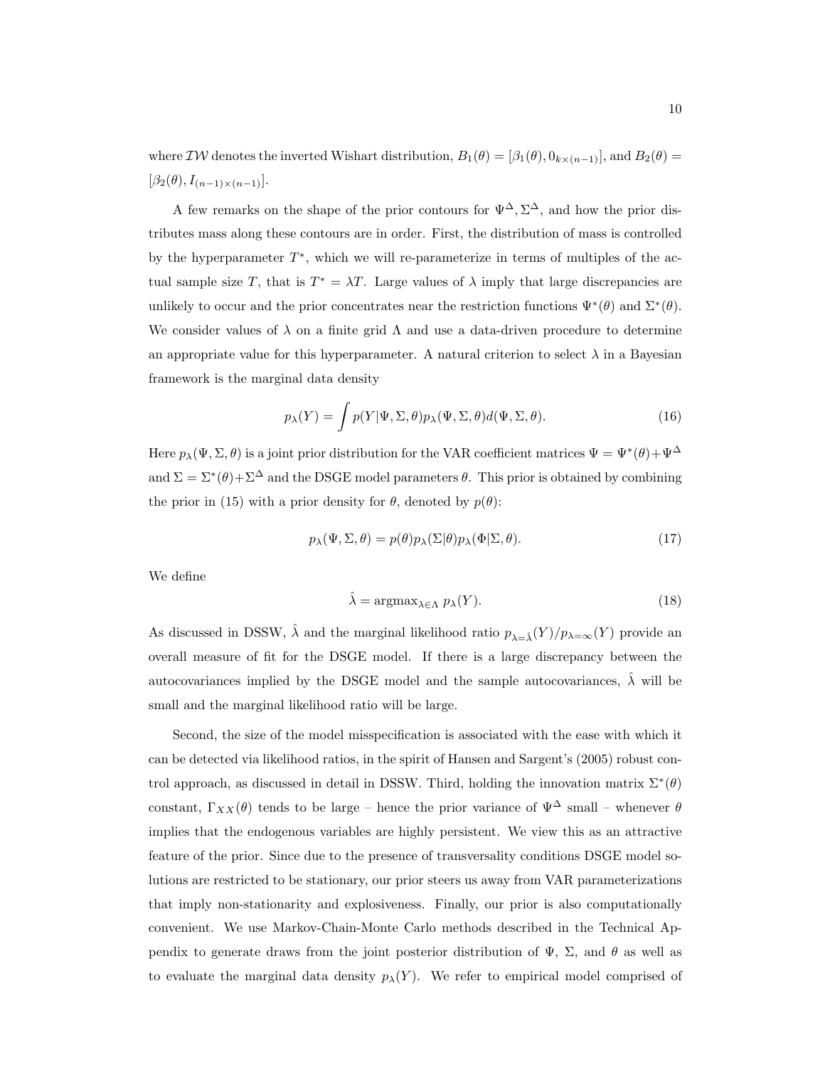where $\mathcal{IW}$ denotes the inverted Wishart distribution, $B_1(\theta) = [\beta_1(\theta), 0_{k\times(n-1)}]$, and $B_2(\theta) = [\beta_2(\theta), I_{(n-1)\times(n-1)}]$.

A few remarks on the shape of the prior contours for $\Psi^\Delta, \Sigma^\Delta$, and how the prior distributes mass along these contours are in order. First, the distribution of mass is controlled by the hyperparameter $T^*$, which we will re-parameterize in terms of multiples of the actual sample size $T$, that is $T^* = \lambda T$. Large values of $\lambda$ imply that large discrepancies are unlikely to occur and the prior concentrates near the restriction functions $\Psi^*(\theta)$ and $\Sigma^*(\theta)$. We consider values of $\lambda$ on a finite grid $\Lambda$ and use a data-driven procedure to determine an appropriate value for this hyperparameter. A natural criterion to select $\lambda$ in a Bayesian framework is the marginal data density

$$p_\lambda(Y) = \int p(Y|\Psi, \Sigma, \theta) p_\lambda(\Psi, \Sigma, \theta) d(\Psi, \Sigma, \theta). \tag{16}$$

Here $p_\lambda(\Psi, \Sigma, \theta)$ is a joint prior distribution for the VAR coefficient matrices $\Psi = \Psi^*(\theta) + \Psi^\Delta$ and $\Sigma = \Sigma^*(\theta) + \Sigma^\Delta$ and the DSGE model parameters $\theta$. This prior is obtained by combining the prior in (15) with a prior density for $\theta$, denoted by $p(\theta)$:

$$p_\lambda(\Psi, \Sigma, \theta) = p(\theta) p_\lambda(\Sigma|\theta) p_\lambda(\Phi|\Sigma, \theta). \tag{17}$$

We define

$$\hat{\lambda} = \text{argmax}_{\lambda \in \Lambda} \; p_\lambda(Y). \tag{18}$$

As discussed in DSSW, $\hat{\lambda}$ and the marginal likelihood ratio $p_{\lambda=\hat{\lambda}}(Y)/p_{\lambda=\infty}(Y)$ provide an overall measure of fit for the DSGE model. If there is a large discrepancy between the autocovariances implied by the DSGE model and the sample autocovariances, $\hat{\lambda}$ will be small and the marginal likelihood ratio will be large.

Second, the size of the model misspecification is associated with the ease with which it can be detected via likelihood ratios, in the spirit of Hansen and Sargent's (2005) robust control approach, as discussed in detail in DSSW. Third, holding the innovation matrix $\Sigma^*(\theta)$ constant, $\Gamma_{XX}(\theta)$ tends to be large – hence the prior variance of $\Psi^\Delta$ small – whenever $\theta$ implies that the endogenous variables are highly persistent. We view this as an attractive feature of the prior. Since due to the presence of transversality conditions DSGE model solutions are restricted to be stationary, our prior steers us away from VAR parameterizations that imply non-stationarity and explosiveness. Finally, our prior is also computationally convenient. We use Markov-Chain-Monte Carlo methods described in the Technical Appendix to generate draws from the joint posterior distribution of $\Psi$, $\Sigma$, and $\theta$ as well as to evaluate the marginal data density $p_\lambda(Y)$. We refer to empirical model comprised of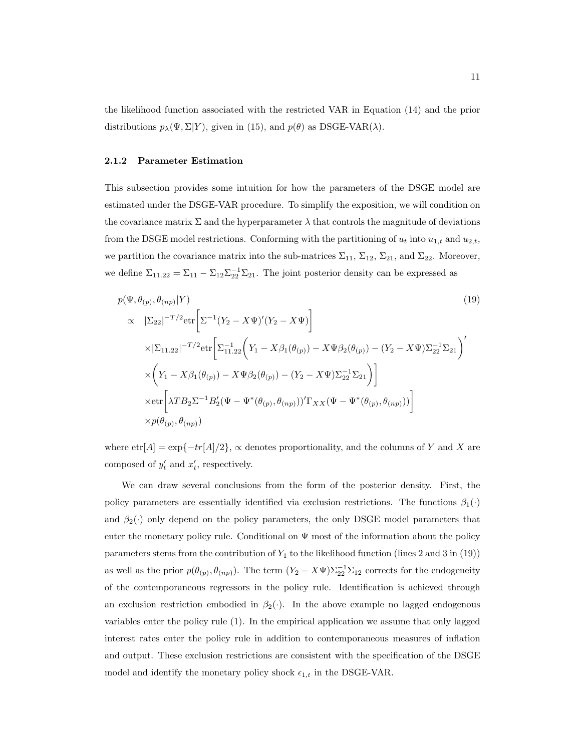the likelihood function associated with the restricted VAR in Equation (14) and the prior distributions $p_\lambda(\Psi, \Sigma|Y)$, given in (15), and $p(\theta)$ as DSGE-VAR($\lambda$).

### 2.1.2 Parameter Estimation

This subsection provides some intuition for how the parameters of the DSGE model are estimated under the DSGE-VAR procedure. To simplify the exposition, we will condition on the covariance matrix $\Sigma$ and the hyperparameter $\lambda$ that controls the magnitude of deviations from the DSGE model restrictions. Conforming with the partitioning of $u_t$ into $u_{1,t}$ and $u_{2,t}$, we partition the covariance matrix into the sub-matrices $\Sigma_{11}$, $\Sigma_{12}$, $\Sigma_{21}$, and $\Sigma_{22}$. Moreover, we define $\Sigma_{11.22} = \Sigma_{11} - \Sigma_{12}\Sigma_{22}^{-1}\Sigma_{21}$. The joint posterior density can be expressed as

$$
\begin{aligned}
&p(\Psi, \theta_{(p)}, \theta_{(np)}|Y) \qquad\qquad (19)\\
&\propto \quad |\Sigma_{22}|^{-T/2}\text{etr}\bigg[\Sigma^{-1}(Y_2 - X\Psi)'(Y_2 - X\Psi)\bigg] \\
&\quad \times|\Sigma_{11.22}|^{-T/2}\text{etr}\bigg[\Sigma_{11.22}^{-1}\bigg(Y_1 - X\beta_1(\theta_{(p)}) - X\Psi\beta_2(\theta_{(p)}) - (Y_2 - X\Psi)\Sigma_{22}^{-1}\Sigma_{21}\bigg)' \\
&\quad \times\bigg(Y_1 - X\beta_1(\theta_{(p)}) - X\Psi\beta_2(\theta_{(p)}) - (Y_2 - X\Psi)\Sigma_{22}^{-1}\Sigma_{21}\bigg)\bigg] \\
&\quad \times\text{etr}\bigg[\lambda T B_2 \Sigma^{-1} B_2'(\Psi - \Psi^*(\theta_{(p)}, \theta_{(np)}))'\Gamma_{XX}(\Psi - \Psi^*(\theta_{(p)}, \theta_{(np)}))\bigg] \\
&\quad \times p(\theta_{(p)}, \theta_{(np)})
\end{aligned}
$$

where $\text{etr}[A] = \exp\{-tr[A]/2\}$, $\propto$ denotes proportionality, and the columns of $Y$ and $X$ are composed of $y_t'$ and $x_t'$, respectively.

We can draw several conclusions from the form of the posterior density. First, the policy parameters are essentially identified via exclusion restrictions. The functions $\beta_1(\cdot)$ and $\beta_2(\cdot)$ only depend on the policy parameters, the only DSGE model parameters that enter the monetary policy rule. Conditional on $\Psi$ most of the information about the policy parameters stems from the contribution of $Y_1$ to the likelihood function (lines 2 and 3 in (19)) as well as the prior $p(\theta_{(p)}, \theta_{(np)})$. The term $(Y_2 - X\Psi)\Sigma_{22}^{-1}\Sigma_{12}$ corrects for the endogeneity of the contemporaneous regressors in the policy rule. Identification is achieved through an exclusion restriction embodied in $\beta_2(\cdot)$. In the above example no lagged endogenous variables enter the policy rule (1). In the empirical application we assume that only lagged interest rates enter the policy rule in addition to contemporaneous measures of inflation and output. These exclusion restrictions are consistent with the specification of the DSGE model and identify the monetary policy shock $\epsilon_{1,t}$ in the DSGE-VAR.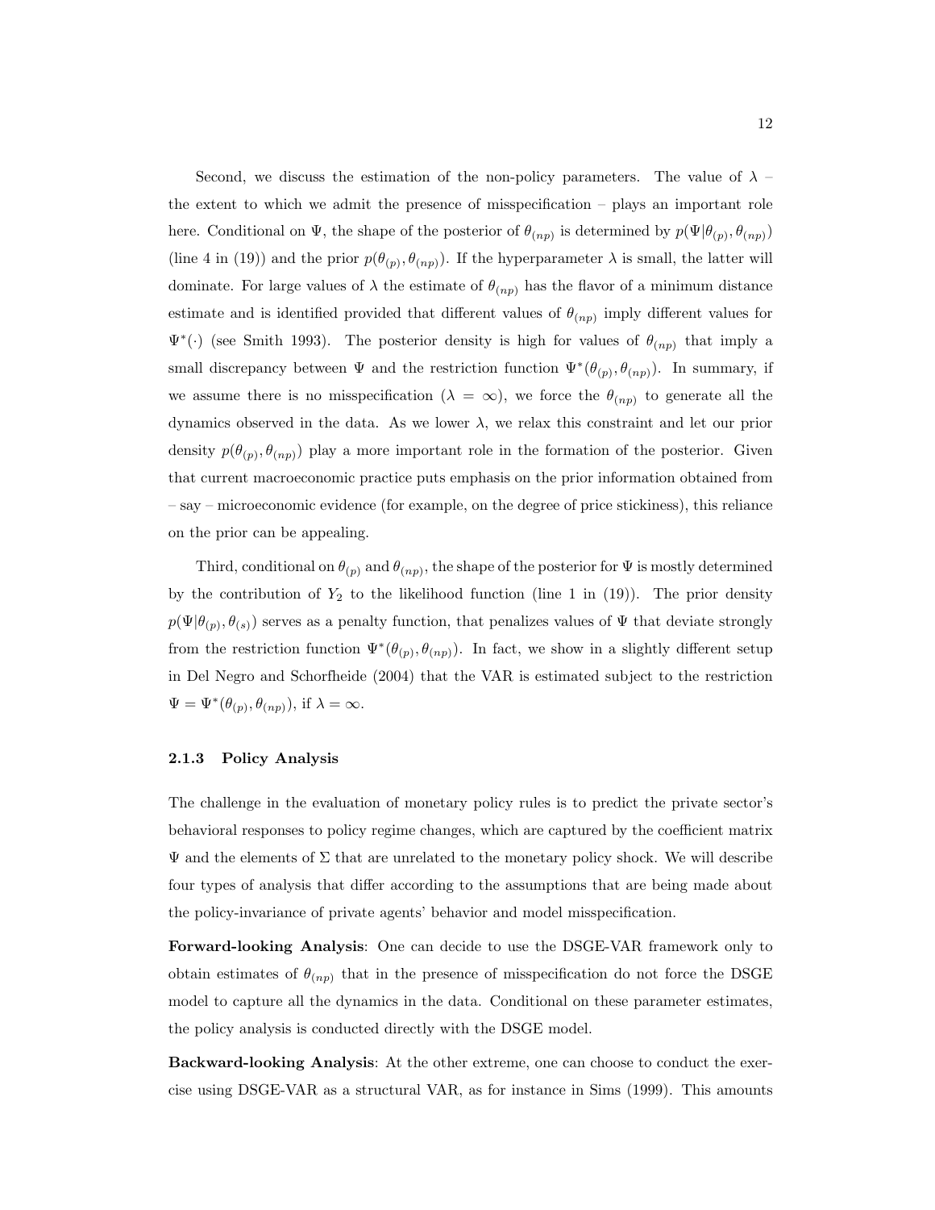Second, we discuss the estimation of the non-policy parameters. The value of $\lambda$ – the extent to which we admit the presence of misspecification – plays an important role here. Conditional on $\Psi$, the shape of the posterior of $\theta_{(np)}$ is determined by $p(\Psi|\theta_{(p)}, \theta_{(np)})$ (line 4 in (19)) and the prior $p(\theta_{(p)}, \theta_{(np)})$. If the hyperparameter $\lambda$ is small, the latter will dominate. For large values of $\lambda$ the estimate of $\theta_{(np)}$ has the flavor of a minimum distance estimate and is identified provided that different values of $\theta_{(np)}$ imply different values for $\Psi^*(\cdot)$ (see Smith 1993). The posterior density is high for values of $\theta_{(np)}$ that imply a small discrepancy between $\Psi$ and the restriction function $\Psi^*(\theta_{(p)}, \theta_{(np)})$. In summary, if we assume there is no misspecification ($\lambda = \infty$), we force the $\theta_{(np)}$ to generate all the dynamics observed in the data. As we lower $\lambda$, we relax this constraint and let our prior density $p(\theta_{(p)}, \theta_{(np)})$ play a more important role in the formation of the posterior. Given that current macroeconomic practice puts emphasis on the prior information obtained from – say – microeconomic evidence (for example, on the degree of price stickiness), this reliance on the prior can be appealing.

Third, conditional on $\theta_{(p)}$ and $\theta_{(np)}$, the shape of the posterior for $\Psi$ is mostly determined by the contribution of $Y_2$ to the likelihood function (line 1 in (19)). The prior density $p(\Psi|\theta_{(p)}, \theta_{(s)})$ serves as a penalty function, that penalizes values of $\Psi$ that deviate strongly from the restriction function $\Psi^*(\theta_{(p)}, \theta_{(np)})$. In fact, we show in a slightly different setup in Del Negro and Schorfheide (2004) that the VAR is estimated subject to the restriction $\Psi = \Psi^*(\theta_{(p)}, \theta_{(np)})$, if $\lambda = \infty$.

### 2.1.3 Policy Analysis

The challenge in the evaluation of monetary policy rules is to predict the private sector's behavioral responses to policy regime changes, which are captured by the coefficient matrix $\Psi$ and the elements of $\Sigma$ that are unrelated to the monetary policy shock. We will describe four types of analysis that differ according to the assumptions that are being made about the policy-invariance of private agents' behavior and model misspecification.

**Forward-looking Analysis**: One can decide to use the DSGE-VAR framework only to obtain estimates of $\theta_{(np)}$ that in the presence of misspecification do not force the DSGE model to capture all the dynamics in the data. Conditional on these parameter estimates, the policy analysis is conducted directly with the DSGE model.

**Backward-looking Analysis**: At the other extreme, one can choose to conduct the exercise using DSGE-VAR as a structural VAR, as for instance in Sims (1999). This amounts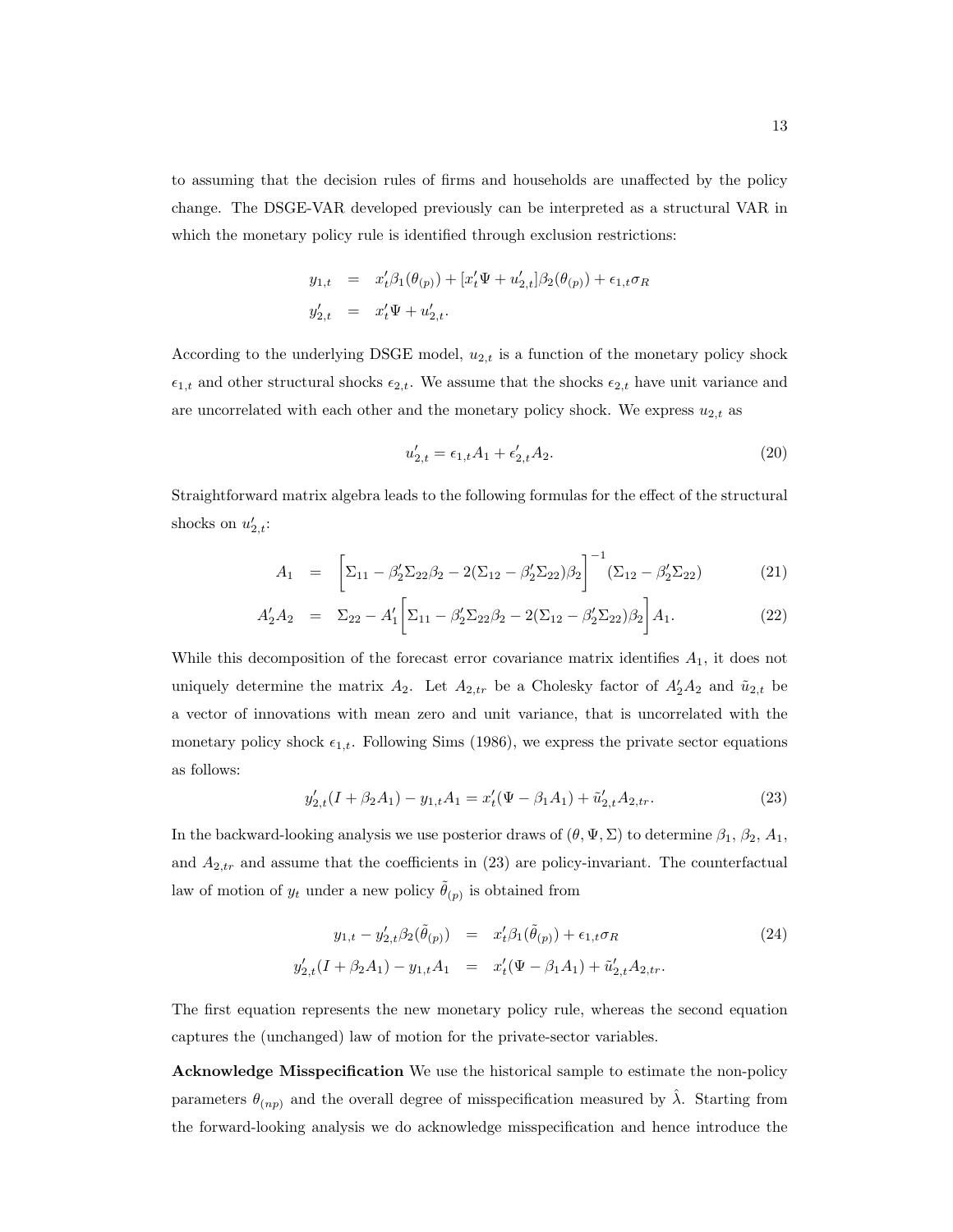to assuming that the decision rules of firms and households are unaffected by the policy change. The DSGE-VAR developed previously can be interpreted as a structural VAR in which the monetary policy rule is identified through exclusion restrictions:

$$
\begin{aligned}
y_{1,t} &= x_t'\beta_1(\theta_{(p)}) + [x_t'\Psi + u_{2,t}']\beta_2(\theta_{(p)}) + \epsilon_{1,t}\sigma_R \\
y_{2,t}' &= x_t'\Psi + u_{2,t}'.
\end{aligned}
$$

According to the underlying DSGE model, $u_{2,t}$ is a function of the monetary policy shock $\epsilon_{1,t}$ and other structural shocks $\epsilon_{2,t}$. We assume that the shocks $\epsilon_{2,t}$ have unit variance and are uncorrelated with each other and the monetary policy shock. We express $u_{2,t}$ as

$$
u_{2,t}' = \epsilon_{1,t}A_1 + \epsilon_{2,t}'A_2. \tag{20}
$$

Straightforward matrix algebra leads to the following formulas for the effect of the structural shocks on $u_{2,t}'$:

$$
A_1 = \left[\Sigma_{11} - \beta_2'\Sigma_{22}\beta_2 - 2(\Sigma_{12} - \beta_2'\Sigma_{22})\beta_2\right]^{-1}(\Sigma_{12} - \beta_2'\Sigma_{22}) \tag{21}
$$

$$
A_2'A_2 = \Sigma_{22} - A_1'\left[\Sigma_{11} - \beta_2'\Sigma_{22}\beta_2 - 2(\Sigma_{12} - \beta_2'\Sigma_{22})\beta_2\right]A_1. \tag{22}
$$

While this decomposition of the forecast error covariance matrix identifies $A_1$, it does not uniquely determine the matrix $A_2$. Let $A_{2,tr}$ be a Cholesky factor of $A_2'A_2$ and $\tilde{u}_{2,t}$ be a vector of innovations with mean zero and unit variance, that is uncorrelated with the monetary policy shock $\epsilon_{1,t}$. Following Sims (1986), we express the private sector equations as follows:

$$
y_{2,t}'(I + \beta_2 A_1) - y_{1,t}A_1 = x_t'(\Psi - \beta_1 A_1) + \tilde{u}_{2,t}'A_{2,tr}. \tag{23}
$$

In the backward-looking analysis we use posterior draws of $(\theta, \Psi, \Sigma)$ to determine $\beta_1$, $\beta_2$, $A_1$, and $A_{2,tr}$ and assume that the coefficients in (23) are policy-invariant. The counterfactual law of motion of $y_t$ under a new policy $\tilde{\theta}_{(p)}$ is obtained from

$$
\begin{aligned}
y_{1,t} - y_{2,t}'\beta_2(\tilde{\theta}_{(p)}) &= x_t'\beta_1(\tilde{\theta}_{(p)}) + \epsilon_{1,t}\sigma_R \\
y_{2,t}'(I + \beta_2 A_1) - y_{1,t}A_1 &= x_t'(\Psi - \beta_1 A_1) + \tilde{u}_{2,t}'A_{2,tr}.
\end{aligned} \tag{24}
$$

The first equation represents the new monetary policy rule, whereas the second equation captures the (unchanged) law of motion for the private-sector variables.

**Acknowledge Misspecification** We use the historical sample to estimate the non-policy parameters $\theta_{(np)}$ and the overall degree of misspecification measured by $\hat{\lambda}$. Starting from the forward-looking analysis we do acknowledge misspecification and hence introduce the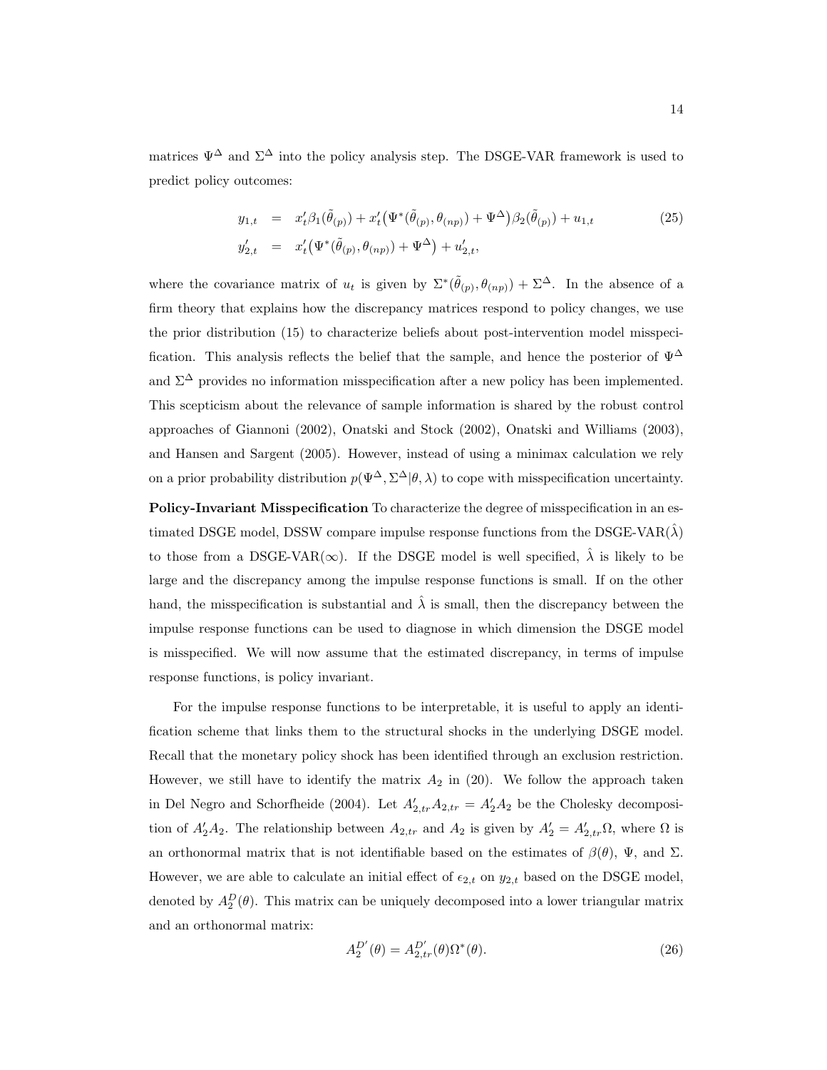matrices $\Psi^\Delta$ and $\Sigma^\Delta$ into the policy analysis step. The DSGE-VAR framework is used to predict policy outcomes:

$$
\begin{aligned}
y_{1,t} &= x_t'\beta_1(\tilde{\theta}_{(p)}) + x_t'\big(\Psi^*(\tilde{\theta}_{(p)}, \theta_{(np)}) + \Psi^\Delta\big)\beta_2(\tilde{\theta}_{(p)}) + u_{1,t} \\
y_{2,t}' &= x_t'\big(\Psi^*(\tilde{\theta}_{(p)}, \theta_{(np)}) + \Psi^\Delta\big) + u_{2,t}',
\end{aligned} \tag{25}
$$

where the covariance matrix of $u_t$ is given by $\Sigma^*(\tilde{\theta}_{(p)}, \theta_{(np)}) + \Sigma^\Delta$. In the absence of a firm theory that explains how the discrepancy matrices respond to policy changes, we use the prior distribution (15) to characterize beliefs about post-intervention model misspecification. This analysis reflects the belief that the sample, and hence the posterior of $\Psi^\Delta$ and $\Sigma^\Delta$ provides no information misspecification after a new policy has been implemented. This scepticism about the relevance of sample information is shared by the robust control approaches of Giannoni (2002), Onatski and Stock (2002), Onatski and Williams (2003), and Hansen and Sargent (2005). However, instead of using a minimax calculation we rely on a prior probability distribution $p(\Psi^\Delta, \Sigma^\Delta|\theta, \lambda)$ to cope with misspecification uncertainty.

**Policy-Invariant Misspecification** To characterize the degree of misspecification in an estimated DSGE model, DSSW compare impulse response functions from the DSGE-VAR($\hat{\lambda}$) to those from a DSGE-VAR($\infty$). If the DSGE model is well specified, $\hat{\lambda}$ is likely to be large and the discrepancy among the impulse response functions is small. If on the other hand, the misspecification is substantial and $\hat{\lambda}$ is small, then the discrepancy between the impulse response functions can be used to diagnose in which dimension the DSGE model is misspecified. We will now assume that the estimated discrepancy, in terms of impulse response functions, is policy invariant.

For the impulse response functions to be interpretable, it is useful to apply an identification scheme that links them to the structural shocks in the underlying DSGE model. Recall that the monetary policy shock has been identified through an exclusion restriction. However, we still have to identify the matrix $A_2$ in (20). We follow the approach taken in Del Negro and Schorfheide (2004). Let $A_{2,tr}'A_{2,tr} = A_2'A_2$ be the Cholesky decomposition of $A_2'A_2$. The relationship between $A_{2,tr}$ and $A_2$ is given by $A_2' = A_{2,tr}'\Omega$, where $\Omega$ is an orthonormal matrix that is not identifiable based on the estimates of $\beta(\theta)$, $\Psi$, and $\Sigma$. However, we are able to calculate an initial effect of $\epsilon_{2,t}$ on $y_{2,t}$ based on the DSGE model, denoted by $A_2^D(\theta)$. This matrix can be uniquely decomposed into a lower triangular matrix and an orthonormal matrix:

$$
A_2^{D'}(\theta) = A_{2,tr}^{D'}(\theta)\Omega^*(\theta). \tag{26}
$$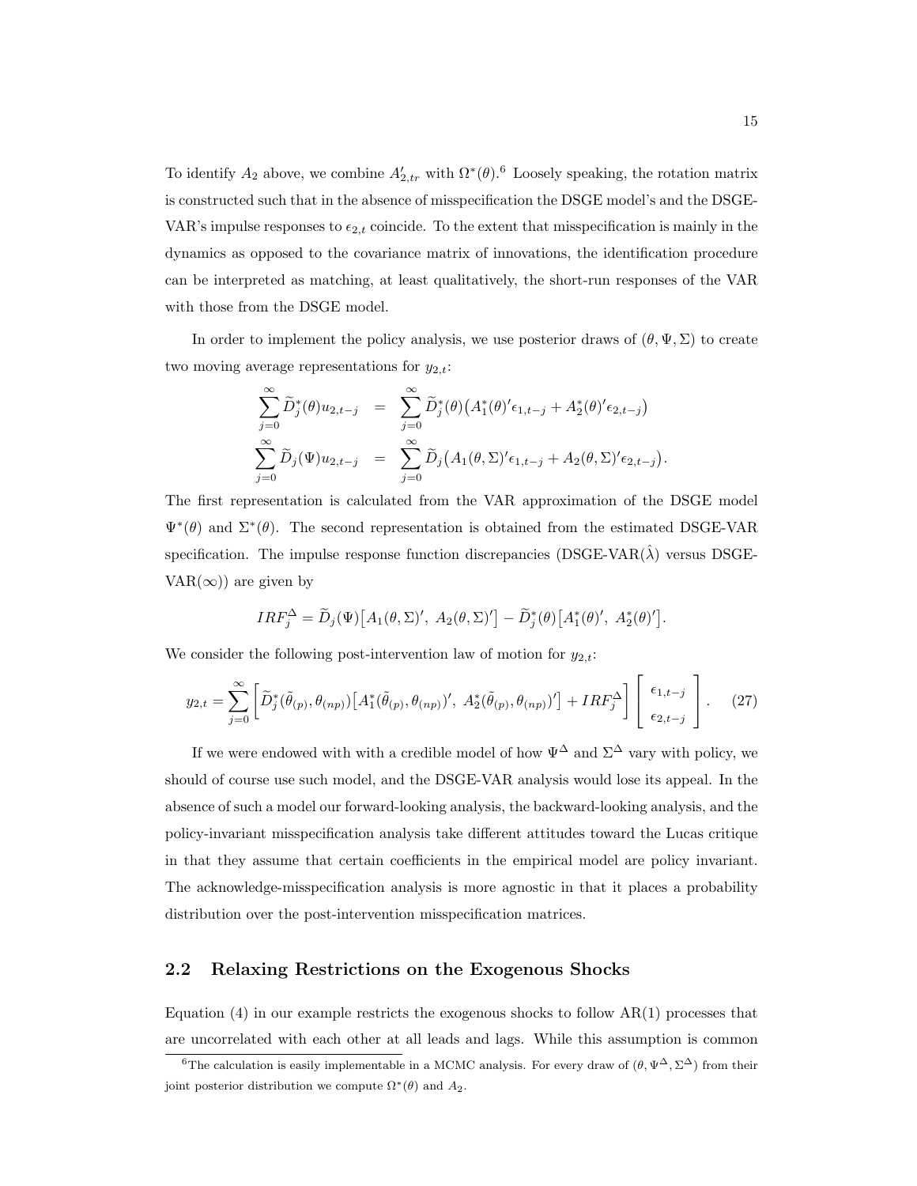To identify $A_2$ above, we combine $A'_{2,tr}$ with $\Omega^*(\theta)$.[6] Loosely speaking, the rotation matrix is constructed such that in the absence of misspecification the DSGE model's and the DSGE-VAR's impulse responses to $\epsilon_{2,t}$ coincide. To the extent that misspecification is mainly in the dynamics as opposed to the covariance matrix of innovations, the identification procedure can be interpreted as matching, at least qualitatively, the short-run responses of the VAR with those from the DSGE model.

In order to implement the policy analysis, we use posterior draws of $(\theta, \Psi, \Sigma)$ to create two moving average representations for $y_{2,t}$:

$$
\begin{aligned}
\sum_{j=0}^{\infty} \widetilde{D}_j^*(\theta) u_{2,t-j} &= \sum_{j=0}^{\infty} \widetilde{D}_j^*(\theta)\big(A_1^*(\theta)'\epsilon_{1,t-j} + A_2^*(\theta)'\epsilon_{2,t-j}\big) \\
\sum_{j=0}^{\infty} \widetilde{D}_j(\Psi) u_{2,t-j} &= \sum_{j=0}^{\infty} \widetilde{D}_j\big(A_1(\theta,\Sigma)'\epsilon_{1,t-j} + A_2(\theta,\Sigma)'\epsilon_{2,t-j}\big).
\end{aligned}
$$

The first representation is calculated from the VAR approximation of the DSGE model $\Psi^*(\theta)$ and $\Sigma^*(\theta)$. The second representation is obtained from the estimated DSGE-VAR specification. The impulse response function discrepancies (DSGE-VAR($\hat{\lambda}$) versus DSGE-VAR($\infty$)) are given by

$$
IRF_j^{\Delta} = \widetilde{D}_j(\Psi)\big[A_1(\theta,\Sigma)',\ A_2(\theta,\Sigma)'\big] - \widetilde{D}_j^*(\theta)\big[A_1^*(\theta)',\ A_2^*(\theta)'\big].
$$

We consider the following post-intervention law of motion for $y_{2,t}$:

$$
y_{2,t} = \sum_{j=0}^{\infty} \left[ \widetilde{D}_j^*(\tilde{\theta}_{(p)}, \theta_{(np)})\big[A_1^*(\tilde{\theta}_{(p)}, \theta_{(np)})',\ A_2^*(\tilde{\theta}_{(p)}, \theta_{(np)})'\big] + IRF_j^{\Delta} \right] \begin{bmatrix} \epsilon_{1,t-j} \\ \epsilon_{2,t-j} \end{bmatrix}. \tag{27}
$$

If we were endowed with with a credible model of how $\Psi^{\Delta}$ and $\Sigma^{\Delta}$ vary with policy, we should of course use such model, and the DSGE-VAR analysis would lose its appeal. In the absence of such a model our forward-looking analysis, the backward-looking analysis, and the policy-invariant misspecification analysis take different attitudes toward the Lucas critique in that they assume that certain coefficients in the empirical model are policy invariant. The acknowledge-misspecification analysis is more agnostic in that it places a probability distribution over the post-intervention misspecification matrices.

## 2.2 Relaxing Restrictions on the Exogenous Shocks

Equation (4) in our example restricts the exogenous shocks to follow AR(1) processes that are uncorrelated with each other at all leads and lags. While this assumption is common

[6] The calculation is easily implementable in a MCMC analysis. For every draw of $(\theta, \Psi^{\Delta}, \Sigma^{\Delta})$ from their joint posterior distribution we compute $\Omega^*(\theta)$ and $A_2$.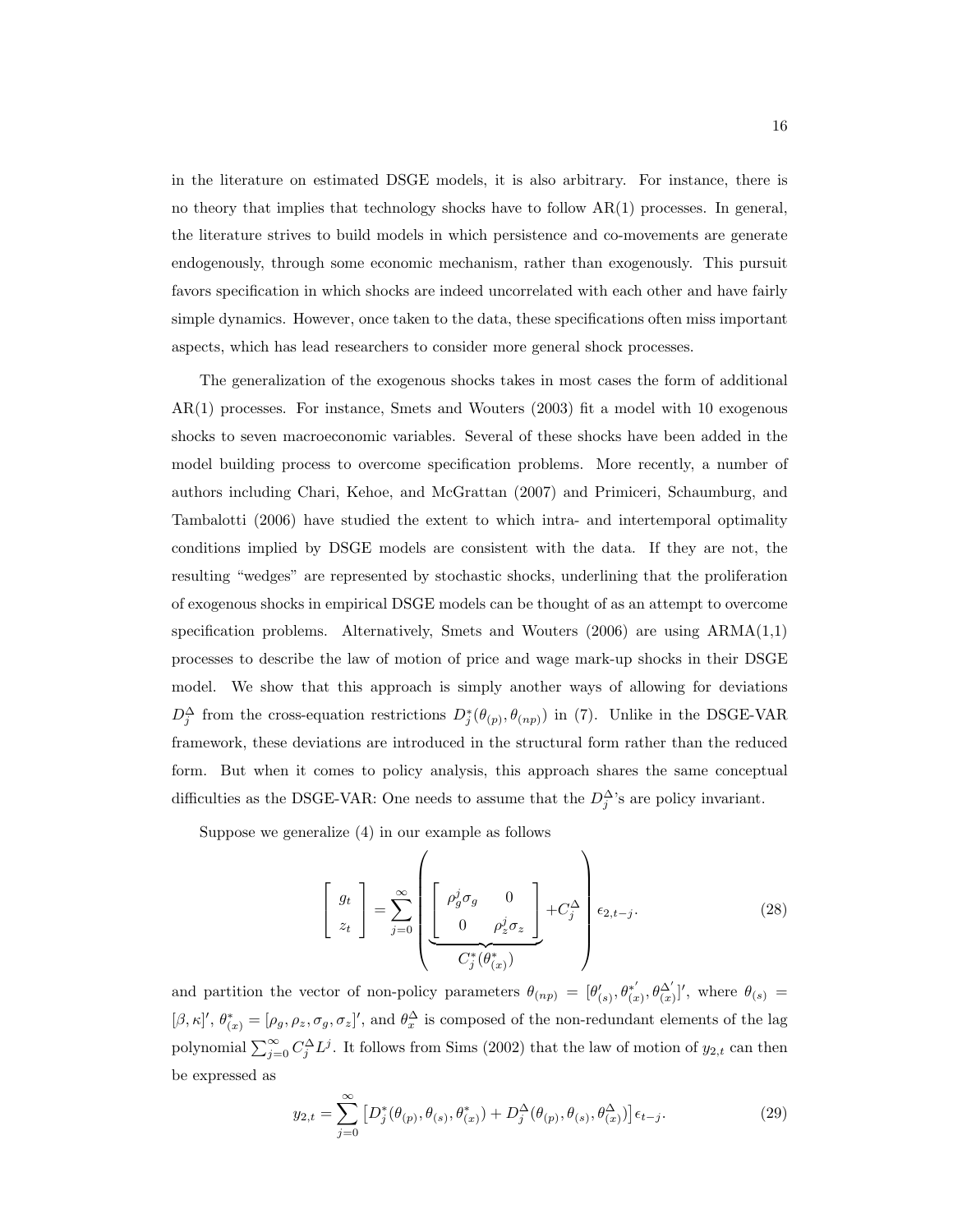in the literature on estimated DSGE models, it is also arbitrary. For instance, there is no theory that implies that technology shocks have to follow AR(1) processes. In general, the literature strives to build models in which persistence and co-movements are generate endogenously, through some economic mechanism, rather than exogenously. This pursuit favors specification in which shocks are indeed uncorrelated with each other and have fairly simple dynamics. However, once taken to the data, these specifications often miss important aspects, which has lead researchers to consider more general shock processes.

The generalization of the exogenous shocks takes in most cases the form of additional AR(1) processes. For instance, Smets and Wouters (2003) fit a model with 10 exogenous shocks to seven macroeconomic variables. Several of these shocks have been added in the model building process to overcome specification problems. More recently, a number of authors including Chari, Kehoe, and McGrattan (2007) and Primiceri, Schaumburg, and Tambalotti (2006) have studied the extent to which intra- and intertemporal optimality conditions implied by DSGE models are consistent with the data. If they are not, the resulting "wedges" are represented by stochastic shocks, underlining that the proliferation of exogenous shocks in empirical DSGE models can be thought of as an attempt to overcome specification problems. Alternatively, Smets and Wouters (2006) are using ARMA(1,1) processes to describe the law of motion of price and wage mark-up shocks in their DSGE model. We show that this approach is simply another ways of allowing for deviations $D_j^\Delta$ from the cross-equation restrictions $D_j^*(\theta_{(p)}, \theta_{(np)})$ in (7). Unlike in the DSGE-VAR framework, these deviations are introduced in the structural form rather than the reduced form. But when it comes to policy analysis, this approach shares the same conceptual difficulties as the DSGE-VAR: One needs to assume that the $D_j^\Delta$'s are policy invariant.

Suppose we generalize (4) in our example as follows

$$\begin{bmatrix} g_t \\ z_t \end{bmatrix} = \sum_{j=0}^{\infty} \left( \underbrace{\begin{bmatrix} \rho_g^j \sigma_g & 0 \\ 0 & \rho_z^j \sigma_z \end{bmatrix}}_{C_j^*(\theta_{(x)}^*)} + C_j^\Delta \right) \epsilon_{2,t-j}. \tag{28}$$

and partition the vector of non-policy parameters $\theta_{(np)} = [\theta_{(s)}', \theta_{(x)}^{*'}, \theta_{(x)}^{\Delta'}]'$, where $\theta_{(s)} = [\beta, \kappa]'$, $\theta_{(x)}^* = [\rho_g, \rho_z, \sigma_g, \sigma_z]'$, and $\theta_x^\Delta$ is composed of the non-redundant elements of the lag polynomial $\sum_{j=0}^{\infty} C_j^\Delta L^j$. It follows from Sims (2002) that the law of motion of $y_{2,t}$ can then be expressed as

$$y_{2,t} = \sum_{j=0}^{\infty} \left[ D_j^*(\theta_{(p)}, \theta_{(s)}, \theta_{(x)}^*) + D_j^\Delta(\theta_{(p)}, \theta_{(s)}, \theta_{(x)}^\Delta) \right] \epsilon_{t-j}. \tag{29}$$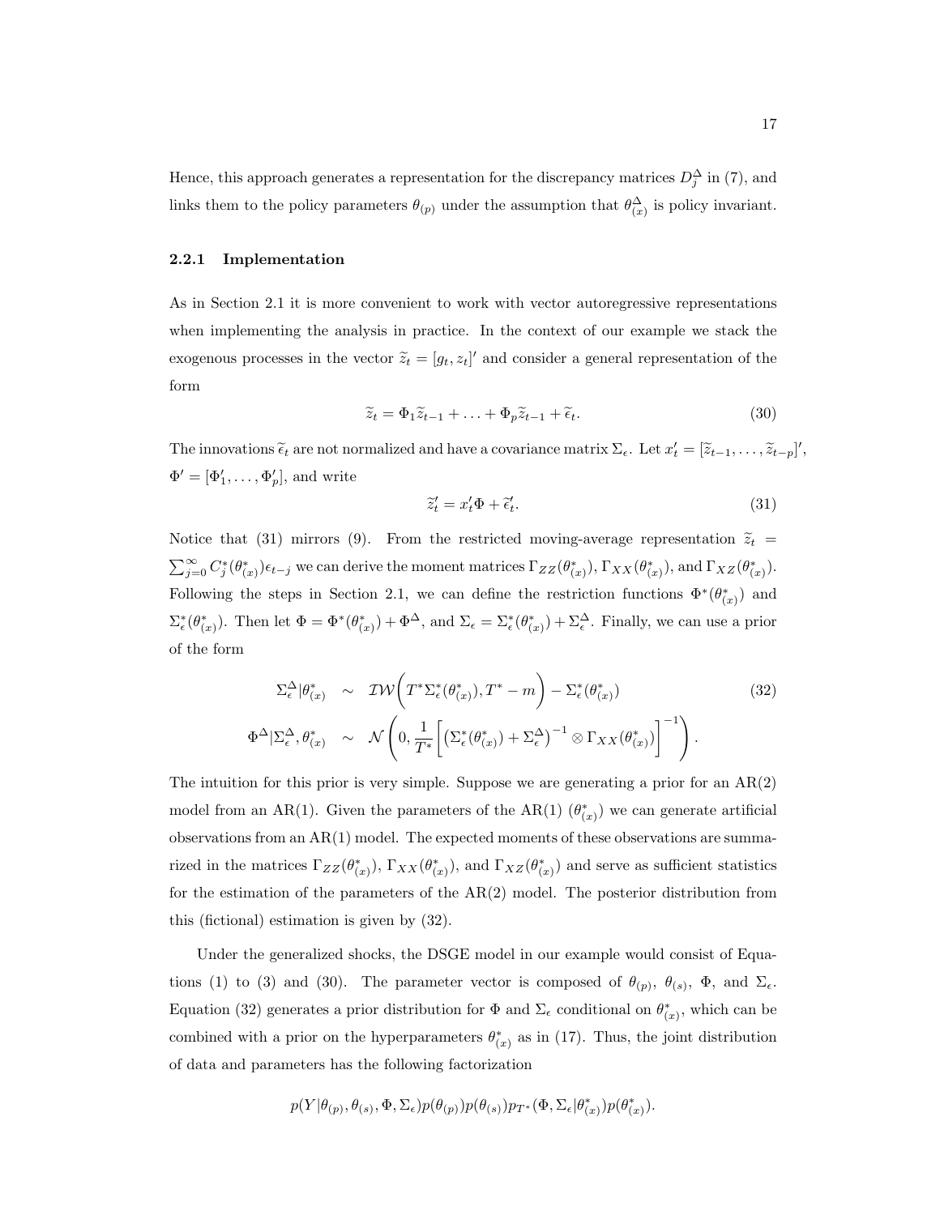Hence, this approach generates a representation for the discrepancy matrices $D_j^\Delta$ in (7), and links them to the policy parameters $\theta_{(p)}$ under the assumption that $\theta_{(x)}^\Delta$ is policy invariant.

### 2.2.1 Implementation

As in Section 2.1 it is more convenient to work with vector autoregressive representations when implementing the analysis in practice. In the context of our example we stack the exogenous processes in the vector $\widetilde{z}_t = [g_t, z_t]'$ and consider a general representation of the form

$$
\widetilde{z}_t = \Phi_1 \widetilde{z}_{t-1} + \ldots + \Phi_p \widetilde{z}_{t-1} + \widetilde{\epsilon}_t. \tag{30}
$$

The innovations $\widetilde{\epsilon}_t$ are not normalized and have a covariance matrix $\Sigma_\epsilon$. Let $x_t' = [\widetilde{z}_{t-1}, \ldots, \widetilde{z}_{t-p}]'$, $\Phi' = [\Phi_1', \ldots, \Phi_p']$, and write

$$
\widetilde{z}_t' = x_t' \Phi + \widetilde{\epsilon}_t'. \tag{31}
$$

Notice that (31) mirrors (9). From the restricted moving-average representation $\widetilde{z}_t = \sum_{j=0}^{\infty} C_j^*(\theta_{(x)}^*)\epsilon_{t-j}$ we can derive the moment matrices $\Gamma_{ZZ}(\theta_{(x)}^*)$, $\Gamma_{XX}(\theta_{(x)}^*)$, and $\Gamma_{XZ}(\theta_{(x)}^*)$. Following the steps in Section 2.1, we can define the restriction functions $\Phi^*(\theta_{(x)}^*)$ and $\Sigma_\epsilon^*(\theta_{(x)}^*)$. Then let $\Phi = \Phi^*(\theta_{(x)}^*) + \Phi^\Delta$, and $\Sigma_\epsilon = \Sigma_\epsilon^*(\theta_{(x)}^*) + \Sigma_\epsilon^\Delta$. Finally, we can use a prior of the form

$$
\begin{aligned}
\Sigma_\epsilon^\Delta | \theta_{(x)}^* &\sim \mathcal{IW}\bigg(T^* \Sigma_\epsilon^*(\theta_{(x)}^*), T^* - m\bigg) - \Sigma_\epsilon^*(\theta_{(x)}^*) \\
\Phi^\Delta | \Sigma_\epsilon^\Delta, \theta_{(x)}^* &\sim \mathcal{N}\left(0, \frac{1}{T^*}\bigg[\big(\Sigma_\epsilon^*(\theta_{(x)}^*) + \Sigma_\epsilon^\Delta\big)^{-1} \otimes \Gamma_{XX}(\theta_{(x)}^*)\bigg]^{-1}\right).
\end{aligned} \tag{32}
$$

The intuition for this prior is very simple. Suppose we are generating a prior for an AR(2) model from an AR(1). Given the parameters of the AR(1) ($\theta_{(x)}^*$) we can generate artificial observations from an AR(1) model. The expected moments of these observations are summarized in the matrices $\Gamma_{ZZ}(\theta_{(x)}^*)$, $\Gamma_{XX}(\theta_{(x)}^*)$, and $\Gamma_{XZ}(\theta_{(x)}^*)$ and serve as sufficient statistics for the estimation of the parameters of the AR(2) model. The posterior distribution from this (fictional) estimation is given by (32).

Under the generalized shocks, the DSGE model in our example would consist of Equations (1) to (3) and (30). The parameter vector is composed of $\theta_{(p)}$, $\theta_{(s)}$, $\Phi$, and $\Sigma_\epsilon$. Equation (32) generates a prior distribution for $\Phi$ and $\Sigma_\epsilon$ conditional on $\theta_{(x)}^*$, which can be combined with a prior on the hyperparameters $\theta_{(x)}^*$ as in (17). Thus, the joint distribution of data and parameters has the following factorization

$$
p(Y|\theta_{(p)}, \theta_{(s)}, \Phi, \Sigma_\epsilon) p(\theta_{(p)}) p(\theta_{(s)}) p_{T^*}(\Phi, \Sigma_\epsilon | \theta_{(x)}^*) p(\theta_{(x)}^*).
$$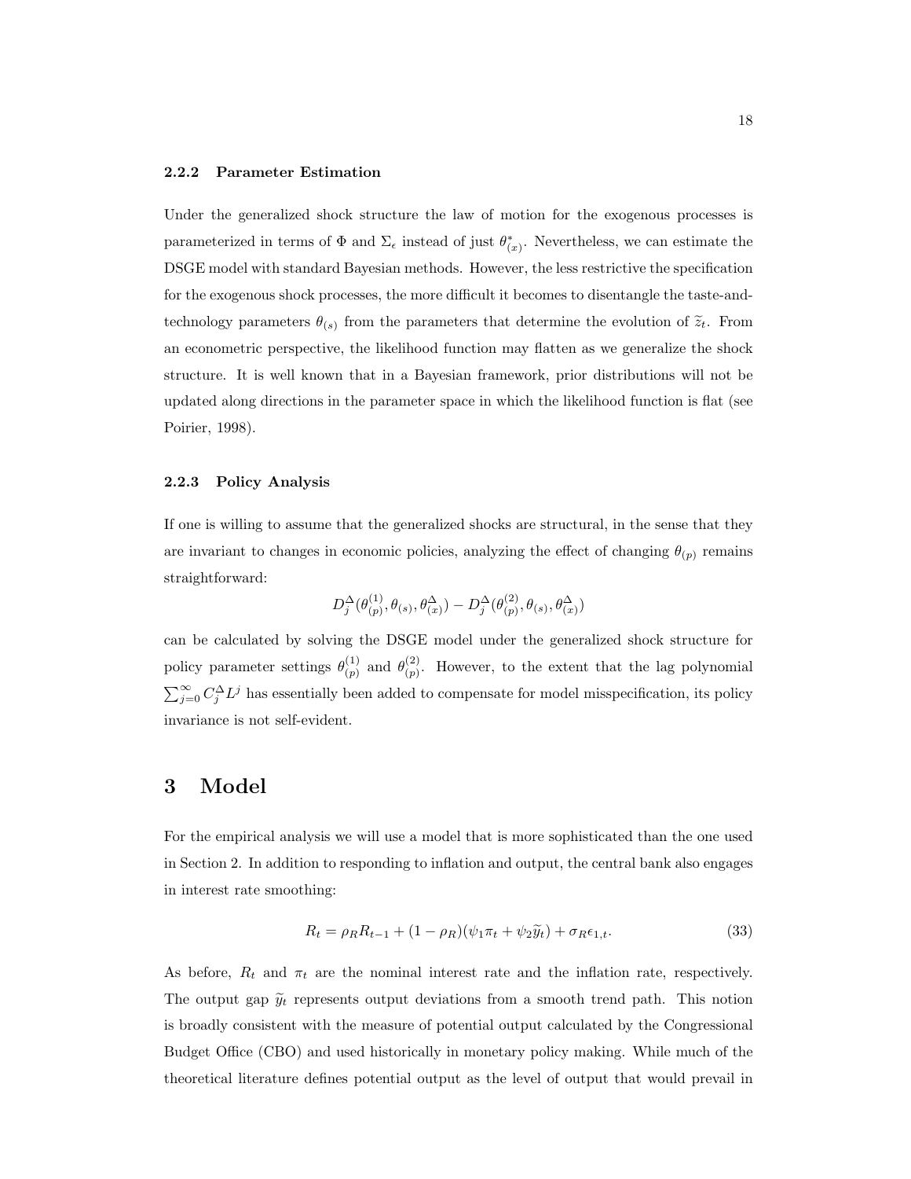### 2.2.2 Parameter Estimation

Under the generalized shock structure the law of motion for the exogenous processes is parameterized in terms of $\Phi$ and $\Sigma_\epsilon$ instead of just $\theta^*_{(x)}$. Nevertheless, we can estimate the DSGE model with standard Bayesian methods. However, the less restrictive the specification for the exogenous shock processes, the more difficult it becomes to disentangle the taste-and-technology parameters $\theta_{(s)}$ from the parameters that determine the evolution of $\widetilde{z}_t$. From an econometric perspective, the likelihood function may flatten as we generalize the shock structure. It is well known that in a Bayesian framework, prior distributions will not be updated along directions in the parameter space in which the likelihood function is flat (see Poirier, 1998).

### 2.2.3 Policy Analysis

If one is willing to assume that the generalized shocks are structural, in the sense that they are invariant to changes in economic policies, analyzing the effect of changing $\theta_{(p)}$ remains straightforward:

$$D_j^\Delta(\theta_{(p)}^{(1)}, \theta_{(s)}, \theta_{(x)}^\Delta) - D_j^\Delta(\theta_{(p)}^{(2)}, \theta_{(s)}, \theta_{(x)}^\Delta)$$

can be calculated by solving the DSGE model under the generalized shock structure for policy parameter settings $\theta_{(p)}^{(1)}$ and $\theta_{(p)}^{(2)}$. However, to the extent that the lag polynomial $\sum_{j=0}^\infty C_j^\Delta L^j$ has essentially been added to compensate for model misspecification, its policy invariance is not self-evident.

# 3 Model

For the empirical analysis we will use a model that is more sophisticated than the one used in Section 2. In addition to responding to inflation and output, the central bank also engages in interest rate smoothing:

$$R_t = \rho_R R_{t-1} + (1-\rho_R)(\psi_1 \pi_t + \psi_2 \widetilde{y}_t) + \sigma_R \epsilon_{1,t}. \tag{33}$$

As before, $R_t$ and $\pi_t$ are the nominal interest rate and the inflation rate, respectively. The output gap $\widetilde{y}_t$ represents output deviations from a smooth trend path. This notion is broadly consistent with the measure of potential output calculated by the Congressional Budget Office (CBO) and used historically in monetary policy making. While much of the theoretical literature defines potential output as the level of output that would prevail in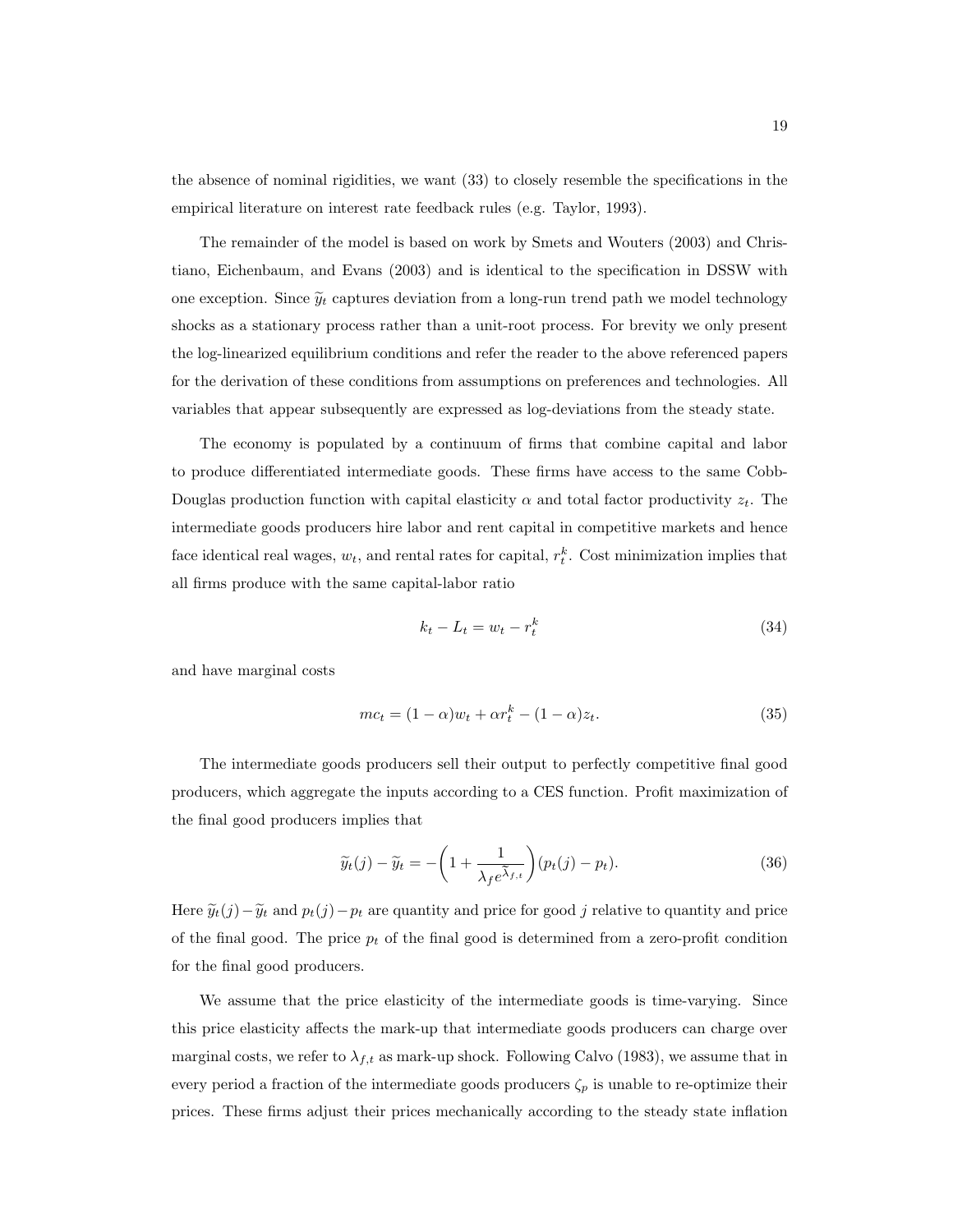the absence of nominal rigidities, we want (33) to closely resemble the specifications in the empirical literature on interest rate feedback rules (e.g. Taylor, 1993).

The remainder of the model is based on work by Smets and Wouters (2003) and Christiano, Eichenbaum, and Evans (2003) and is identical to the specification in DSSW with one exception. Since $\widetilde{y}_t$ captures deviation from a long-run trend path we model technology shocks as a stationary process rather than a unit-root process. For brevity we only present the log-linearized equilibrium conditions and refer the reader to the above referenced papers for the derivation of these conditions from assumptions on preferences and technologies. All variables that appear subsequently are expressed as log-deviations from the steady state.

The economy is populated by a continuum of firms that combine capital and labor to produce differentiated intermediate goods. These firms have access to the same Cobb-Douglas production function with capital elasticity $\alpha$ and total factor productivity $z_t$. The intermediate goods producers hire labor and rent capital in competitive markets and hence face identical real wages, $w_t$, and rental rates for capital, $r_t^k$. Cost minimization implies that all firms produce with the same capital-labor ratio

$$k_t - L_t = w_t - r_t^k \tag{34}$$

and have marginal costs

$$mc_t = (1-\alpha)w_t + \alpha r_t^k - (1-\alpha)z_t. \tag{35}$$

The intermediate goods producers sell their output to perfectly competitive final good producers, which aggregate the inputs according to a CES function. Profit maximization of the final good producers implies that

$$\widetilde{y}_t(j) - \widetilde{y}_t = -\left(1 + \frac{1}{\lambda_f e^{\tilde{\lambda}_{f,t}}}\right)(p_t(j) - p_t). \tag{36}$$

Here $\widetilde{y}_t(j) - \widetilde{y}_t$ and $p_t(j) - p_t$ are quantity and price for good $j$ relative to quantity and price of the final good. The price $p_t$ of the final good is determined from a zero-profit condition for the final good producers.

We assume that the price elasticity of the intermediate goods is time-varying. Since this price elasticity affects the mark-up that intermediate goods producers can charge over marginal costs, we refer to $\lambda_{f,t}$ as mark-up shock. Following Calvo (1983), we assume that in every period a fraction of the intermediate goods producers $\zeta_p$ is unable to re-optimize their prices. These firms adjust their prices mechanically according to the steady state inflation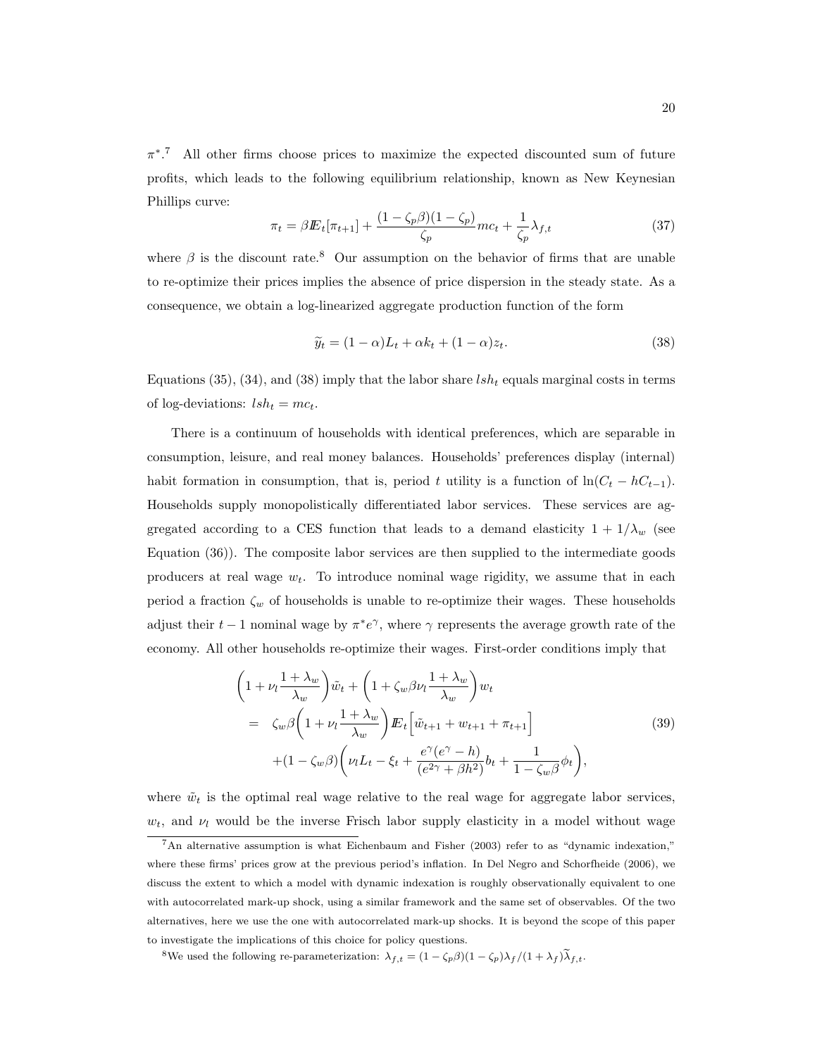$\pi^*$.[7] All other firms choose prices to maximize the expected discounted sum of future profits, which leads to the following equilibrium relationship, known as New Keynesian Phillips curve:

$$\pi_t = \beta I\!E_t[\pi_{t+1}] + \frac{(1-\zeta_p\beta)(1-\zeta_p)}{\zeta_p} mc_t + \frac{1}{\zeta_p}\lambda_{f,t} \tag{37}$$

where $\beta$ is the discount rate.[8] Our assumption on the behavior of firms that are unable to re-optimize their prices implies the absence of price dispersion in the steady state. As a consequence, we obtain a log-linearized aggregate production function of the form

$$\widetilde{y}_t = (1-\alpha)L_t + \alpha k_t + (1-\alpha)z_t. \tag{38}$$

Equations (35), (34), and (38) imply that the labor share $lsh_t$ equals marginal costs in terms of log-deviations: $lsh_t = mc_t$.

There is a continuum of households with identical preferences, which are separable in consumption, leisure, and real money balances. Households' preferences display (internal) habit formation in consumption, that is, period $t$ utility is a function of $\ln(C_t - hC_{t-1})$. Households supply monopolistically differentiated labor services. These services are aggregated according to a CES function that leads to a demand elasticity $1 + 1/\lambda_w$ (see Equation (36)). The composite labor services are then supplied to the intermediate goods producers at real wage $w_t$. To introduce nominal wage rigidity, we assume that in each period a fraction $\zeta_w$ of households is unable to re-optimize their wages. These households adjust their $t-1$ nominal wage by $\pi^* e^\gamma$, where $\gamma$ represents the average growth rate of the economy. All other households re-optimize their wages. First-order conditions imply that

$$\begin{aligned}
&\left(1 + \nu_l \frac{1+\lambda_w}{\lambda_w}\right)\tilde{w}_t + \left(1 + \zeta_w\beta\nu_l\frac{1+\lambda_w}{\lambda_w}\right)w_t \\
&= \zeta_w\beta\left(1 + \nu_l\frac{1+\lambda_w}{\lambda_w}\right)I\!E_t\Big[\tilde{w}_{t+1} + w_{t+1} + \pi_{t+1}\Big] \\
&\quad +(1-\zeta_w\beta)\left(\nu_l L_t - \xi_t + \frac{e^\gamma(e^\gamma - h)}{(e^{2\gamma} + \beta h^2)}b_t + \frac{1}{1-\zeta_w\beta}\phi_t\right),
\end{aligned} \tag{39}$$

where $\tilde{w}_t$ is the optimal real wage relative to the real wage for aggregate labor services, $w_t$, and $\nu_l$ would be the inverse Frisch labor supply elasticity in a model without wage

---

[7] An alternative assumption is what Eichenbaum and Fisher (2003) refer to as "dynamic indexation," where these firms' prices grow at the previous period's inflation. In Del Negro and Schorfheide (2006), we discuss the extent to which a model with dynamic indexation is roughly observationally equivalent to one with autocorrelated mark-up shock, using a similar framework and the same set of observables. Of the two alternatives, here we use the one with autocorrelated mark-up shocks. It is beyond the scope of this paper to investigate the implications of this choice for policy questions.

[8] We used the following re-parameterization: $\lambda_{f,t} = (1-\zeta_p\beta)(1-\zeta_p)\lambda_f/(1+\lambda_f)\widetilde{\lambda}_{f,t}$.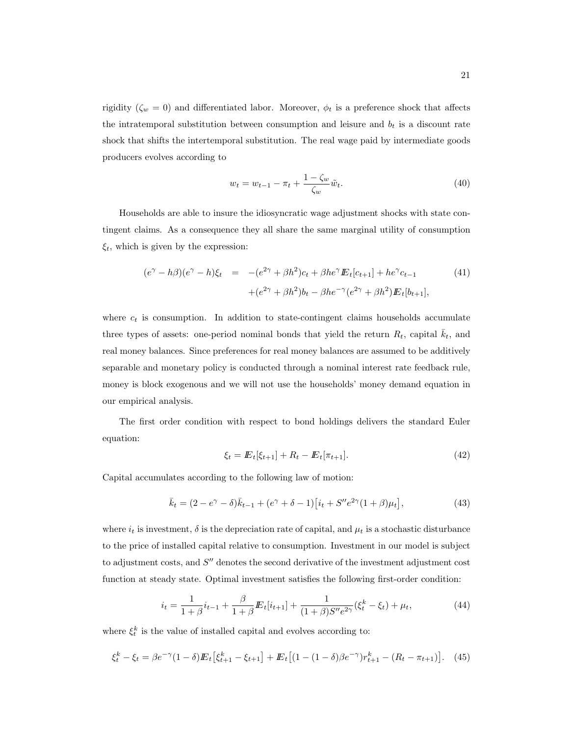rigidity ($\zeta_w = 0$) and differentiated labor. Moreover, $\phi_t$ is a preference shock that affects the intratemporal substitution between consumption and leisure and $b_t$ is a discount rate shock that shifts the intertemporal substitution. The real wage paid by intermediate goods producers evolves according to

$$w_t = w_{t-1} - \pi_t + \frac{1-\zeta_w}{\zeta_w}\tilde{w}_t. \tag{40}$$

Households are able to insure the idiosyncratic wage adjustment shocks with state contingent claims. As a consequence they all share the same marginal utility of consumption $\xi_t$, which is given by the expression:

$$\begin{aligned}(e^\gamma - h\beta)(e^\gamma - h)\xi_t &= -(e^{2\gamma} + \beta h^2)c_t + \beta h e^\gamma I\!E_t[c_{t+1}] + h e^\gamma c_{t-1} \\ &\quad +(e^{2\gamma} + \beta h^2)b_t - \beta h e^{-\gamma}(e^{2\gamma} + \beta h^2)I\!E_t[b_{t+1}],\end{aligned} \tag{41}$$

where $c_t$ is consumption. In addition to state-contingent claims households accumulate three types of assets: one-period nominal bonds that yield the return $R_t$, capital $\bar{k}_t$, and real money balances. Since preferences for real money balances are assumed to be additively separable and monetary policy is conducted through a nominal interest rate feedback rule, money is block exogenous and we will not use the households' money demand equation in our empirical analysis.

The first order condition with respect to bond holdings delivers the standard Euler equation:

$$\xi_t = I\!E_t[\xi_{t+1}] + R_t - I\!E_t[\pi_{t+1}]. \tag{42}$$

Capital accumulates according to the following law of motion:

$$\bar{k}_t = (2 - e^\gamma - \delta)\bar{k}_{t-1} + (e^\gamma + \delta - 1)\big[i_t + S'' e^{2\gamma}(1+\beta)\mu_t\big], \tag{43}$$

where $i_t$ is investment, $\delta$ is the depreciation rate of capital, and $\mu_t$ is a stochastic disturbance to the price of installed capital relative to consumption. Investment in our model is subject to adjustment costs, and $S''$ denotes the second derivative of the investment adjustment cost function at steady state. Optimal investment satisfies the following first-order condition:

$$i_t = \frac{1}{1+\beta}i_{t-1} + \frac{\beta}{1+\beta}I\!E_t[i_{t+1}] + \frac{1}{(1+\beta)S'' e^{2\gamma}}(\xi_t^k - \xi_t) + \mu_t, \tag{44}$$

where $\xi_t^k$ is the value of installed capital and evolves according to:

$$\xi_t^k - \xi_t = \beta e^{-\gamma}(1-\delta)I\!E_t\big[\xi_{t+1}^k - \xi_{t+1}\big] + I\!E_t\big[(1-(1-\delta)\beta e^{-\gamma})r_{t+1}^k - (R_t - \pi_{t+1})\big]. \tag{45}$$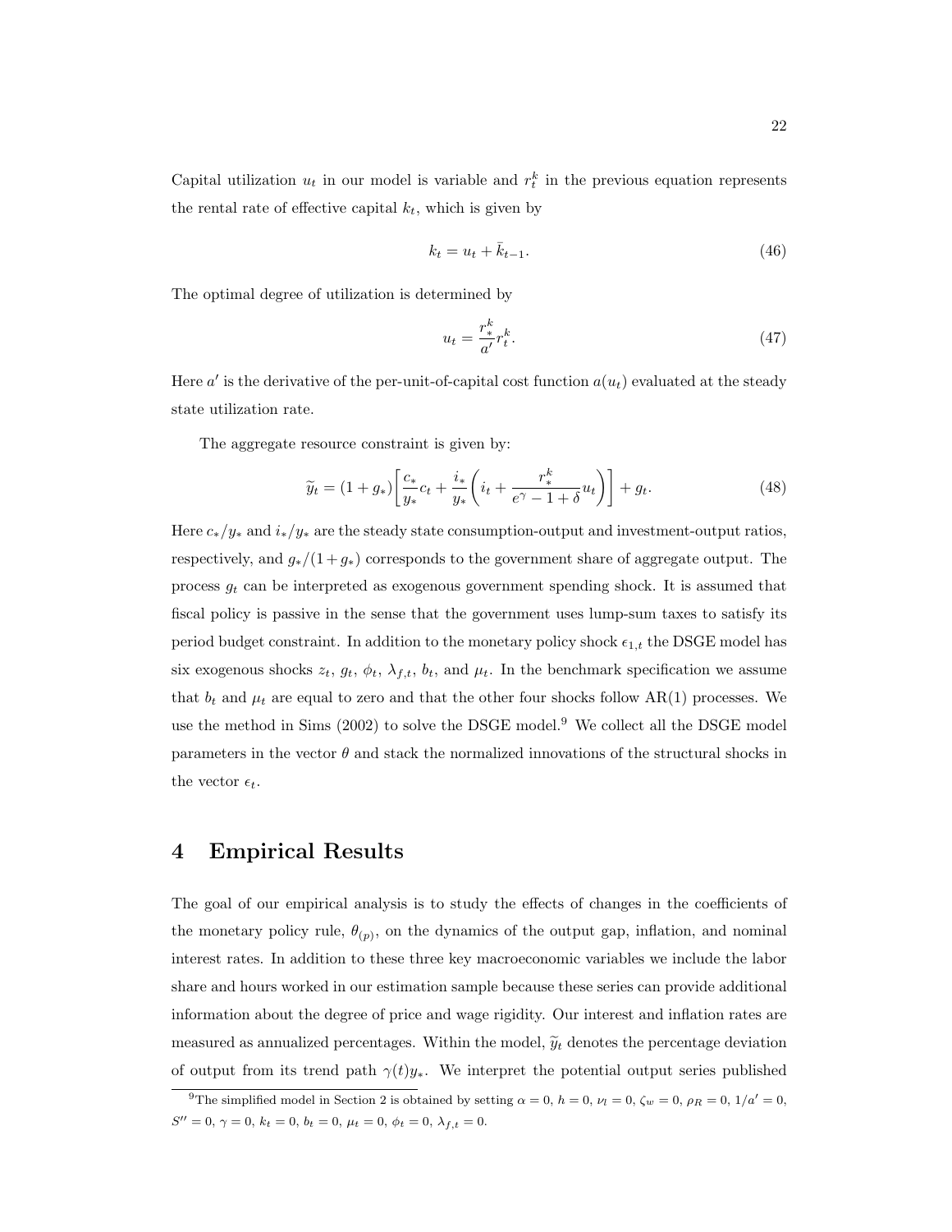Capital utilization $u_t$ in our model is variable and $r_t^k$ in the previous equation represents the rental rate of effective capital $k_t$, which is given by

$$k_t = u_t + \bar{k}_{t-1}. \tag{46}$$

The optimal degree of utilization is determined by

$$u_t = \frac{r_*^k}{a'} r_t^k. \tag{47}$$

Here $a'$ is the derivative of the per-unit-of-capital cost function $a(u_t)$ evaluated at the steady state utilization rate.

The aggregate resource constraint is given by:

$$\widetilde{y}_t = (1+g_*)\left[\frac{c_*}{y_*}c_t + \frac{i_*}{y_*}\left(i_t + \frac{r_*^k}{e^{\gamma}-1+\delta}u_t\right)\right] + g_t. \tag{48}$$

Here $c_*/y_*$ and $i_*/y_*$ are the steady state consumption-output and investment-output ratios, respectively, and $g_*/(1+g_*)$ corresponds to the government share of aggregate output. The process $g_t$ can be interpreted as exogenous government spending shock. It is assumed that fiscal policy is passive in the sense that the government uses lump-sum taxes to satisfy its period budget constraint. In addition to the monetary policy shock $\epsilon_{1,t}$ the DSGE model has six exogenous shocks $z_t$, $g_t$, $\phi_t$, $\lambda_{f,t}$, $b_t$, and $\mu_t$. In the benchmark specification we assume that $b_t$ and $\mu_t$ are equal to zero and that the other four shocks follow AR(1) processes. We use the method in Sims (2002) to solve the DSGE model.[9] We collect all the DSGE model parameters in the vector $\theta$ and stack the normalized innovations of the structural shocks in the vector $\epsilon_t$.

# 4 Empirical Results

The goal of our empirical analysis is to study the effects of changes in the coefficients of the monetary policy rule, $\theta_{(p)}$, on the dynamics of the output gap, inflation, and nominal interest rates. In addition to these three key macroeconomic variables we include the labor share and hours worked in our estimation sample because these series can provide additional information about the degree of price and wage rigidity. Our interest and inflation rates are measured as annualized percentages. Within the model, $\widetilde{y}_t$ denotes the percentage deviation of output from its trend path $\gamma(t)y_*$. We interpret the potential output series published

[9] The simplified model in Section 2 is obtained by setting $\alpha = 0$, $h = 0$, $\nu_l = 0$, $\zeta_w = 0$, $\rho_R = 0$, $1/a' = 0$, $S'' = 0$, $\gamma = 0$, $k_t = 0$, $b_t = 0$, $\mu_t = 0$, $\phi_t = 0$, $\lambda_{f,t} = 0$.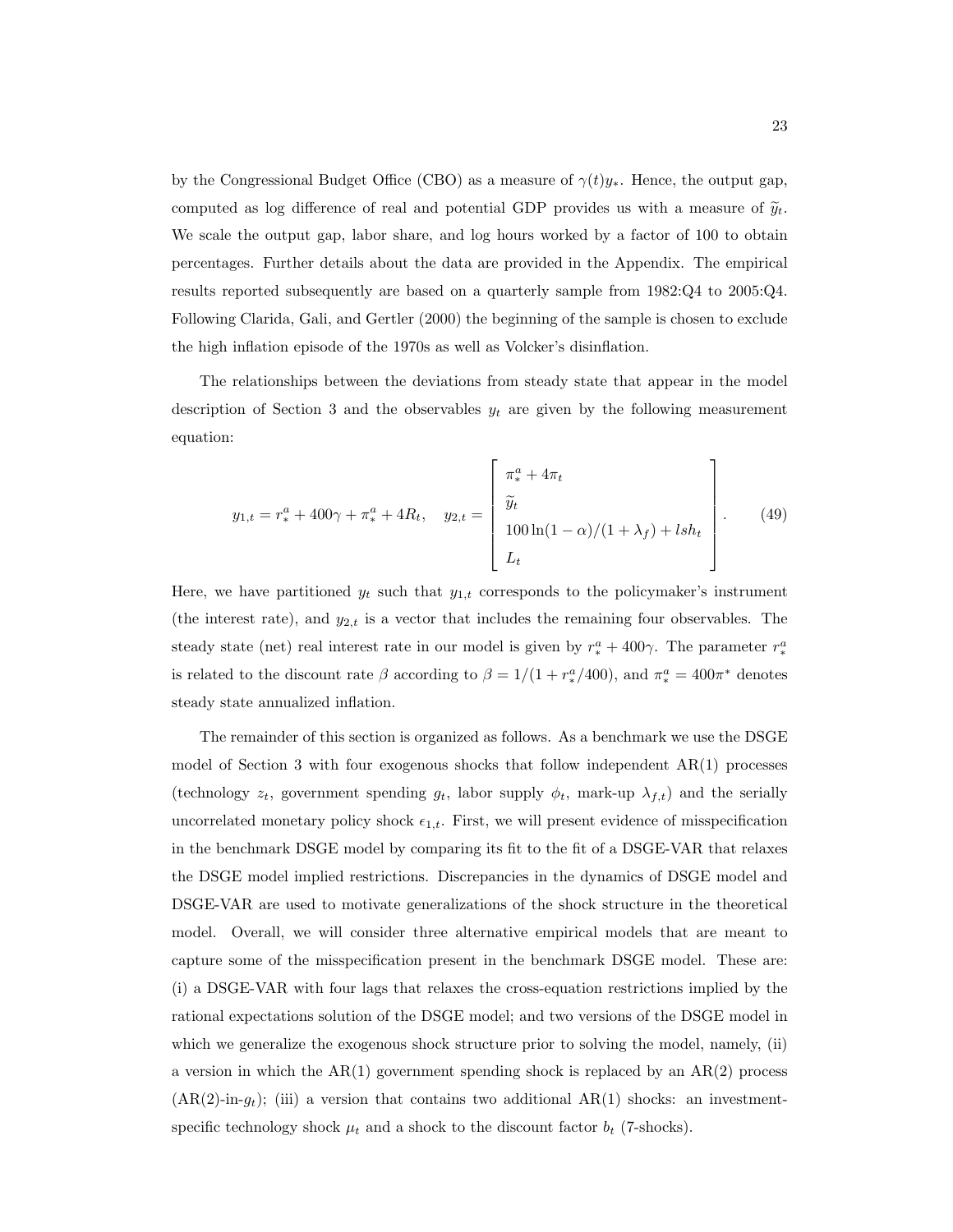by the Congressional Budget Office (CBO) as a measure of $\gamma(t)y_*$. Hence, the output gap, computed as log difference of real and potential GDP provides us with a measure of $\widetilde{y}_t$. We scale the output gap, labor share, and log hours worked by a factor of 100 to obtain percentages. Further details about the data are provided in the Appendix. The empirical results reported subsequently are based on a quarterly sample from 1982:Q4 to 2005:Q4. Following Clarida, Gali, and Gertler (2000) the beginning of the sample is chosen to exclude the high inflation episode of the 1970s as well as Volcker's disinflation.

The relationships between the deviations from steady state that appear in the model description of Section 3 and the observables $y_t$ are given by the following measurement equation:

$$y_{1,t} = r_*^a + 400\gamma + \pi_*^a + 4R_t, \quad y_{2,t} = \begin{bmatrix} \pi_*^a + 4\pi_t \\ \widetilde{y}_t \\ 100\ln(1-\alpha)/(1+\lambda_f) + lsh_t \\ L_t \end{bmatrix}. \tag{49}$$

Here, we have partitioned $y_t$ such that $y_{1,t}$ corresponds to the policymaker's instrument (the interest rate), and $y_{2,t}$ is a vector that includes the remaining four observables. The steady state (net) real interest rate in our model is given by $r_*^a + 400\gamma$. The parameter $r_*^a$ is related to the discount rate $\beta$ according to $\beta = 1/(1 + r_*^a/400)$, and $\pi_*^a = 400\pi^*$ denotes steady state annualized inflation.

The remainder of this section is organized as follows. As a benchmark we use the DSGE model of Section 3 with four exogenous shocks that follow independent AR(1) processes (technology $z_t$, government spending $g_t$, labor supply $\phi_t$, mark-up $\lambda_{f,t}$) and the serially uncorrelated monetary policy shock $\epsilon_{1,t}$. First, we will present evidence of misspecification in the benchmark DSGE model by comparing its fit to the fit of a DSGE-VAR that relaxes the DSGE model implied restrictions. Discrepancies in the dynamics of DSGE model and DSGE-VAR are used to motivate generalizations of the shock structure in the theoretical model. Overall, we will consider three alternative empirical models that are meant to capture some of the misspecification present in the benchmark DSGE model. These are: (i) a DSGE-VAR with four lags that relaxes the cross-equation restrictions implied by the rational expectations solution of the DSGE model; and two versions of the DSGE model in which we generalize the exogenous shock structure prior to solving the model, namely, (ii) a version in which the AR(1) government spending shock is replaced by an AR(2) process (AR(2)-in-$g_t$); (iii) a version that contains two additional AR(1) shocks: an investment-specific technology shock $\mu_t$ and a shock to the discount factor $b_t$ (7-shocks).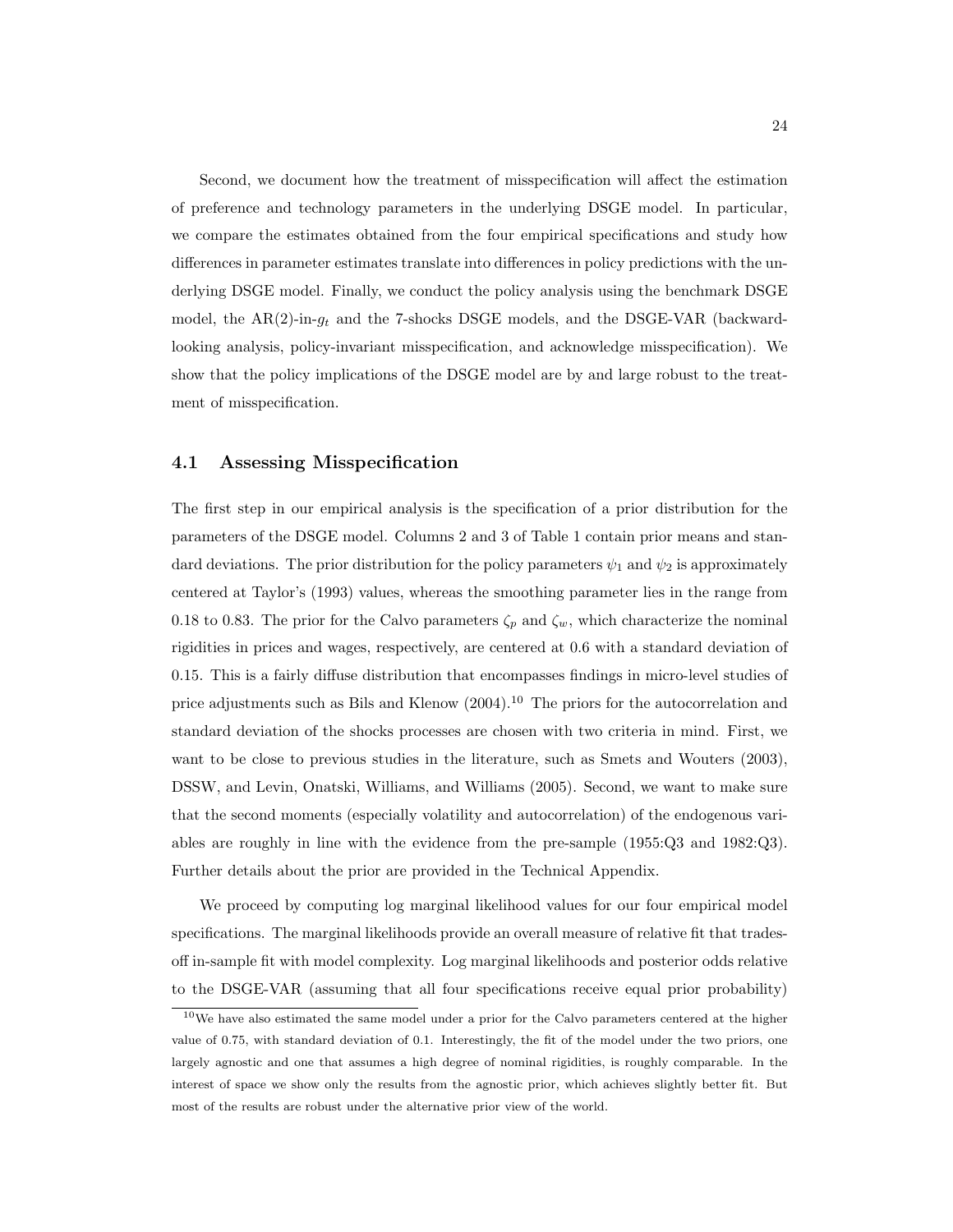Second, we document how the treatment of misspecification will affect the estimation of preference and technology parameters in the underlying DSGE model. In particular, we compare the estimates obtained from the four empirical specifications and study how differences in parameter estimates translate into differences in policy predictions with the underlying DSGE model. Finally, we conduct the policy analysis using the benchmark DSGE model, the AR(2)-in-$g_t$ and the 7-shocks DSGE models, and the DSGE-VAR (backward-looking analysis, policy-invariant misspecification, and acknowledge misspecification). We show that the policy implications of the DSGE model are by and large robust to the treatment of misspecification.

## 4.1 Assessing Misspecification

The first step in our empirical analysis is the specification of a prior distribution for the parameters of the DSGE model. Columns 2 and 3 of Table 1 contain prior means and standard deviations. The prior distribution for the policy parameters $\psi_1$ and $\psi_2$ is approximately centered at Taylor's (1993) values, whereas the smoothing parameter lies in the range from 0.18 to 0.83. The prior for the Calvo parameters $\zeta_p$ and $\zeta_w$, which characterize the nominal rigidities in prices and wages, respectively, are centered at 0.6 with a standard deviation of 0.15. This is a fairly diffuse distribution that encompasses findings in micro-level studies of price adjustments such as Bils and Klenow (2004).[10] The priors for the autocorrelation and standard deviation of the shocks processes are chosen with two criteria in mind. First, we want to be close to previous studies in the literature, such as Smets and Wouters (2003), DSSW, and Levin, Onatski, Williams, and Williams (2005). Second, we want to make sure that the second moments (especially volatility and autocorrelation) of the endogenous variables are roughly in line with the evidence from the pre-sample (1955:Q3 and 1982:Q3). Further details about the prior are provided in the Technical Appendix.

We proceed by computing log marginal likelihood values for our four empirical model specifications. The marginal likelihoods provide an overall measure of relative fit that trades-off in-sample fit with model complexity. Log marginal likelihoods and posterior odds relative to the DSGE-VAR (assuming that all four specifications receive equal prior probability)

[10] We have also estimated the same model under a prior for the Calvo parameters centered at the higher value of 0.75, with standard deviation of 0.1. Interestingly, the fit of the model under the two priors, one largely agnostic and one that assumes a high degree of nominal rigidities, is roughly comparable. In the interest of space we show only the results from the agnostic prior, which achieves slightly better fit. But most of the results are robust under the alternative prior view of the world.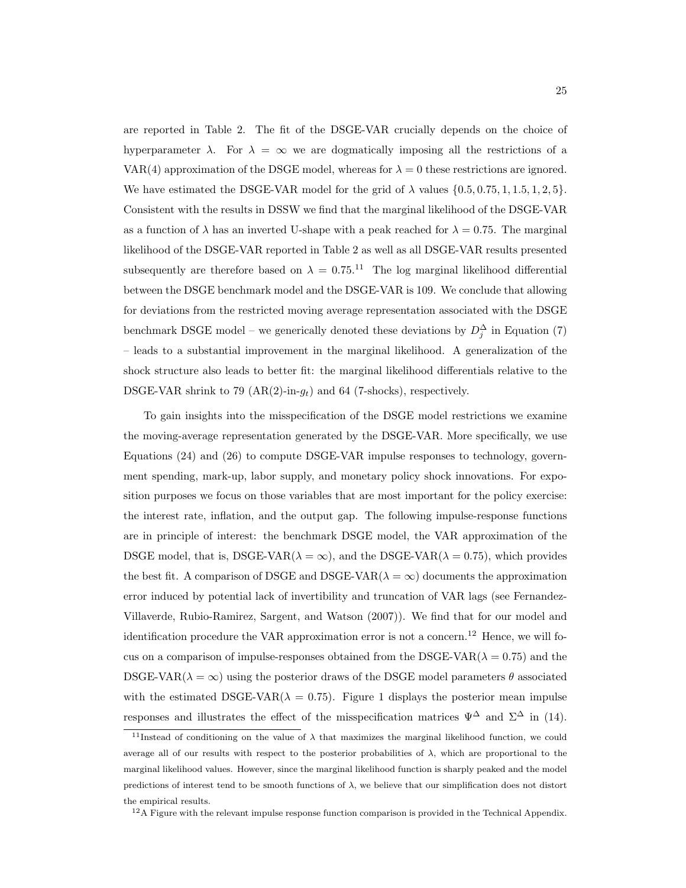are reported in Table 2. The fit of the DSGE-VAR crucially depends on the choice of hyperparameter $\lambda$. For $\lambda = \infty$ we are dogmatically imposing all the restrictions of a VAR(4) approximation of the DSGE model, whereas for $\lambda = 0$ these restrictions are ignored. We have estimated the DSGE-VAR model for the grid of $\lambda$ values $\{0.5, 0.75, 1, 1.5, 1, 2, 5\}$. Consistent with the results in DSSW we find that the marginal likelihood of the DSGE-VAR as a function of $\lambda$ has an inverted U-shape with a peak reached for $\lambda = 0.75$. The marginal likelihood of the DSGE-VAR reported in Table 2 as well as all DSGE-VAR results presented subsequently are therefore based on $\lambda = 0.75$.[11] The log marginal likelihood differential between the DSGE benchmark model and the DSGE-VAR is 109. We conclude that allowing for deviations from the restricted moving average representation associated with the DSGE benchmark DSGE model – we generically denoted these deviations by $D_j^\Delta$ in Equation (7) – leads to a substantial improvement in the marginal likelihood. A generalization of the shock structure also leads to better fit: the marginal likelihood differentials relative to the DSGE-VAR shrink to 79 (AR(2)-in-$g_t$) and 64 (7-shocks), respectively.

To gain insights into the misspecification of the DSGE model restrictions we examine the moving-average representation generated by the DSGE-VAR. More specifically, we use Equations (24) and (26) to compute DSGE-VAR impulse responses to technology, government spending, mark-up, labor supply, and monetary policy shock innovations. For exposition purposes we focus on those variables that are most important for the policy exercise: the interest rate, inflation, and the output gap. The following impulse-response functions are in principle of interest: the benchmark DSGE model, the VAR approximation of the DSGE model, that is, DSGE-VAR($\lambda = \infty$), and the DSGE-VAR($\lambda = 0.75$), which provides the best fit. A comparison of DSGE and DSGE-VAR($\lambda = \infty$) documents the approximation error induced by potential lack of invertibility and truncation of VAR lags (see Fernandez-Villaverde, Rubio-Ramirez, Sargent, and Watson (2007)). We find that for our model and identification procedure the VAR approximation error is not a concern.[12] Hence, we will focus on a comparison of impulse-responses obtained from the DSGE-VAR($\lambda = 0.75$) and the DSGE-VAR($\lambda = \infty$) using the posterior draws of the DSGE model parameters $\theta$ associated with the estimated DSGE-VAR($\lambda = 0.75$). Figure 1 displays the posterior mean impulse responses and illustrates the effect of the misspecification matrices $\Psi^\Delta$ and $\Sigma^\Delta$ in (14).

[11] Instead of conditioning on the value of $\lambda$ that maximizes the marginal likelihood function, we could average all of our results with respect to the posterior probabilities of $\lambda$, which are proportional to the marginal likelihood values. However, since the marginal likelihood function is sharply peaked and the model predictions of interest tend to be smooth functions of $\lambda$, we believe that our simplification does not distort the empirical results.

[12] A Figure with the relevant impulse response function comparison is provided in the Technical Appendix.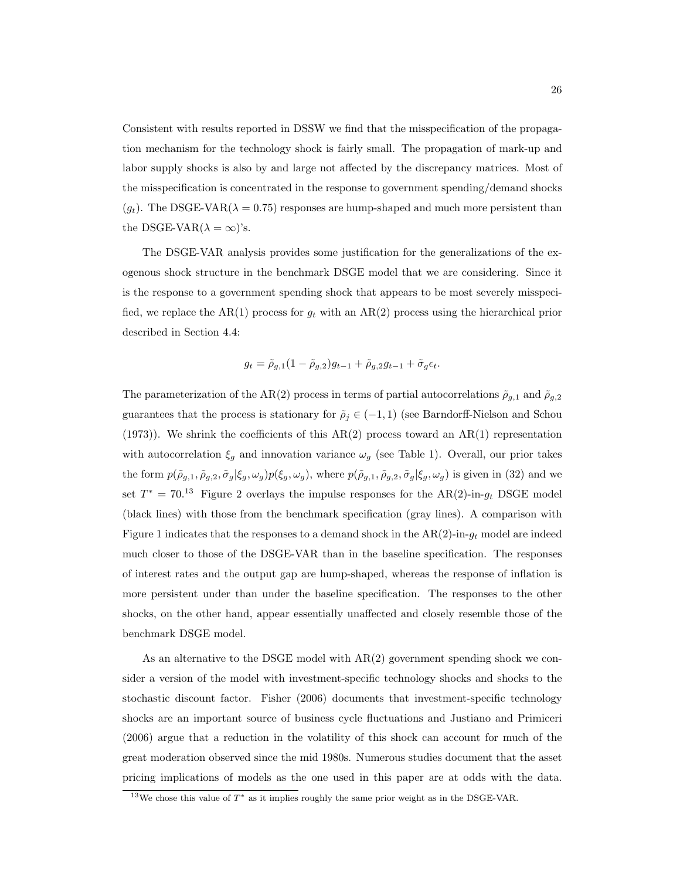Consistent with results reported in DSSW we find that the misspecification of the propagation mechanism for the technology shock is fairly small. The propagation of mark-up and labor supply shocks is also by and large not affected by the discrepancy matrices. Most of the misspecification is concentrated in the response to government spending/demand shocks ($g_t$). The DSGE-VAR($\lambda = 0.75$) responses are hump-shaped and much more persistent than the DSGE-VAR($\lambda = \infty$)'s.

The DSGE-VAR analysis provides some justification for the generalizations of the exogenous shock structure in the benchmark DSGE model that we are considering. Since it is the response to a government spending shock that appears to be most severely misspecified, we replace the AR(1) process for $g_t$ with an AR(2) process using the hierarchical prior described in Section 4.4:

$$g_t = \tilde{\rho}_{g,1}(1 - \tilde{\rho}_{g,2})g_{t-1} + \tilde{\rho}_{g,2}g_{t-1} + \tilde{\sigma}_g \epsilon_t.$$

The parameterization of the AR(2) process in terms of partial autocorrelations $\tilde{\rho}_{g,1}$ and $\tilde{\rho}_{g,2}$ guarantees that the process is stationary for $\tilde{\rho}_j \in (-1, 1)$ (see Barndorff-Nielson and Schou (1973)). We shrink the coefficients of this AR(2) process toward an AR(1) representation with autocorrelation $\xi_g$ and innovation variance $\omega_g$ (see Table 1). Overall, our prior takes the form $p(\tilde{\rho}_{g,1}, \tilde{\rho}_{g,2}, \tilde{\sigma}_g | \xi_g, \omega_g) p(\xi_g, \omega_g)$, where $p(\tilde{\rho}_{g,1}, \tilde{\rho}_{g,2}, \tilde{\sigma}_g | \xi_g, \omega_g)$ is given in (32) and we set $T^* = 70$.[13] Figure 2 overlays the impulse responses for the AR(2)-in-$g_t$ DSGE model (black lines) with those from the benchmark specification (gray lines). A comparison with Figure 1 indicates that the responses to a demand shock in the AR(2)-in-$g_t$ model are indeed much closer to those of the DSGE-VAR than in the baseline specification. The responses of interest rates and the output gap are hump-shaped, whereas the response of inflation is more persistent under than under the baseline specification. The responses to the other shocks, on the other hand, appear essentially unaffected and closely resemble those of the benchmark DSGE model.

As an alternative to the DSGE model with AR(2) government spending shock we consider a version of the model with investment-specific technology shocks and shocks to the stochastic discount factor. Fisher (2006) documents that investment-specific technology shocks are an important source of business cycle fluctuations and Justiano and Primiceri (2006) argue that a reduction in the volatility of this shock can account for much of the great moderation observed since the mid 1980s. Numerous studies document that the asset pricing implications of models as the one used in this paper are at odds with the data.

[13] We chose this value of $T^*$ as it implies roughly the same prior weight as in the DSGE-VAR.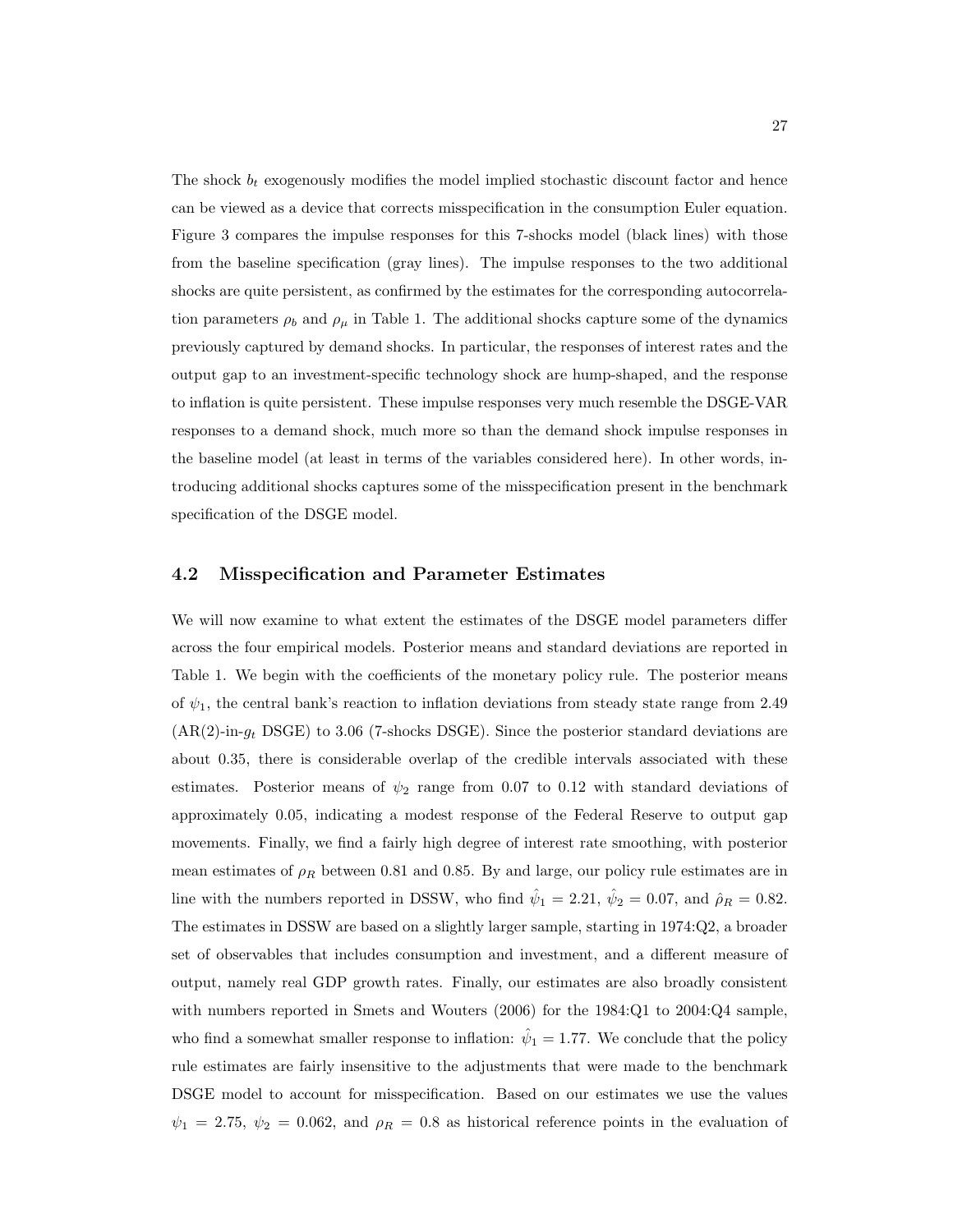The shock $b_t$ exogenously modifies the model implied stochastic discount factor and hence can be viewed as a device that corrects misspecification in the consumption Euler equation. Figure 3 compares the impulse responses for this 7-shocks model (black lines) with those from the baseline specification (gray lines). The impulse responses to the two additional shocks are quite persistent, as confirmed by the estimates for the corresponding autocorrelation parameters $\rho_b$ and $\rho_\mu$ in Table 1. The additional shocks capture some of the dynamics previously captured by demand shocks. In particular, the responses of interest rates and the output gap to an investment-specific technology shock are hump-shaped, and the response to inflation is quite persistent. These impulse responses very much resemble the DSGE-VAR responses to a demand shock, much more so than the demand shock impulse responses in the baseline model (at least in terms of the variables considered here). In other words, introducing additional shocks captures some of the misspecification present in the benchmark specification of the DSGE model.

## 4.2 Misspecification and Parameter Estimates

We will now examine to what extent the estimates of the DSGE model parameters differ across the four empirical models. Posterior means and standard deviations are reported in Table 1. We begin with the coefficients of the monetary policy rule. The posterior means of $\psi_1$, the central bank's reaction to inflation deviations from steady state range from 2.49 (AR(2)-in-$g_t$ DSGE) to 3.06 (7-shocks DSGE). Since the posterior standard deviations are about 0.35, there is considerable overlap of the credible intervals associated with these estimates. Posterior means of $\psi_2$ range from 0.07 to 0.12 with standard deviations of approximately 0.05, indicating a modest response of the Federal Reserve to output gap movements. Finally, we find a fairly high degree of interest rate smoothing, with posterior mean estimates of $\rho_R$ between 0.81 and 0.85. By and large, our policy rule estimates are in line with the numbers reported in DSSW, who find $\hat{\psi}_1 = 2.21$, $\hat{\psi}_2 = 0.07$, and $\hat{\rho}_R = 0.82$. The estimates in DSSW are based on a slightly larger sample, starting in 1974:Q2, a broader set of observables that includes consumption and investment, and a different measure of output, namely real GDP growth rates. Finally, our estimates are also broadly consistent with numbers reported in Smets and Wouters (2006) for the 1984:Q1 to 2004:Q4 sample, who find a somewhat smaller response to inflation: $\hat{\psi}_1 = 1.77$. We conclude that the policy rule estimates are fairly insensitive to the adjustments that were made to the benchmark DSGE model to account for misspecification. Based on our estimates we use the values $\psi_1 = 2.75$, $\psi_2 = 0.062$, and $\rho_R = 0.8$ as historical reference points in the evaluation of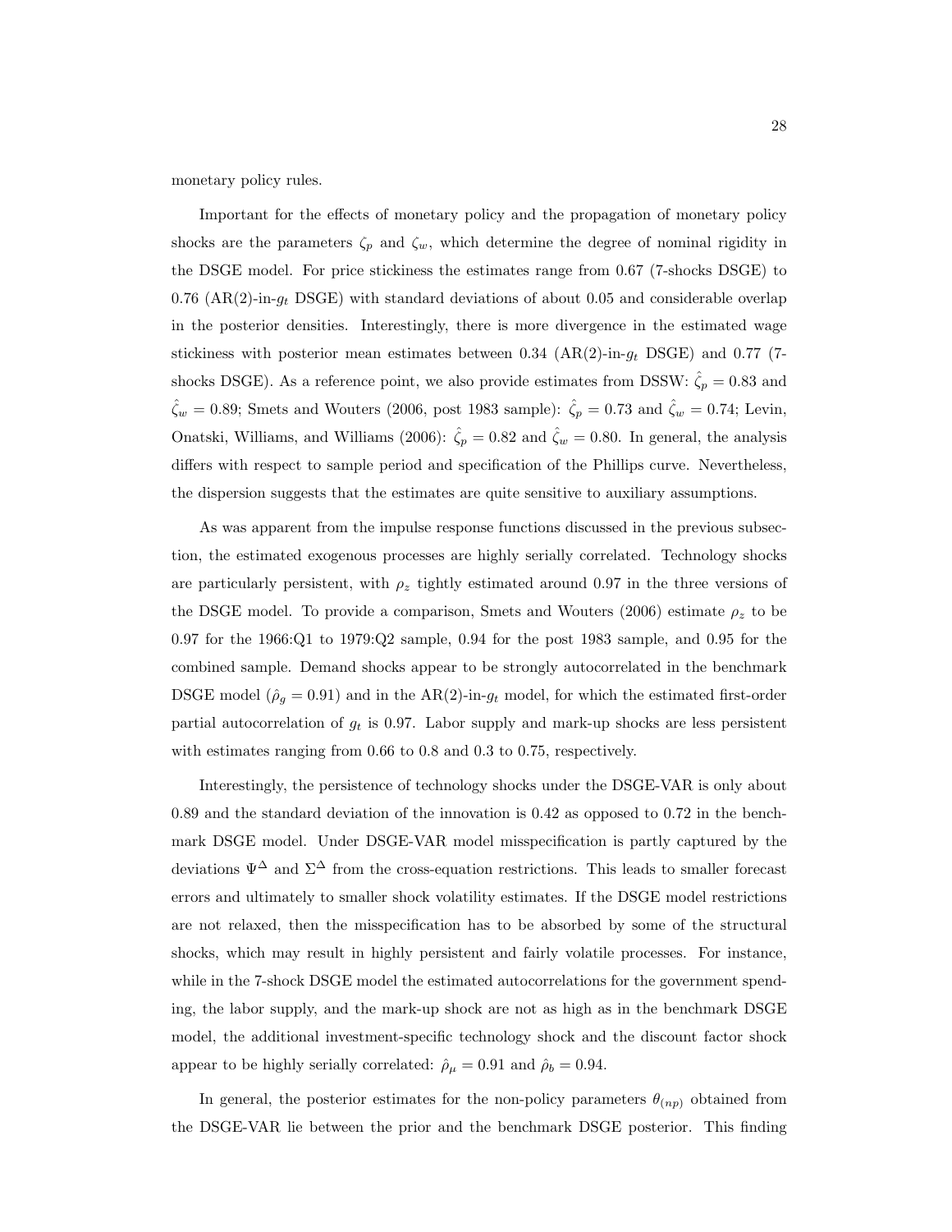monetary policy rules.

Important for the effects of monetary policy and the propagation of monetary policy shocks are the parameters $\zeta_p$ and $\zeta_w$, which determine the degree of nominal rigidity in the DSGE model. For price stickiness the estimates range from 0.67 (7-shocks DSGE) to 0.76 (AR(2)-in-$g_t$ DSGE) with standard deviations of about 0.05 and considerable overlap in the posterior densities. Interestingly, there is more divergence in the estimated wage stickiness with posterior mean estimates between 0.34 (AR(2)-in-$g_t$ DSGE) and 0.77 (7-shocks DSGE). As a reference point, we also provide estimates from DSSW: $\hat{\zeta}_p = 0.83$ and $\hat{\zeta}_w = 0.89$; Smets and Wouters (2006, post 1983 sample): $\hat{\zeta}_p = 0.73$ and $\hat{\zeta}_w = 0.74$; Levin, Onatski, Williams, and Williams (2006): $\hat{\zeta}_p = 0.82$ and $\hat{\zeta}_w = 0.80$. In general, the analysis differs with respect to sample period and specification of the Phillips curve. Nevertheless, the dispersion suggests that the estimates are quite sensitive to auxiliary assumptions.

As was apparent from the impulse response functions discussed in the previous subsection, the estimated exogenous processes are highly serially correlated. Technology shocks are particularly persistent, with $\rho_z$ tightly estimated around 0.97 in the three versions of the DSGE model. To provide a comparison, Smets and Wouters (2006) estimate $\rho_z$ to be 0.97 for the 1966:Q1 to 1979:Q2 sample, 0.94 for the post 1983 sample, and 0.95 for the combined sample. Demand shocks appear to be strongly autocorrelated in the benchmark DSGE model ($\hat{\rho}_g = 0.91$) and in the AR(2)-in-$g_t$ model, for which the estimated first-order partial autocorrelation of $g_t$ is 0.97. Labor supply and mark-up shocks are less persistent with estimates ranging from 0.66 to 0.8 and 0.3 to 0.75, respectively.

Interestingly, the persistence of technology shocks under the DSGE-VAR is only about 0.89 and the standard deviation of the innovation is 0.42 as opposed to 0.72 in the benchmark DSGE model. Under DSGE-VAR model misspecification is partly captured by the deviations $\Psi^{\Delta}$ and $\Sigma^{\Delta}$ from the cross-equation restrictions. This leads to smaller forecast errors and ultimately to smaller shock volatility estimates. If the DSGE model restrictions are not relaxed, then the misspecification has to be absorbed by some of the structural shocks, which may result in highly persistent and fairly volatile processes. For instance, while in the 7-shock DSGE model the estimated autocorrelations for the government spending, the labor supply, and the mark-up shock are not as high as in the benchmark DSGE model, the additional investment-specific technology shock and the discount factor shock appear to be highly serially correlated: $\hat{\rho}_\mu = 0.91$ and $\hat{\rho}_b = 0.94$.

In general, the posterior estimates for the non-policy parameters $\theta_{(np)}$ obtained from the DSGE-VAR lie between the prior and the benchmark DSGE posterior. This finding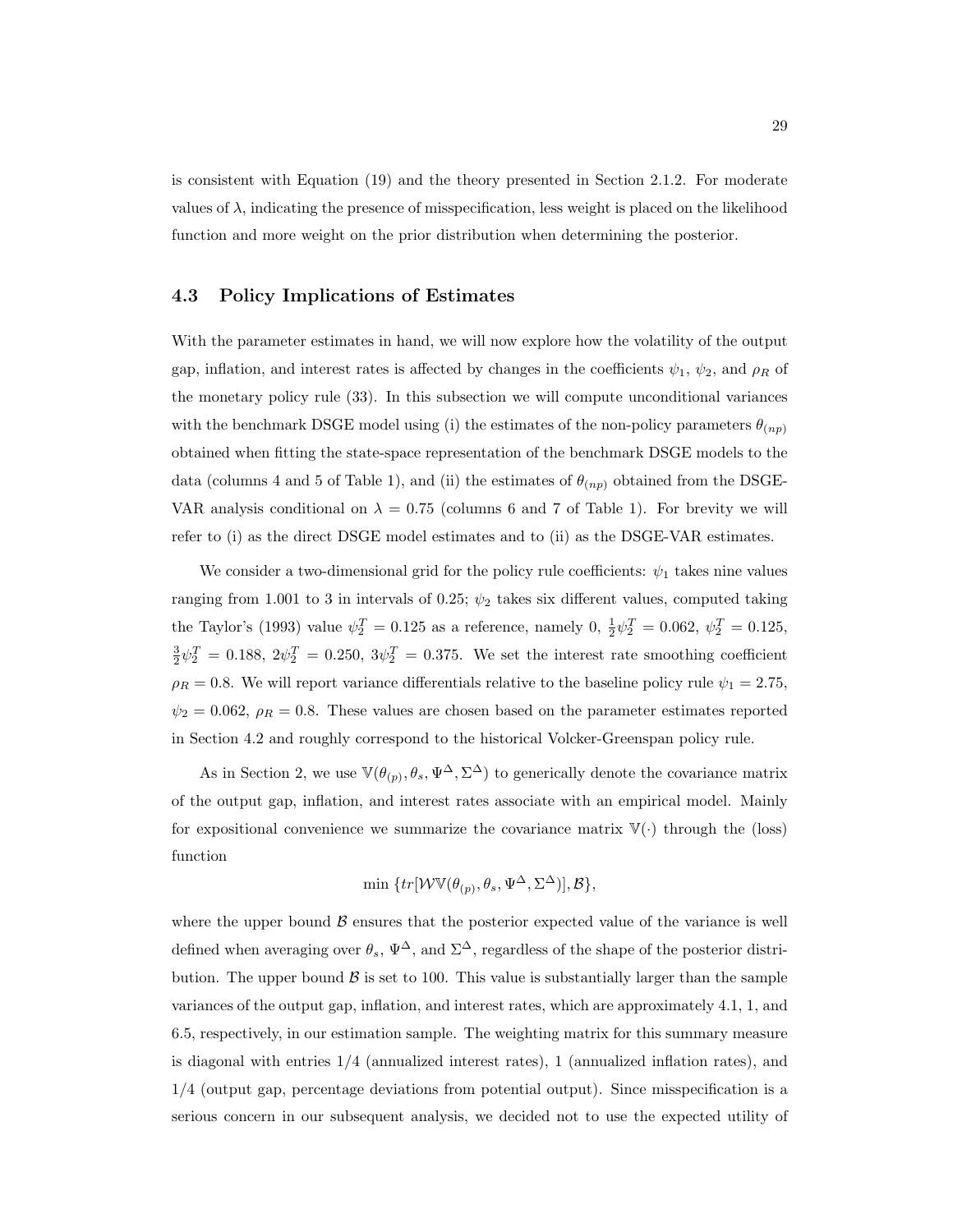is consistent with Equation (19) and the theory presented in Section 2.1.2. For moderate values of $\lambda$, indicating the presence of misspecification, less weight is placed on the likelihood function and more weight on the prior distribution when determining the posterior.

## 4.3 Policy Implications of Estimates

With the parameter estimates in hand, we will now explore how the volatility of the output gap, inflation, and interest rates is affected by changes in the coefficients $\psi_1$, $\psi_2$, and $\rho_R$ of the monetary policy rule (33). In this subsection we will compute unconditional variances with the benchmark DSGE model using (i) the estimates of the non-policy parameters $\theta_{(np)}$ obtained when fitting the state-space representation of the benchmark DSGE models to the data (columns 4 and 5 of Table 1), and (ii) the estimates of $\theta_{(np)}$ obtained from the DSGE-VAR analysis conditional on $\lambda = 0.75$ (columns 6 and 7 of Table 1). For brevity we will refer to (i) as the direct DSGE model estimates and to (ii) as the DSGE-VAR estimates.

We consider a two-dimensional grid for the policy rule coefficients: $\psi_1$ takes nine values ranging from 1.001 to 3 in intervals of 0.25; $\psi_2$ takes six different values, computed taking the Taylor's (1993) value $\psi_2^T = 0.125$ as a reference, namely 0, $\frac{1}{2}\psi_2^T = 0.062$, $\psi_2^T = 0.125$, $\frac{3}{2}\psi_2^T = 0.188$, $2\psi_2^T = 0.250$, $3\psi_2^T = 0.375$. We set the interest rate smoothing coefficient $\rho_R = 0.8$. We will report variance differentials relative to the baseline policy rule $\psi_1 = 2.75$, $\psi_2 = 0.062$, $\rho_R = 0.8$. These values are chosen based on the parameter estimates reported in Section 4.2 and roughly correspond to the historical Volcker-Greenspan policy rule.

As in Section 2, we use $\mathbb{V}(\theta_{(p)}, \theta_s, \Psi^\Delta, \Sigma^\Delta)$ to generically denote the covariance matrix of the output gap, inflation, and interest rates associate with an empirical model. Mainly for expositional convenience we summarize the covariance matrix $\mathbb{V}(\cdot)$ through the (loss) function

$$\min \{tr[\mathcal{W}\mathbb{V}(\theta_{(p)}, \theta_s, \Psi^\Delta, \Sigma^\Delta)], \mathcal{B}\},$$

where the upper bound $\mathcal{B}$ ensures that the posterior expected value of the variance is well defined when averaging over $\theta_s$, $\Psi^\Delta$, and $\Sigma^\Delta$, regardless of the shape of the posterior distribution. The upper bound $\mathcal{B}$ is set to 100. This value is substantially larger than the sample variances of the output gap, inflation, and interest rates, which are approximately 4.1, 1, and 6.5, respectively, in our estimation sample. The weighting matrix for this summary measure is diagonal with entries 1/4 (annualized interest rates), 1 (annualized inflation rates), and 1/4 (output gap, percentage deviations from potential output). Since misspecification is a serious concern in our subsequent analysis, we decided not to use the expected utility of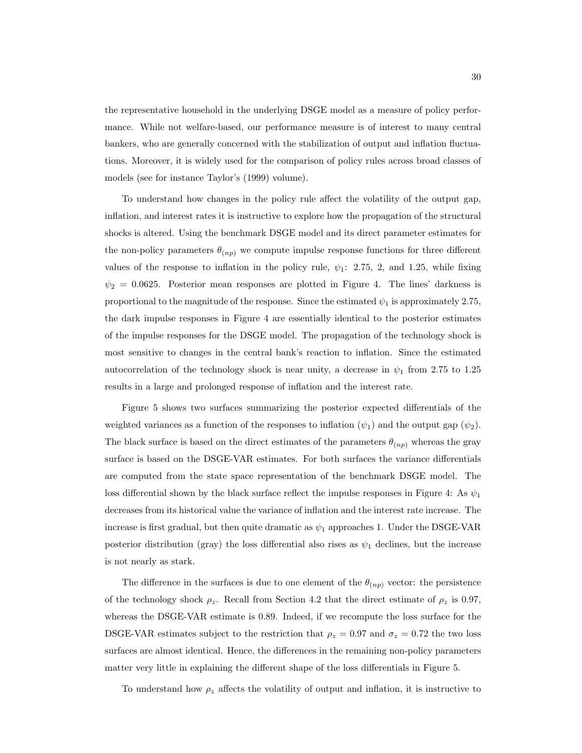the representative household in the underlying DSGE model as a measure of policy performance. While not welfare-based, our performance measure is of interest to many central bankers, who are generally concerned with the stabilization of output and inflation fluctuations. Moreover, it is widely used for the comparison of policy rules across broad classes of models (see for instance Taylor's (1999) volume).

To understand how changes in the policy rule affect the volatility of the output gap, inflation, and interest rates it is instructive to explore how the propagation of the structural shocks is altered. Using the benchmark DSGE model and its direct parameter estimates for the non-policy parameters $\theta_{(np)}$ we compute impulse response functions for three different values of the response to inflation in the policy rule, $\psi_1$: 2.75, 2, and 1.25, while fixing $\psi_2 = 0.0625$. Posterior mean responses are plotted in Figure 4. The lines' darkness is proportional to the magnitude of the response. Since the estimated $\psi_1$ is approximately 2.75, the dark impulse responses in Figure 4 are essentially identical to the posterior estimates of the impulse responses for the DSGE model. The propagation of the technology shock is most sensitive to changes in the central bank's reaction to inflation. Since the estimated autocorrelation of the technology shock is near unity, a decrease in $\psi_1$ from 2.75 to 1.25 results in a large and prolonged response of inflation and the interest rate.

Figure 5 shows two surfaces summarizing the posterior expected differentials of the weighted variances as a function of the responses to inflation ($\psi_1$) and the output gap ($\psi_2$). The black surface is based on the direct estimates of the parameters $\theta_{(np)}$ whereas the gray surface is based on the DSGE-VAR estimates. For both surfaces the variance differentials are computed from the state space representation of the benchmark DSGE model. The loss differential shown by the black surface reflect the impulse responses in Figure 4: As $\psi_1$ decreases from its historical value the variance of inflation and the interest rate increase. The increase is first gradual, but then quite dramatic as $\psi_1$ approaches 1. Under the DSGE-VAR posterior distribution (gray) the loss differential also rises as $\psi_1$ declines, but the increase is not nearly as stark.

The difference in the surfaces is due to one element of the $\theta_{(np)}$ vector: the persistence of the technology shock $\rho_z$. Recall from Section 4.2 that the direct estimate of $\rho_z$ is 0.97, whereas the DSGE-VAR estimate is 0.89. Indeed, if we recompute the loss surface for the DSGE-VAR estimates subject to the restriction that $\rho_z = 0.97$ and $\sigma_z = 0.72$ the two loss surfaces are almost identical. Hence, the differences in the remaining non-policy parameters matter very little in explaining the different shape of the loss differentials in Figure 5.

To understand how $\rho_z$ affects the volatility of output and inflation, it is instructive to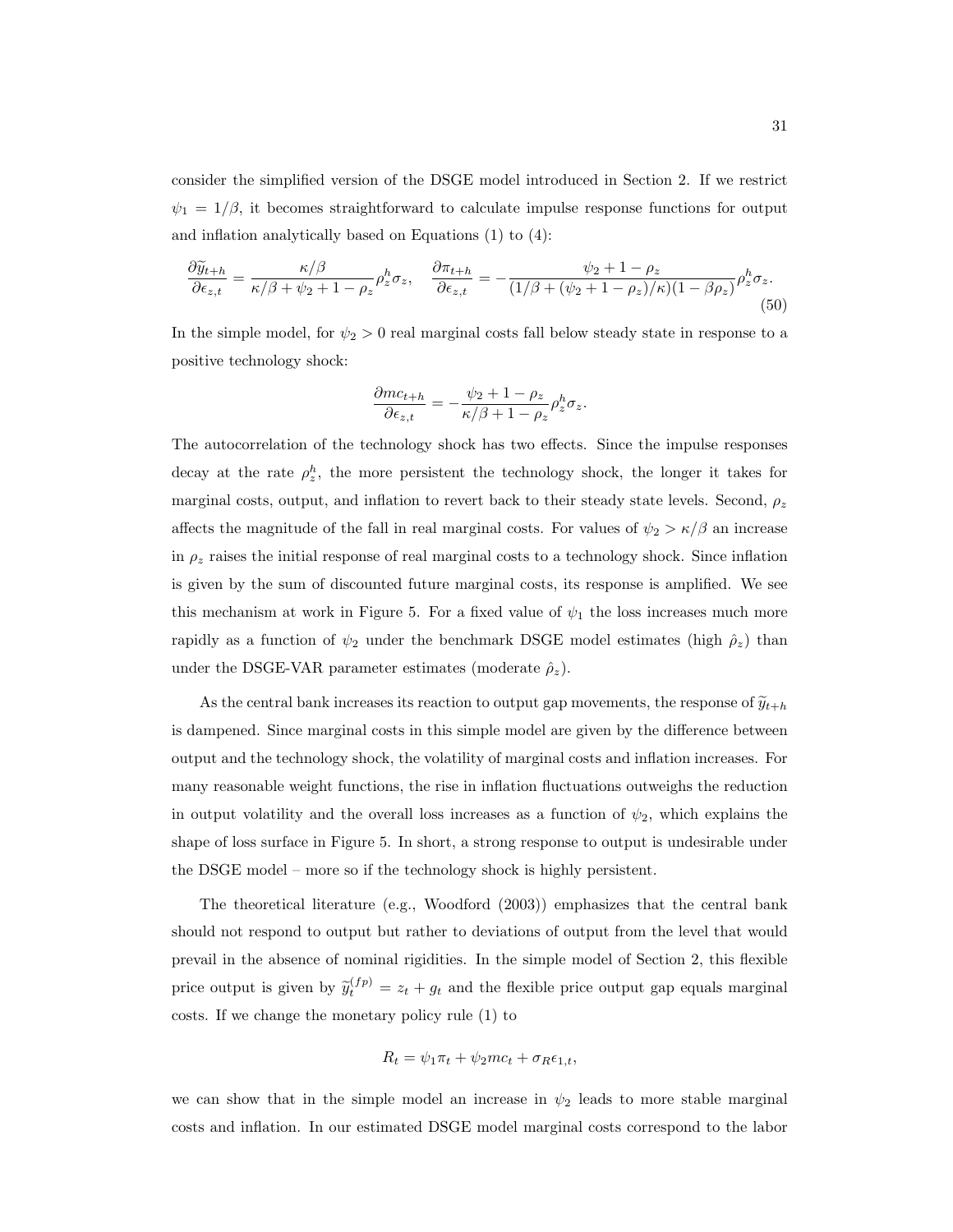consider the simplified version of the DSGE model introduced in Section 2. If we restrict $\psi_1 = 1/\beta$, it becomes straightforward to calculate impulse response functions for output and inflation analytically based on Equations (1) to (4):

$$\frac{\partial \widetilde{y}_{t+h}}{\partial \epsilon_{z,t}} = \frac{\kappa/\beta}{\kappa/\beta + \psi_2 + 1 - \rho_z}\rho_z^h \sigma_z, \quad \frac{\partial \pi_{t+h}}{\partial \epsilon_{z,t}} = -\frac{\psi_2 + 1 - \rho_z}{(1/\beta + (\psi_2 + 1 - \rho_z)/\kappa)(1 - \beta\rho_z)}\rho_z^h \sigma_z. \tag{50}$$

In the simple model, for $\psi_2 > 0$ real marginal costs fall below steady state in response to a positive technology shock:

$$\frac{\partial mc_{t+h}}{\partial \epsilon_{z,t}} = -\frac{\psi_2 + 1 - \rho_z}{\kappa/\beta + 1 - \rho_z}\rho_z^h \sigma_z.$$

The autocorrelation of the technology shock has two effects. Since the impulse responses decay at the rate $\rho_z^h$, the more persistent the technology shock, the longer it takes for marginal costs, output, and inflation to revert back to their steady state levels. Second, $\rho_z$ affects the magnitude of the fall in real marginal costs. For values of $\psi_2 > \kappa/\beta$ an increase in $\rho_z$ raises the initial response of real marginal costs to a technology shock. Since inflation is given by the sum of discounted future marginal costs, its response is amplified. We see this mechanism at work in Figure 5. For a fixed value of $\psi_1$ the loss increases much more rapidly as a function of $\psi_2$ under the benchmark DSGE model estimates (high $\hat{\rho}_z$) than under the DSGE-VAR parameter estimates (moderate $\hat{\rho}_z$).

As the central bank increases its reaction to output gap movements, the response of $\widetilde{y}_{t+h}$ is dampened. Since marginal costs in this simple model are given by the difference between output and the technology shock, the volatility of marginal costs and inflation increases. For many reasonable weight functions, the rise in inflation fluctuations outweighs the reduction in output volatility and the overall loss increases as a function of $\psi_2$, which explains the shape of loss surface in Figure 5. In short, a strong response to output is undesirable under the DSGE model – more so if the technology shock is highly persistent.

The theoretical literature (e.g., Woodford (2003)) emphasizes that the central bank should not respond to output but rather to deviations of output from the level that would prevail in the absence of nominal rigidities. In the simple model of Section 2, this flexible price output is given by $\widetilde{y}_t^{(fp)} = z_t + g_t$ and the flexible price output gap equals marginal costs. If we change the monetary policy rule (1) to

$$R_t = \psi_1 \pi_t + \psi_2 mc_t + \sigma_R \epsilon_{1,t},$$

we can show that in the simple model an increase in $\psi_2$ leads to more stable marginal costs and inflation. In our estimated DSGE model marginal costs correspond to the labor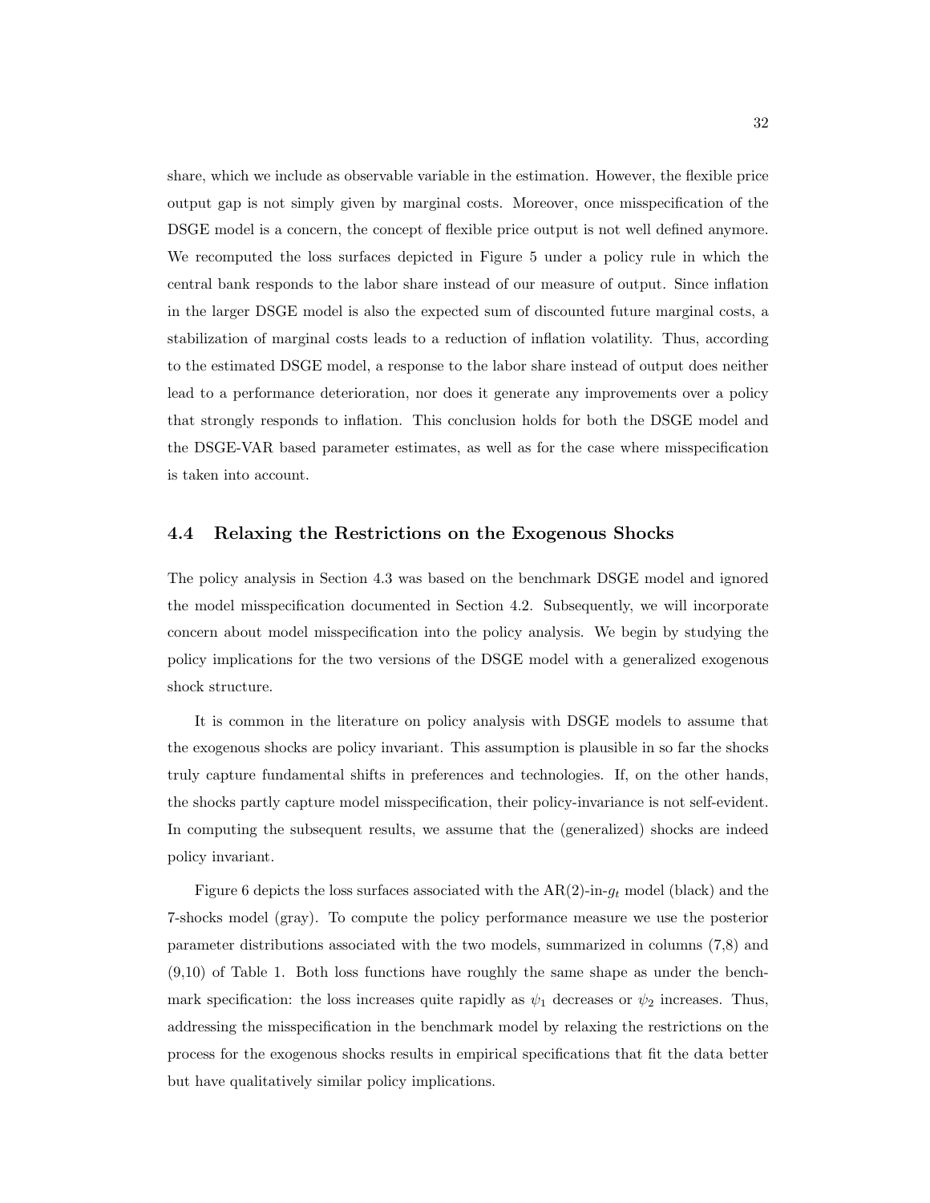share, which we include as observable variable in the estimation. However, the flexible price output gap is not simply given by marginal costs. Moreover, once misspecification of the DSGE model is a concern, the concept of flexible price output is not well defined anymore. We recomputed the loss surfaces depicted in Figure 5 under a policy rule in which the central bank responds to the labor share instead of our measure of output. Since inflation in the larger DSGE model is also the expected sum of discounted future marginal costs, a stabilization of marginal costs leads to a reduction of inflation volatility. Thus, according to the estimated DSGE model, a response to the labor share instead of output does neither lead to a performance deterioration, nor does it generate any improvements over a policy that strongly responds to inflation. This conclusion holds for both the DSGE model and the DSGE-VAR based parameter estimates, as well as for the case where misspecification is taken into account.

## 4.4 Relaxing the Restrictions on the Exogenous Shocks

The policy analysis in Section 4.3 was based on the benchmark DSGE model and ignored the model misspecification documented in Section 4.2. Subsequently, we will incorporate concern about model misspecification into the policy analysis. We begin by studying the policy implications for the two versions of the DSGE model with a generalized exogenous shock structure.

It is common in the literature on policy analysis with DSGE models to assume that the exogenous shocks are policy invariant. This assumption is plausible in so far the shocks truly capture fundamental shifts in preferences and technologies. If, on the other hands, the shocks partly capture model misspecification, their policy-invariance is not self-evident. In computing the subsequent results, we assume that the (generalized) shocks are indeed policy invariant.

Figure 6 depicts the loss surfaces associated with the AR(2)-in-$g_t$ model (black) and the 7-shocks model (gray). To compute the policy performance measure we use the posterior parameter distributions associated with the two models, summarized in columns (7,8) and (9,10) of Table 1. Both loss functions have roughly the same shape as under the benchmark specification: the loss increases quite rapidly as $\psi_1$ decreases or $\psi_2$ increases. Thus, addressing the misspecification in the benchmark model by relaxing the restrictions on the process for the exogenous shocks results in empirical specifications that fit the data better but have qualitatively similar policy implications.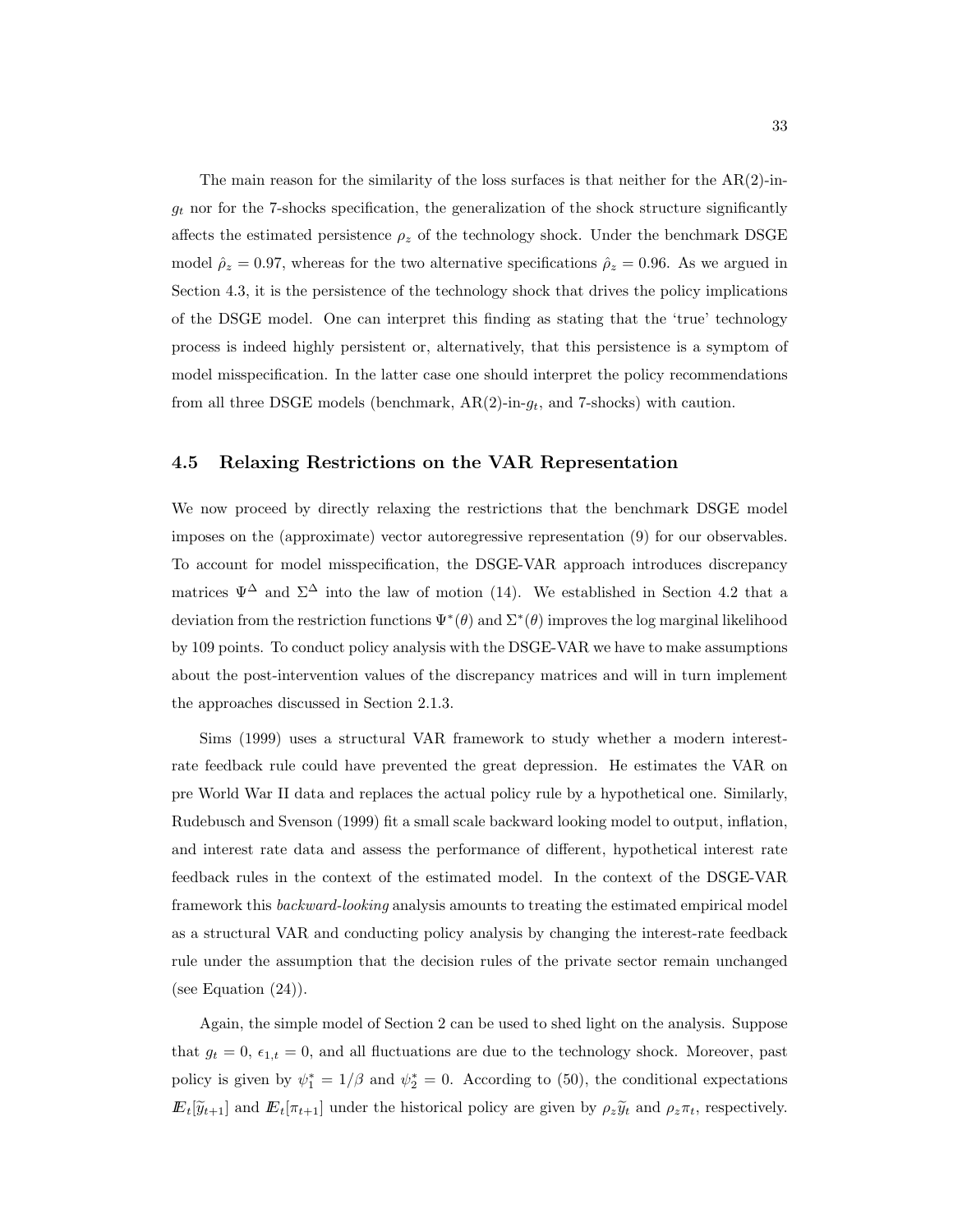The main reason for the similarity of the loss surfaces is that neither for the AR(2)-in-$g_t$ nor for the 7-shocks specification, the generalization of the shock structure significantly affects the estimated persistence $\rho_z$ of the technology shock. Under the benchmark DSGE model $\hat{\rho}_z = 0.97$, whereas for the two alternative specifications $\hat{\rho}_z = 0.96$. As we argued in Section 4.3, it is the persistence of the technology shock that drives the policy implications of the DSGE model. One can interpret this finding as stating that the 'true' technology process is indeed highly persistent or, alternatively, that this persistence is a symptom of model misspecification. In the latter case one should interpret the policy recommendations from all three DSGE models (benchmark, AR(2)-in-$g_t$, and 7-shocks) with caution.

## 4.5 Relaxing Restrictions on the VAR Representation

We now proceed by directly relaxing the restrictions that the benchmark DSGE model imposes on the (approximate) vector autoregressive representation (9) for our observables. To account for model misspecification, the DSGE-VAR approach introduces discrepancy matrices $\Psi^{\Delta}$ and $\Sigma^{\Delta}$ into the law of motion (14). We established in Section 4.2 that a deviation from the restriction functions $\Psi^*(\theta)$ and $\Sigma^*(\theta)$ improves the log marginal likelihood by 109 points. To conduct policy analysis with the DSGE-VAR we have to make assumptions about the post-intervention values of the discrepancy matrices and will in turn implement the approaches discussed in Section 2.1.3.

Sims (1999) uses a structural VAR framework to study whether a modern interest-rate feedback rule could have prevented the great depression. He estimates the VAR on pre World War II data and replaces the actual policy rule by a hypothetical one. Similarly, Rudebusch and Svenson (1999) fit a small scale backward looking model to output, inflation, and interest rate data and assess the performance of different, hypothetical interest rate feedback rules in the context of the estimated model. In the context of the DSGE-VAR framework this *backward-looking* analysis amounts to treating the estimated empirical model as a structural VAR and conducting policy analysis by changing the interest-rate feedback rule under the assumption that the decision rules of the private sector remain unchanged (see Equation (24)).

Again, the simple model of Section 2 can be used to shed light on the analysis. Suppose that $g_t = 0$, $\epsilon_{1,t} = 0$, and all fluctuations are due to the technology shock. Moreover, past policy is given by $\psi_1^* = 1/\beta$ and $\psi_2^* = 0$. According to (50), the conditional expectations $I\!E_t[\widetilde{y}_{t+1}]$ and $I\!E_t[\pi_{t+1}]$ under the historical policy are given by $\rho_z \widetilde{y}_t$ and $\rho_z \pi_t$, respectively.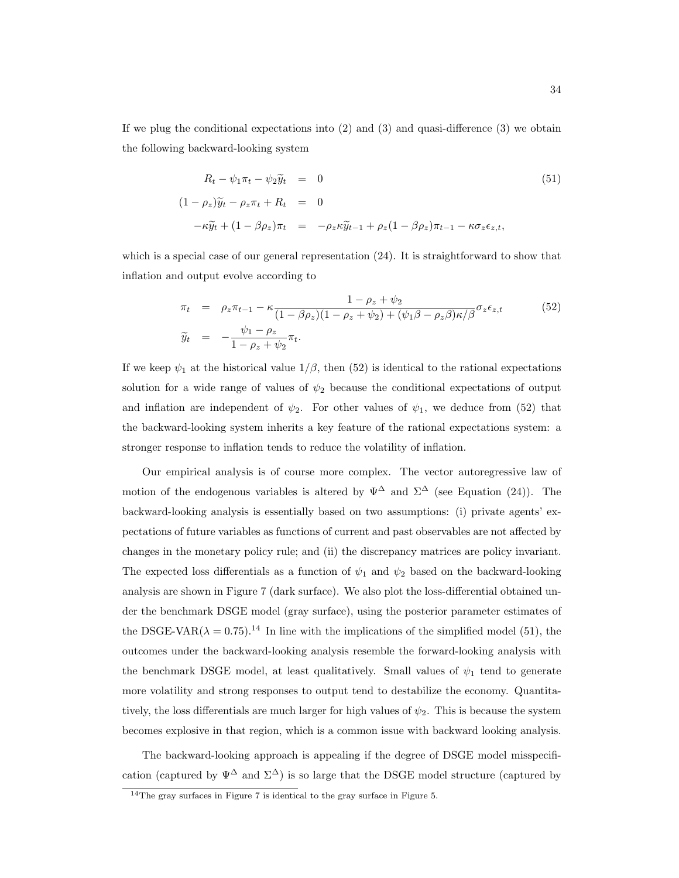If we plug the conditional expectations into (2) and (3) and quasi-difference (3) we obtain the following backward-looking system

$$
\begin{aligned}
R_t - \psi_1 \pi_t - \psi_2 \widetilde{y}_t &= 0 \qquad (51)\\
(1-\rho_z)\widetilde{y}_t - \rho_z \pi_t + R_t &= 0 \\
-\kappa \widetilde{y}_t + (1-\beta\rho_z)\pi_t &= -\rho_z \kappa \widetilde{y}_{t-1} + \rho_z(1-\beta\rho_z)\pi_{t-1} - \kappa\sigma_z \epsilon_{z,t},
\end{aligned}
$$

which is a special case of our general representation (24). It is straightforward to show that inflation and output evolve according to

$$
\begin{aligned}
\pi_t &= \rho_z \pi_{t-1} - \kappa \frac{1-\rho_z+\psi_2}{(1-\beta\rho_z)(1-\rho_z+\psi_2) + (\psi_1\beta - \rho_z\beta)\kappa/\beta} \sigma_z \epsilon_{z,t} \qquad (52)\\
\widetilde{y}_t &= -\frac{\psi_1 - \rho_z}{1-\rho_z+\psi_2}\pi_t.
\end{aligned}
$$

If we keep $\psi_1$ at the historical value $1/\beta$, then (52) is identical to the rational expectations solution for a wide range of values of $\psi_2$ because the conditional expectations of output and inflation are independent of $\psi_2$. For other values of $\psi_1$, we deduce from (52) that the backward-looking system inherits a key feature of the rational expectations system: a stronger response to inflation tends to reduce the volatility of inflation.

Our empirical analysis is of course more complex. The vector autoregressive law of motion of the endogenous variables is altered by $\Psi^\Delta$ and $\Sigma^\Delta$ (see Equation (24)). The backward-looking analysis is essentially based on two assumptions: (i) private agents' expectations of future variables as functions of current and past observables are not affected by changes in the monetary policy rule; and (ii) the discrepancy matrices are policy invariant. The expected loss differentials as a function of $\psi_1$ and $\psi_2$ based on the backward-looking analysis are shown in Figure 7 (dark surface). We also plot the loss-differential obtained under the benchmark DSGE model (gray surface), using the posterior parameter estimates of the DSGE-VAR($\lambda = 0.75$).[14] In line with the implications of the simplified model (51), the outcomes under the backward-looking analysis resemble the forward-looking analysis with the benchmark DSGE model, at least qualitatively. Small values of $\psi_1$ tend to generate more volatility and strong responses to output tend to destabilize the economy. Quantitatively, the loss differentials are much larger for high values of $\psi_2$. This is because the system becomes explosive in that region, which is a common issue with backward looking analysis.

The backward-looking approach is appealing if the degree of DSGE model misspecification (captured by $\Psi^\Delta$ and $\Sigma^\Delta$) is so large that the DSGE model structure (captured by

[14] The gray surfaces in Figure 7 is identical to the gray surface in Figure 5.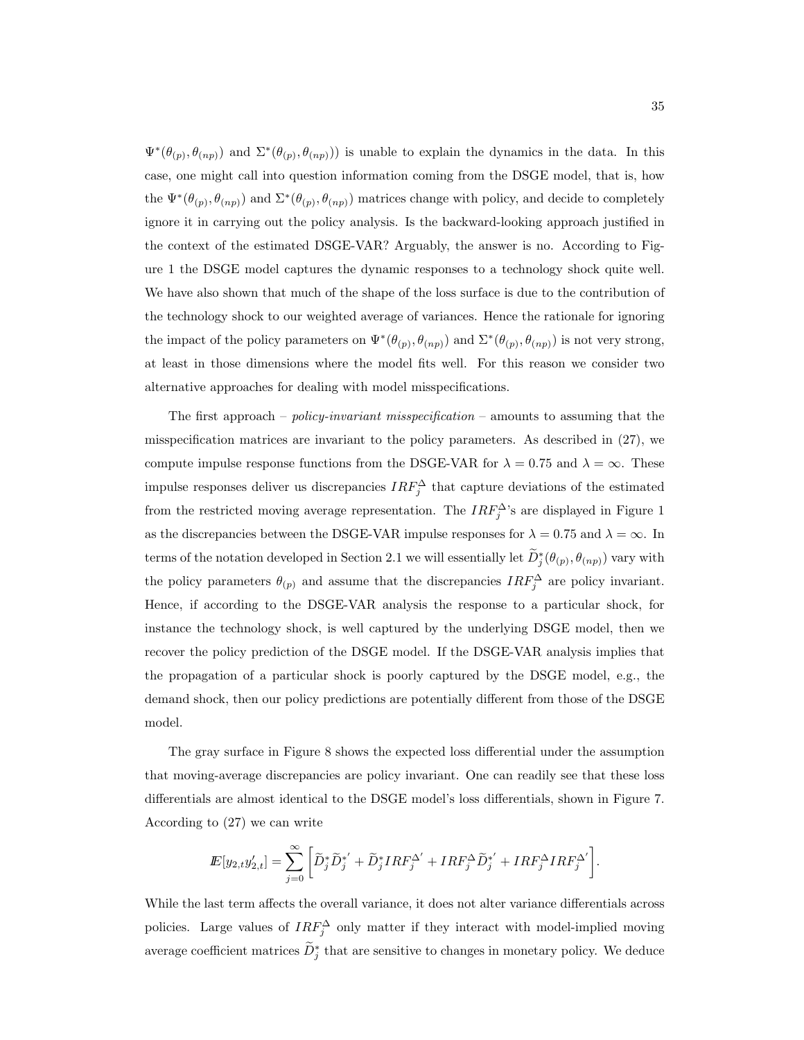$\Psi^*(\theta_{(p)}, \theta_{(np)})$ and $\Sigma^*(\theta_{(p)}, \theta_{(np)})$) is unable to explain the dynamics in the data. In this case, one might call into question information coming from the DSGE model, that is, how the $\Psi^*(\theta_{(p)}, \theta_{(np)})$ and $\Sigma^*(\theta_{(p)}, \theta_{(np)})$ matrices change with policy, and decide to completely ignore it in carrying out the policy analysis. Is the backward-looking approach justified in the context of the estimated DSGE-VAR? Arguably, the answer is no. According to Figure 1 the DSGE model captures the dynamic responses to a technology shock quite well. We have also shown that much of the shape of the loss surface is due to the contribution of the technology shock to our weighted average of variances. Hence the rationale for ignoring the impact of the policy parameters on $\Psi^*(\theta_{(p)}, \theta_{(np)})$ and $\Sigma^*(\theta_{(p)}, \theta_{(np)})$ is not very strong, at least in those dimensions where the model fits well. For this reason we consider two alternative approaches for dealing with model misspecifications.

The first approach – *policy-invariant misspecification* – amounts to assuming that the misspecification matrices are invariant to the policy parameters. As described in (27), we compute impulse response functions from the DSGE-VAR for $\lambda = 0.75$ and $\lambda = \infty$. These impulse responses deliver us discrepancies $IRF_j^\Delta$ that capture deviations of the estimated from the restricted moving average representation. The $IRF_j^\Delta$'s are displayed in Figure 1 as the discrepancies between the DSGE-VAR impulse responses for $\lambda = 0.75$ and $\lambda = \infty$. In terms of the notation developed in Section 2.1 we will essentially let $\widetilde{D}_j^*(\theta_{(p)}, \theta_{(np)})$ vary with the policy parameters $\theta_{(p)}$ and assume that the discrepancies $IRF_j^\Delta$ are policy invariant. Hence, if according to the DSGE-VAR analysis the response to a particular shock, for instance the technology shock, is well captured by the underlying DSGE model, then we recover the policy prediction of the DSGE model. If the DSGE-VAR analysis implies that the propagation of a particular shock is poorly captured by the DSGE model, e.g., the demand shock, then our policy predictions are potentially different from those of the DSGE model.

The gray surface in Figure 8 shows the expected loss differential under the assumption that moving-average discrepancies are policy invariant. One can readily see that these loss differentials are almost identical to the DSGE model's loss differentials, shown in Figure 7. According to (27) we can write

$$I\!E[y_{2,t}y_{2,t}'] = \sum_{j=0}^{\infty} \left[ \widetilde{D}_j^* \widetilde{D}_j^{*'} + \widetilde{D}_j^* IRF_j^{\Delta'} + IRF_j^\Delta \widetilde{D}_j^{*'} + IRF_j^\Delta IRF_j^{\Delta'} \right].$$

While the last term affects the overall variance, it does not alter variance differentials across policies. Large values of $IRF_j^\Delta$ only matter if they interact with model-implied moving average coefficient matrices $\widetilde{D}_j^*$ that are sensitive to changes in monetary policy. We deduce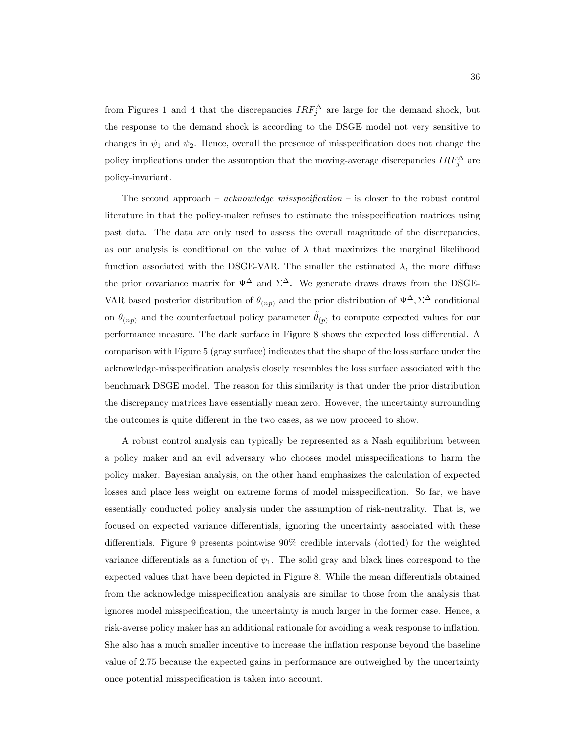from Figures 1 and 4 that the discrepancies $IRF_j^{\Delta}$ are large for the demand shock, but the response to the demand shock is according to the DSGE model not very sensitive to changes in $\psi_1$ and $\psi_2$. Hence, overall the presence of misspecification does not change the policy implications under the assumption that the moving-average discrepancies $IRF_j^{\Delta}$ are policy-invariant.

The second approach – *acknowledge misspecification* – is closer to the robust control literature in that the policy-maker refuses to estimate the misspecification matrices using past data. The data are only used to assess the overall magnitude of the discrepancies, as our analysis is conditional on the value of $\lambda$ that maximizes the marginal likelihood function associated with the DSGE-VAR. The smaller the estimated $\lambda$, the more diffuse the prior covariance matrix for $\Psi^{\Delta}$ and $\Sigma^{\Delta}$. We generate draws draws from the DSGE-VAR based posterior distribution of $\theta_{(np)}$ and the prior distribution of $\Psi^{\Delta}, \Sigma^{\Delta}$ conditional on $\theta_{(np)}$ and the counterfactual policy parameter $\tilde{\theta}_{(p)}$ to compute expected values for our performance measure. The dark surface in Figure 8 shows the expected loss differential. A comparison with Figure 5 (gray surface) indicates that the shape of the loss surface under the acknowledge-misspecification analysis closely resembles the loss surface associated with the benchmark DSGE model. The reason for this similarity is that under the prior distribution the discrepancy matrices have essentially mean zero. However, the uncertainty surrounding the outcomes is quite different in the two cases, as we now proceed to show.

A robust control analysis can typically be represented as a Nash equilibrium between a policy maker and an evil adversary who chooses model misspecifications to harm the policy maker. Bayesian analysis, on the other hand emphasizes the calculation of expected losses and place less weight on extreme forms of model misspecification. So far, we have essentially conducted policy analysis under the assumption of risk-neutrality. That is, we focused on expected variance differentials, ignoring the uncertainty associated with these differentials. Figure 9 presents pointwise 90% credible intervals (dotted) for the weighted variance differentials as a function of $\psi_1$. The solid gray and black lines correspond to the expected values that have been depicted in Figure 8. While the mean differentials obtained from the acknowledge misspecification analysis are similar to those from the analysis that ignores model misspecification, the uncertainty is much larger in the former case. Hence, a risk-averse policy maker has an additional rationale for avoiding a weak response to inflation. She also has a much smaller incentive to increase the inflation response beyond the baseline value of 2.75 because the expected gains in performance are outweighed by the uncertainty once potential misspecification is taken into account.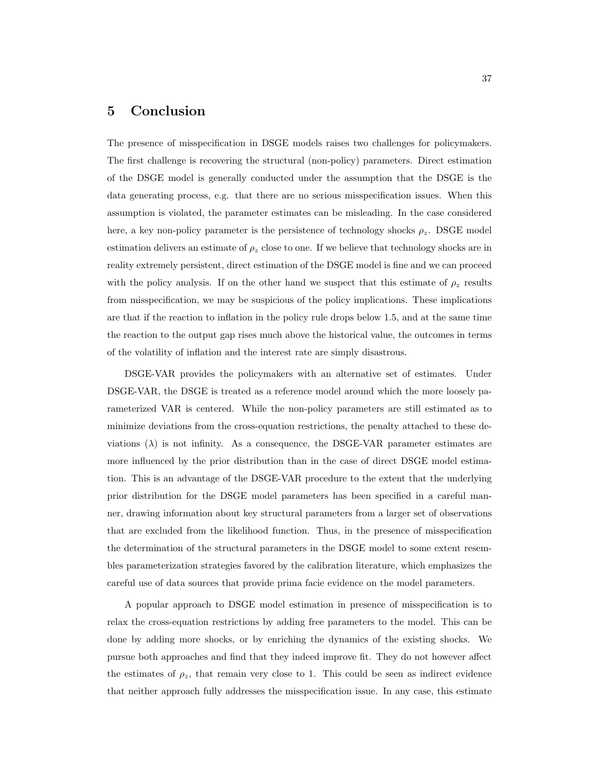# 5 Conclusion

The presence of misspecification in DSGE models raises two challenges for policymakers. The first challenge is recovering the structural (non-policy) parameters. Direct estimation of the DSGE model is generally conducted under the assumption that the DSGE is the data generating process, e.g. that there are no serious misspecification issues. When this assumption is violated, the parameter estimates can be misleading. In the case considered here, a key non-policy parameter is the persistence of technology shocks $\rho_z$. DSGE model estimation delivers an estimate of $\rho_z$ close to one. If we believe that technology shocks are in reality extremely persistent, direct estimation of the DSGE model is fine and we can proceed with the policy analysis. If on the other hand we suspect that this estimate of $\rho_z$ results from misspecification, we may be suspicious of the policy implications. These implications are that if the reaction to inflation in the policy rule drops below 1.5, and at the same time the reaction to the output gap rises much above the historical value, the outcomes in terms of the volatility of inflation and the interest rate are simply disastrous.

DSGE-VAR provides the policymakers with an alternative set of estimates. Under DSGE-VAR, the DSGE is treated as a reference model around which the more loosely parameterized VAR is centered. While the non-policy parameters are still estimated as to minimize deviations from the cross-equation restrictions, the penalty attached to these deviations ($\lambda$) is not infinity. As a consequence, the DSGE-VAR parameter estimates are more influenced by the prior distribution than in the case of direct DSGE model estimation. This is an advantage of the DSGE-VAR procedure to the extent that the underlying prior distribution for the DSGE model parameters has been specified in a careful manner, drawing information about key structural parameters from a larger set of observations that are excluded from the likelihood function. Thus, in the presence of misspecification the determination of the structural parameters in the DSGE model to some extent resembles parameterization strategies favored by the calibration literature, which emphasizes the careful use of data sources that provide prima facie evidence on the model parameters.

A popular approach to DSGE model estimation in presence of misspecification is to relax the cross-equation restrictions by adding free parameters to the model. This can be done by adding more shocks, or by enriching the dynamics of the existing shocks. We pursue both approaches and find that they indeed improve fit. They do not however affect the estimates of $\rho_z$, that remain very close to 1. This could be seen as indirect evidence that neither approach fully addresses the misspecification issue. In any case, this estimate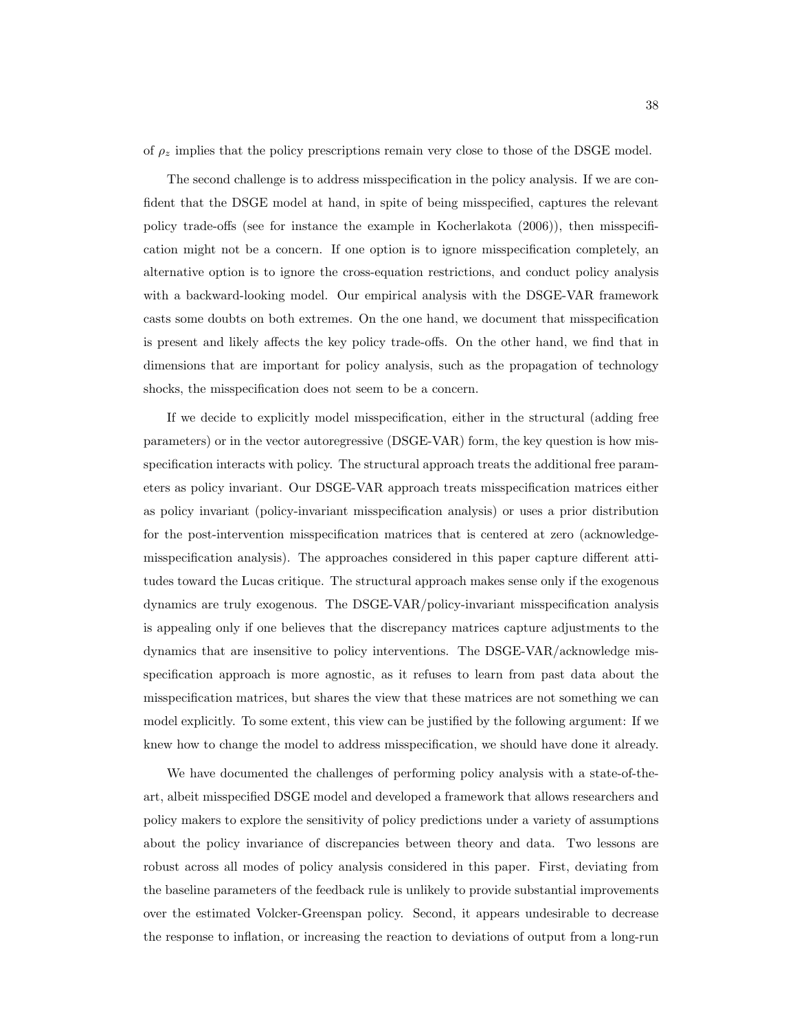of $\rho_z$ implies that the policy prescriptions remain very close to those of the DSGE model.

The second challenge is to address misspecification in the policy analysis. If we are confident that the DSGE model at hand, in spite of being misspecified, captures the relevant policy trade-offs (see for instance the example in Kocherlakota (2006)), then misspecification might not be a concern. If one option is to ignore misspecification completely, an alternative option is to ignore the cross-equation restrictions, and conduct policy analysis with a backward-looking model. Our empirical analysis with the DSGE-VAR framework casts some doubts on both extremes. On the one hand, we document that misspecification is present and likely affects the key policy trade-offs. On the other hand, we find that in dimensions that are important for policy analysis, such as the propagation of technology shocks, the misspecification does not seem to be a concern.

If we decide to explicitly model misspecification, either in the structural (adding free parameters) or in the vector autoregressive (DSGE-VAR) form, the key question is how misspecification interacts with policy. The structural approach treats the additional free parameters as policy invariant. Our DSGE-VAR approach treats misspecification matrices either as policy invariant (policy-invariant misspecification analysis) or uses a prior distribution for the post-intervention misspecification matrices that is centered at zero (acknowledge-misspecification analysis). The approaches considered in this paper capture different attitudes toward the Lucas critique. The structural approach makes sense only if the exogenous dynamics are truly exogenous. The DSGE-VAR/policy-invariant misspecification analysis is appealing only if one believes that the discrepancy matrices capture adjustments to the dynamics that are insensitive to policy interventions. The DSGE-VAR/acknowledge misspecification approach is more agnostic, as it refuses to learn from past data about the misspecification matrices, but shares the view that these matrices are not something we can model explicitly. To some extent, this view can be justified by the following argument: If we knew how to change the model to address misspecification, we should have done it already.

We have documented the challenges of performing policy analysis with a state-of-the-art, albeit misspecified DSGE model and developed a framework that allows researchers and policy makers to explore the sensitivity of policy predictions under a variety of assumptions about the policy invariance of discrepancies between theory and data. Two lessons are robust across all modes of policy analysis considered in this paper. First, deviating from the baseline parameters of the feedback rule is unlikely to provide substantial improvements over the estimated Volcker-Greenspan policy. Second, it appears undesirable to decrease the response to inflation, or increasing the reaction to deviations of output from a long-run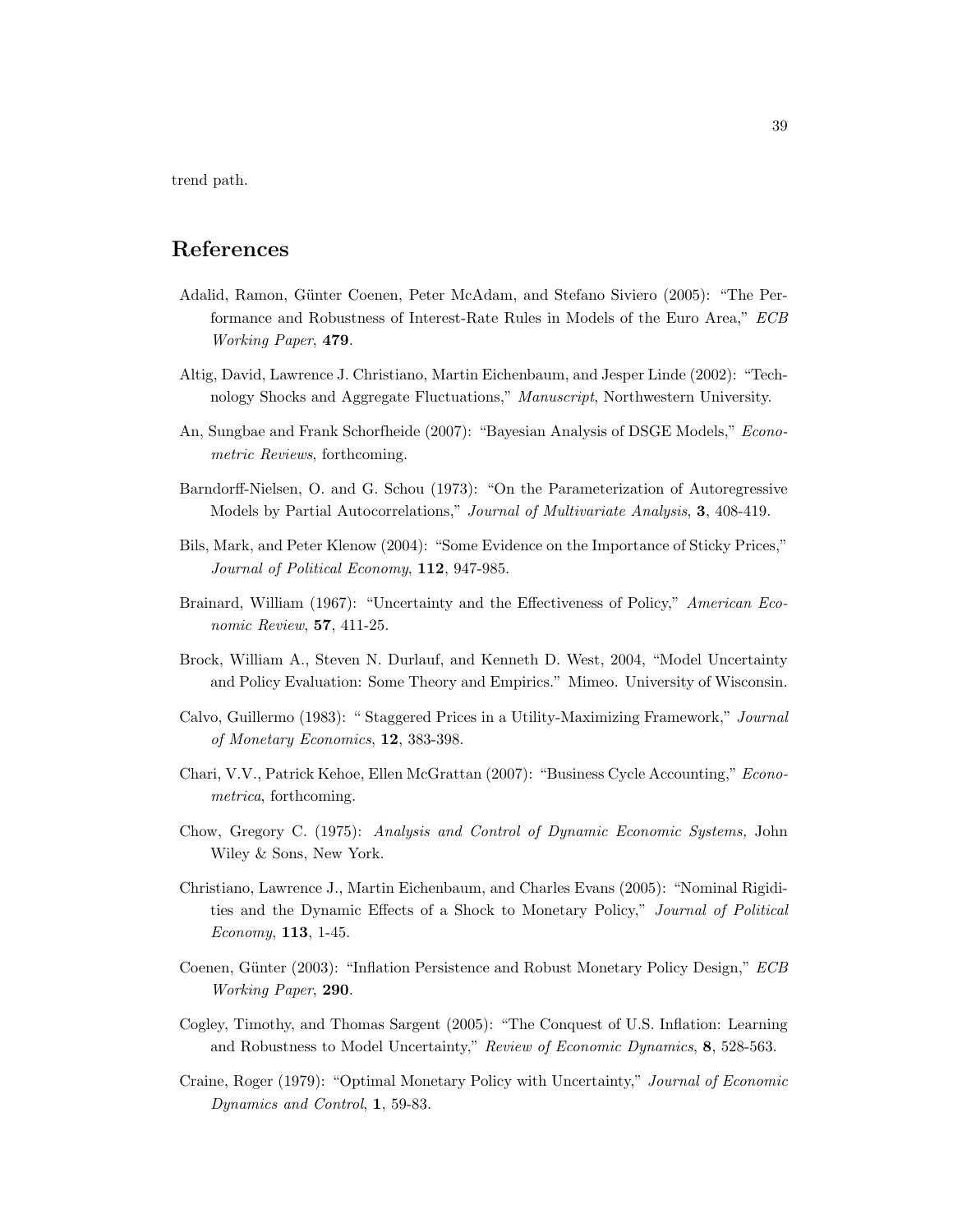trend path.

# References

Adalid, Ramon, Günter Coenen, Peter McAdam, and Stefano Siviero (2005): "The Performance and Robustness of Interest-Rate Rules in Models of the Euro Area," *ECB Working Paper*, **479**.

Altig, David, Lawrence J. Christiano, Martin Eichenbaum, and Jesper Linde (2002): "Technology Shocks and Aggregate Fluctuations," *Manuscript*, Northwestern University.

An, Sungbae and Frank Schorfheide (2007): "Bayesian Analysis of DSGE Models," *Econometric Reviews*, forthcoming.

Barndorff-Nielsen, O. and G. Schou (1973): "On the Parameterization of Autoregressive Models by Partial Autocorrelations," *Journal of Multivariate Analysis*, **3**, 408-419.

Bils, Mark, and Peter Klenow (2004): "Some Evidence on the Importance of Sticky Prices," *Journal of Political Economy*, **112**, 947-985.

Brainard, William (1967): "Uncertainty and the Effectiveness of Policy," *American Economic Review*, **57**, 411-25.

Brock, William A., Steven N. Durlauf, and Kenneth D. West, 2004, "Model Uncertainty and Policy Evaluation: Some Theory and Empirics." Mimeo. University of Wisconsin.

Calvo, Guillermo (1983): " Staggered Prices in a Utility-Maximizing Framework," *Journal of Monetary Economics*, **12**, 383-398.

Chari, V.V., Patrick Kehoe, Ellen McGrattan (2007): "Business Cycle Accounting," *Econometrica*, forthcoming.

Chow, Gregory C. (1975): *Analysis and Control of Dynamic Economic Systems,* John Wiley & Sons, New York.

Christiano, Lawrence J., Martin Eichenbaum, and Charles Evans (2005): "Nominal Rigidities and the Dynamic Effects of a Shock to Monetary Policy," *Journal of Political Economy*, **113**, 1-45.

Coenen, Günter (2003): "Inflation Persistence and Robust Monetary Policy Design," *ECB Working Paper*, **290**.

Cogley, Timothy, and Thomas Sargent (2005): "The Conquest of U.S. Inflation: Learning and Robustness to Model Uncertainty," *Review of Economic Dynamics*, **8**, 528-563.

Craine, Roger (1979): "Optimal Monetary Policy with Uncertainty," *Journal of Economic Dynamics and Control*, **1**, 59-83.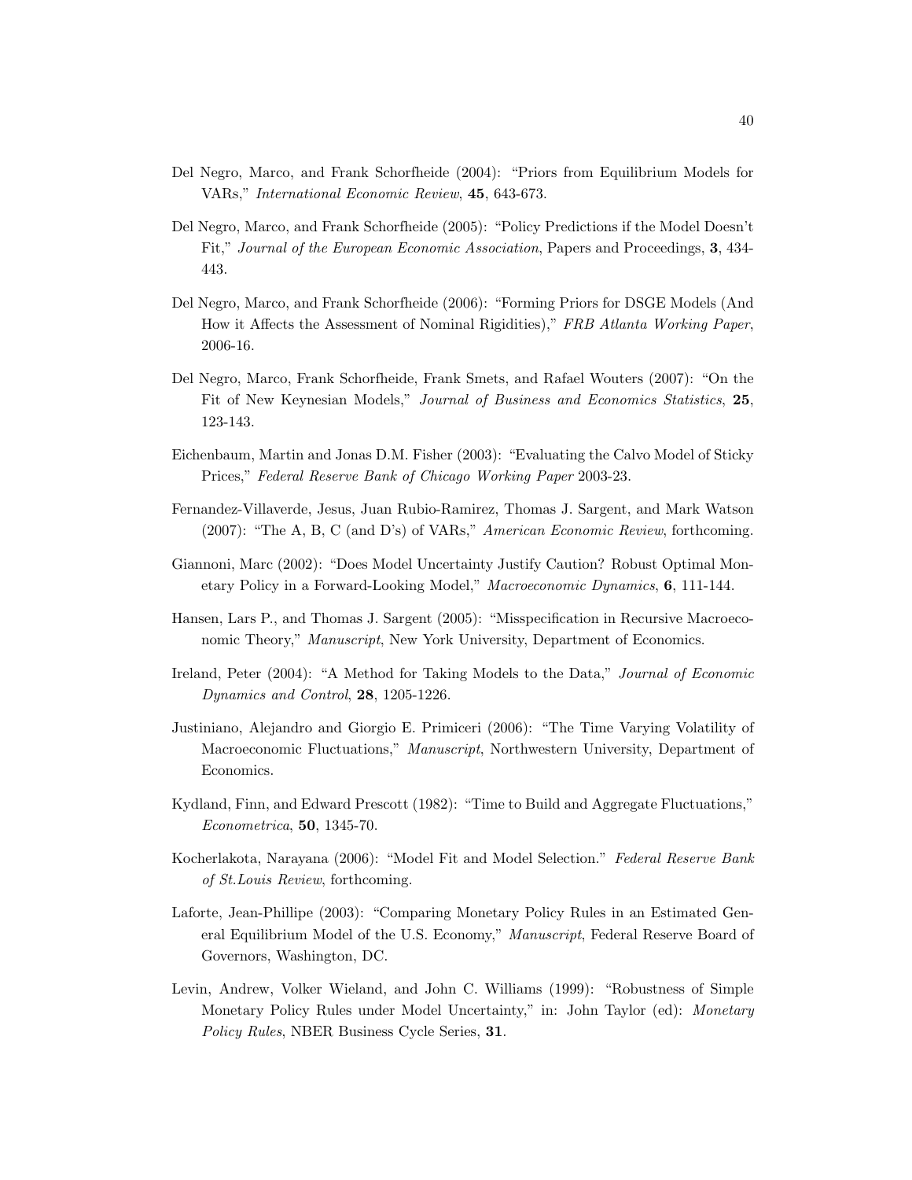Del Negro, Marco, and Frank Schorfheide (2004): "Priors from Equilibrium Models for VARs," *International Economic Review*, **45**, 643-673.

Del Negro, Marco, and Frank Schorfheide (2005): "Policy Predictions if the Model Doesn't Fit," *Journal of the European Economic Association*, Papers and Proceedings, **3**, 434-443.

Del Negro, Marco, and Frank Schorfheide (2006): "Forming Priors for DSGE Models (And How it Affects the Assessment of Nominal Rigidities)," *FRB Atlanta Working Paper*, 2006-16.

Del Negro, Marco, Frank Schorfheide, Frank Smets, and Rafael Wouters (2007): "On the Fit of New Keynesian Models," *Journal of Business and Economics Statistics*, **25**, 123-143.

Eichenbaum, Martin and Jonas D.M. Fisher (2003): "Evaluating the Calvo Model of Sticky Prices," *Federal Reserve Bank of Chicago Working Paper* 2003-23.

Fernandez-Villaverde, Jesus, Juan Rubio-Ramirez, Thomas J. Sargent, and Mark Watson (2007): "The A, B, C (and D's) of VARs," *American Economic Review*, forthcoming.

Giannoni, Marc (2002): "Does Model Uncertainty Justify Caution? Robust Optimal Monetary Policy in a Forward-Looking Model," *Macroeconomic Dynamics*, **6**, 111-144.

Hansen, Lars P., and Thomas J. Sargent (2005): "Misspecification in Recursive Macroeconomic Theory," *Manuscript*, New York University, Department of Economics.

Ireland, Peter (2004): "A Method for Taking Models to the Data," *Journal of Economic Dynamics and Control*, **28**, 1205-1226.

Justiniano, Alejandro and Giorgio E. Primiceri (2006): "The Time Varying Volatility of Macroeconomic Fluctuations," *Manuscript*, Northwestern University, Department of Economics.

Kydland, Finn, and Edward Prescott (1982): "Time to Build and Aggregate Fluctuations," *Econometrica*, **50**, 1345-70.

Kocherlakota, Narayana (2006): "Model Fit and Model Selection." *Federal Reserve Bank of St.Louis Review*, forthcoming.

Laforte, Jean-Phillipe (2003): "Comparing Monetary Policy Rules in an Estimated General Equilibrium Model of the U.S. Economy," *Manuscript*, Federal Reserve Board of Governors, Washington, DC.

Levin, Andrew, Volker Wieland, and John C. Williams (1999): "Robustness of Simple Monetary Policy Rules under Model Uncertainty," in: John Taylor (ed): *Monetary Policy Rules*, NBER Business Cycle Series, **31**.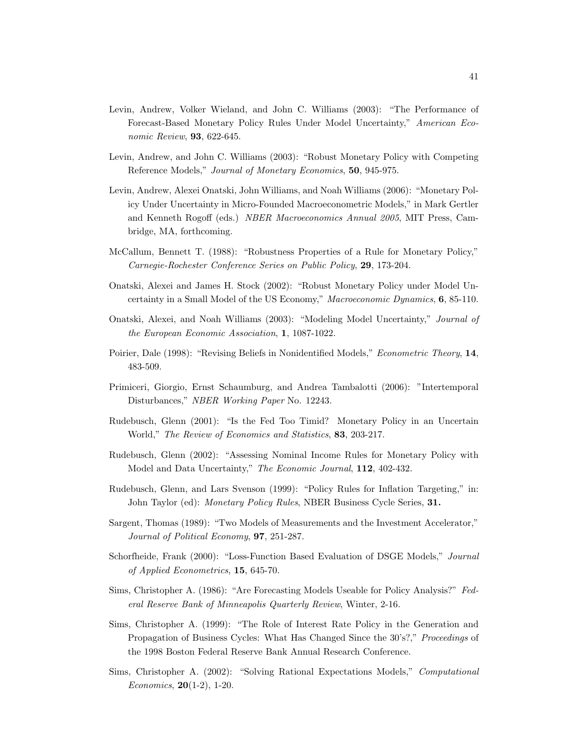Levin, Andrew, Volker Wieland, and John C. Williams (2003): "The Performance of Forecast-Based Monetary Policy Rules Under Model Uncertainty," *American Economic Review*, **93**, 622-645.

Levin, Andrew, and John C. Williams (2003): "Robust Monetary Policy with Competing Reference Models," *Journal of Monetary Economics*, **50**, 945-975.

Levin, Andrew, Alexei Onatski, John Williams, and Noah Williams (2006): "Monetary Policy Under Uncertainty in Micro-Founded Macroeconometric Models," in Mark Gertler and Kenneth Rogoff (eds.) *NBER Macroeconomics Annual 2005*, MIT Press, Cambridge, MA, forthcoming.

McCallum, Bennett T. (1988): "Robustness Properties of a Rule for Monetary Policy," *Carnegie-Rochester Conference Series on Public Policy*, **29**, 173-204.

Onatski, Alexei and James H. Stock (2002): "Robust Monetary Policy under Model Uncertainty in a Small Model of the US Economy," *Macroeconomic Dynamics*, **6**, 85-110.

Onatski, Alexei, and Noah Williams (2003): "Modeling Model Uncertainty," *Journal of the European Economic Association*, **1**, 1087-1022.

Poirier, Dale (1998): "Revising Beliefs in Nonidentified Models," *Econometric Theory*, **14**, 483-509.

Primiceri, Giorgio, Ernst Schaumburg, and Andrea Tambalotti (2006): "Intertemporal Disturbances," *NBER Working Paper* No. 12243.

Rudebusch, Glenn (2001): "Is the Fed Too Timid? Monetary Policy in an Uncertain World," *The Review of Economics and Statistics*, **83**, 203-217.

Rudebusch, Glenn (2002): "Assessing Nominal Income Rules for Monetary Policy with Model and Data Uncertainty," *The Economic Journal*, **112**, 402-432.

Rudebusch, Glenn, and Lars Svenson (1999): "Policy Rules for Inflation Targeting," in: John Taylor (ed): *Monetary Policy Rules*, NBER Business Cycle Series, **31.**

Sargent, Thomas (1989): "Two Models of Measurements and the Investment Accelerator," *Journal of Political Economy*, **97**, 251-287.

Schorfheide, Frank (2000): "Loss-Function Based Evaluation of DSGE Models," *Journal of Applied Econometrics*, **15**, 645-70.

Sims, Christopher A. (1986): "Are Forecasting Models Useable for Policy Analysis?" *Federal Reserve Bank of Minneapolis Quarterly Review*, Winter, 2-16.

Sims, Christopher A. (1999): "The Role of Interest Rate Policy in the Generation and Propagation of Business Cycles: What Has Changed Since the 30's?," *Proceedings* of the 1998 Boston Federal Reserve Bank Annual Research Conference.

Sims, Christopher A. (2002): "Solving Rational Expectations Models," *Computational Economics*, **20**(1-2), 1-20.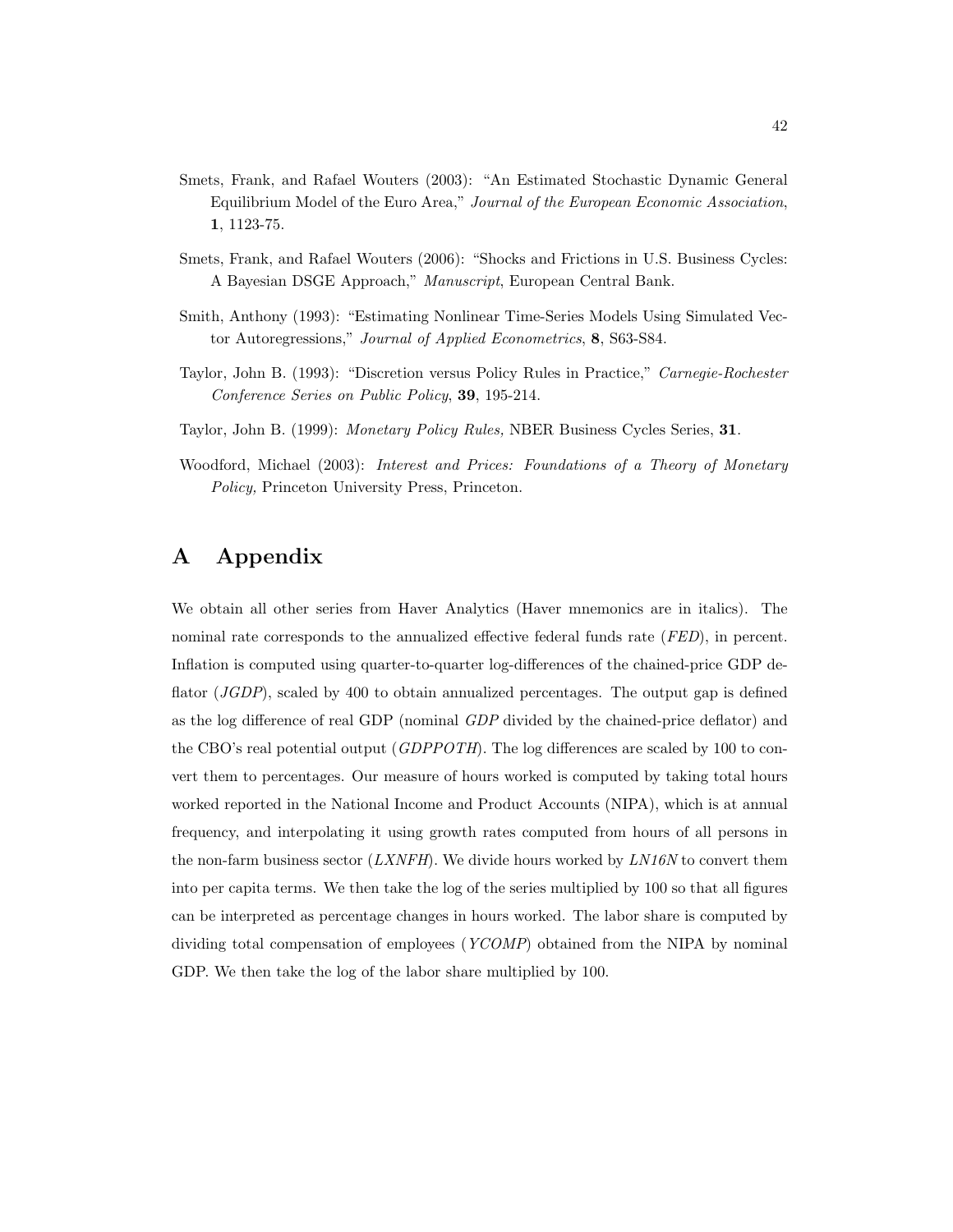Smets, Frank, and Rafael Wouters (2003): "An Estimated Stochastic Dynamic General Equilibrium Model of the Euro Area," *Journal of the European Economic Association*, **1**, 1123-75.

Smets, Frank, and Rafael Wouters (2006): "Shocks and Frictions in U.S. Business Cycles: A Bayesian DSGE Approach," *Manuscript*, European Central Bank.

Smith, Anthony (1993): "Estimating Nonlinear Time-Series Models Using Simulated Vector Autoregressions," *Journal of Applied Econometrics*, **8**, S63-S84.

Taylor, John B. (1993): "Discretion versus Policy Rules in Practice," *Carnegie-Rochester Conference Series on Public Policy*, **39**, 195-214.

Taylor, John B. (1999): *Monetary Policy Rules,* NBER Business Cycles Series, **31**.

Woodford, Michael (2003): *Interest and Prices: Foundations of a Theory of Monetary Policy,* Princeton University Press, Princeton.

# A Appendix

We obtain all other series from Haver Analytics (Haver mnemonics are in italics). The nominal rate corresponds to the annualized effective federal funds rate (*FED*), in percent. Inflation is computed using quarter-to-quarter log-differences of the chained-price GDP deflator (*JGDP*), scaled by 400 to obtain annualized percentages. The output gap is defined as the log difference of real GDP (nominal *GDP* divided by the chained-price deflator) and the CBO's real potential output (*GDPPOTH*). The log differences are scaled by 100 to convert them to percentages. Our measure of hours worked is computed by taking total hours worked reported in the National Income and Product Accounts (NIPA), which is at annual frequency, and interpolating it using growth rates computed from hours of all persons in the non-farm business sector (*LXNFH*). We divide hours worked by *LN16N* to convert them into per capita terms. We then take the log of the series multiplied by 100 so that all figures can be interpreted as percentage changes in hours worked. The labor share is computed by dividing total compensation of employees (*YCOMP*) obtained from the NIPA by nominal GDP. We then take the log of the labor share multiplied by 100.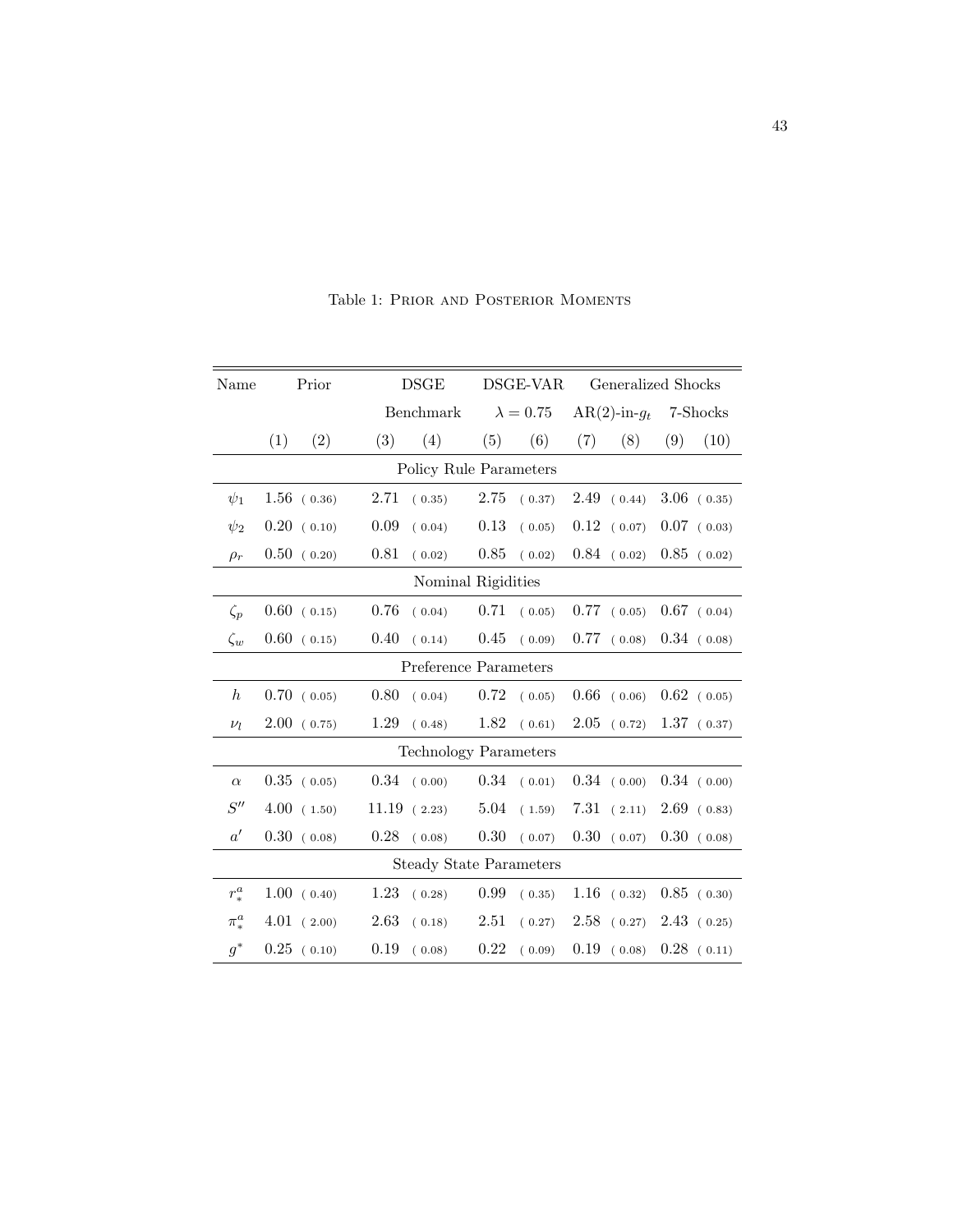Table 1: Prior and Posterior Moments

| Name | Prior | | DSGE | | DSGE-VAR | | Generalized Shocks | | | |
|---|---|---|---|---|---|---|---|---|---|---|
| | | | Benchmark | | $\lambda = 0.75$ | | AR(2)-in-$g_t$ | | 7-Shocks | |
| | (1) | (2) | (3) | (4) | (5) | (6) | (7) | (8) | (9) | (10) |
| | | | | Policy Rule Parameters | | | | | | |
| $\psi_1$ | 1.56 | ( 0.36) | 2.71 | ( 0.35) | 2.75 | ( 0.37) | 2.49 | ( 0.44) | 3.06 | ( 0.35) |
| $\psi_2$ | 0.20 | ( 0.10) | 0.09 | ( 0.04) | 0.13 | ( 0.05) | 0.12 | ( 0.07) | 0.07 | ( 0.03) |
| $\rho_r$ | 0.50 | ( 0.20) | 0.81 | ( 0.02) | 0.85 | ( 0.02) | 0.84 | ( 0.02) | 0.85 | ( 0.02) |
| | | | | Nominal Rigidities | | | | | | |
| $\zeta_p$ | 0.60 | ( 0.15) | 0.76 | ( 0.04) | 0.71 | ( 0.05) | 0.77 | ( 0.05) | 0.67 | ( 0.04) |
| $\zeta_w$ | 0.60 | ( 0.15) | 0.40 | ( 0.14) | 0.45 | ( 0.09) | 0.77 | ( 0.08) | 0.34 | ( 0.08) |
| | | | | Preference Parameters | | | | | | |
| $h$ | 0.70 | ( 0.05) | 0.80 | ( 0.04) | 0.72 | ( 0.05) | 0.66 | ( 0.06) | 0.62 | ( 0.05) |
| $\nu_l$ | 2.00 | ( 0.75) | 1.29 | ( 0.48) | 1.82 | ( 0.61) | 2.05 | ( 0.72) | 1.37 | ( 0.37) |
| | | | | Technology Parameters | | | | | | |
| $\alpha$ | 0.35 | ( 0.05) | 0.34 | ( 0.00) | 0.34 | ( 0.01) | 0.34 | ( 0.00) | 0.34 | ( 0.00) |
| $S''$ | 4.00 | ( 1.50) | 11.19 | ( 2.23) | 5.04 | ( 1.59) | 7.31 | ( 2.11) | 2.69 | ( 0.83) |
| $a'$ | 0.30 | ( 0.08) | 0.28 | ( 0.08) | 0.30 | ( 0.07) | 0.30 | ( 0.07) | 0.30 | ( 0.08) |
| | | | | Steady State Parameters | | | | | | |
| $r_*^a$ | 1.00 | ( 0.40) | 1.23 | ( 0.28) | 0.99 | ( 0.35) | 1.16 | ( 0.32) | 0.85 | ( 0.30) |
| $\pi_*^a$ | 4.01 | ( 2.00) | 2.63 | ( 0.18) | 2.51 | ( 0.27) | 2.58 | ( 0.27) | 2.43 | ( 0.25) |
| $g^*$ | 0.25 | ( 0.10) | 0.19 | ( 0.08) | 0.22 | ( 0.09) | 0.19 | ( 0.08) | 0.28 | ( 0.11) |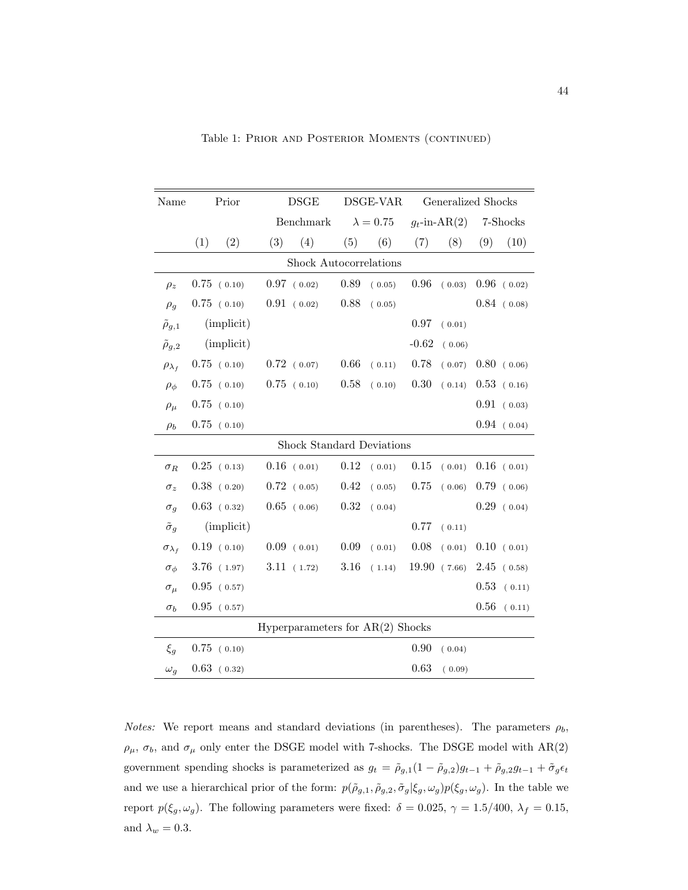Table 1: Prior and Posterior Moments (continued)

| Name | Prior | | DSGE | | DSGE-VAR | | Generalized Shocks | | | |
|---|---|---|---|---|---|---|---|---|---|---|
| | | | Benchmark | | $\lambda = 0.75$ | | $g_t$-in-AR(2) | | 7-Shocks | |
| | (1) | (2) | (3) | (4) | (5) | (6) | (7) | (8) | (9) | (10) |
| | | | | | Shock Autocorrelations | | | | | |
| $\rho_z$ | 0.75 | ( 0.10) | 0.97 | ( 0.02) | 0.89 | ( 0.05) | 0.96 | ( 0.03) | 0.96 | ( 0.02) |
| $\rho_g$ | 0.75 | ( 0.10) | 0.91 | ( 0.02) | 0.88 | ( 0.05) | | | 0.84 | ( 0.08) |
| $\tilde{\rho}_{g,1}$ | (implicit) | | | | | | 0.97 | ( 0.01) | | |
| $\tilde{\rho}_{g,2}$ | (implicit) | | | | | | -0.62 | ( 0.06) | | |
| $\rho_{\lambda_f}$ | 0.75 | ( 0.10) | 0.72 | ( 0.07) | 0.66 | ( 0.11) | 0.78 | ( 0.07) | 0.80 | ( 0.06) |
| $\rho_\phi$ | 0.75 | ( 0.10) | 0.75 | ( 0.10) | 0.58 | ( 0.10) | 0.30 | ( 0.14) | 0.53 | ( 0.16) |
| $\rho_\mu$ | 0.75 | ( 0.10) | | | | | | | 0.91 | ( 0.03) |
| $\rho_b$ | 0.75 | ( 0.10) | | | | | | | 0.94 | ( 0.04) |
| | | | | | Shock Standard Deviations | | | | | |
| $\sigma_R$ | 0.25 | ( 0.13) | 0.16 | ( 0.01) | 0.12 | ( 0.01) | 0.15 | ( 0.01) | 0.16 | ( 0.01) |
| $\sigma_z$ | 0.38 | ( 0.20) | 0.72 | ( 0.05) | 0.42 | ( 0.05) | 0.75 | ( 0.06) | 0.79 | ( 0.06) |
| $\sigma_g$ | 0.63 | ( 0.32) | 0.65 | ( 0.06) | 0.32 | ( 0.04) | | | 0.29 | ( 0.04) |
| $\tilde{\sigma}_g$ | (implicit) | | | | | | 0.77 | ( 0.11) | | |
| $\sigma_{\lambda_f}$ | 0.19 | ( 0.10) | 0.09 | ( 0.01) | 0.09 | ( 0.01) | 0.08 | ( 0.01) | 0.10 | ( 0.01) |
| $\sigma_\phi$ | 3.76 | ( 1.97) | 3.11 | ( 1.72) | 3.16 | ( 1.14) | 19.90 | ( 7.66) | 2.45 | ( 0.58) |
| $\sigma_\mu$ | 0.95 | ( 0.57) | | | | | | | 0.53 | ( 0.11) |
| $\sigma_b$ | 0.95 | ( 0.57) | | | | | | | 0.56 | ( 0.11) |
| | | | | | Hyperparameters for AR(2) Shocks | | | | | |
| $\xi_g$ | 0.75 | ( 0.10) | | | | | 0.90 | ( 0.04) | | |
| $\omega_g$ | 0.63 | ( 0.32) | | | | | 0.63 | ( 0.09) | | |

*Notes:* We report means and standard deviations (in parentheses). The parameters $\rho_b$, $\rho_\mu$, $\sigma_b$, and $\sigma_\mu$ only enter the DSGE model with 7-shocks. The DSGE model with AR(2) government spending shocks is parameterized as $g_t = \tilde{\rho}_{g,1}(1 - \tilde{\rho}_{g,2})g_{t-1} + \tilde{\rho}_{g,2}g_{t-1} + \tilde{\sigma}_g\epsilon_t$ and we use a hierarchical prior of the form: $p(\tilde{\rho}_{g,1}, \tilde{\rho}_{g,2}, \tilde{\sigma}_g|\xi_g, \omega_g)p(\xi_g, \omega_g)$. In the table we report $p(\xi_g, \omega_g)$. The following parameters were fixed: $\delta = 0.025$, $\gamma = 1.5/400$, $\lambda_f = 0.15$, and $\lambda_w = 0.3$.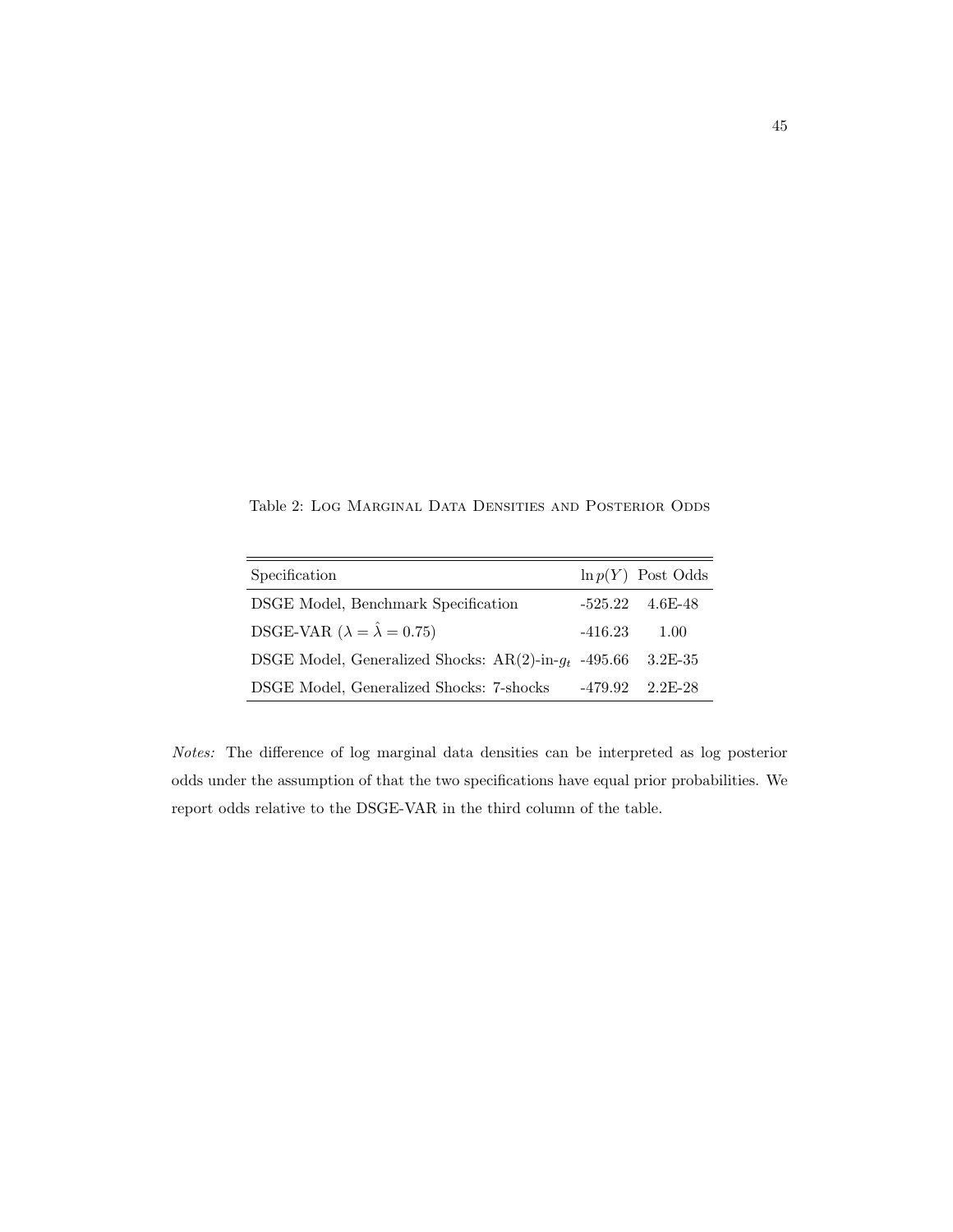Table 2: Log Marginal Data Densities and Posterior Odds

| Specification | $\ln p(Y)$ | Post Odds |
|---|---|---|
| DSGE Model, Benchmark Specification | -525.22 | 4.6E-48 |
| DSGE-VAR ($\lambda = \hat{\lambda} = 0.75$) | -416.23 | 1.00 |
| DSGE Model, Generalized Shocks: AR(2)-in-$g_t$ | -495.66 | 3.2E-35 |
| DSGE Model, Generalized Shocks: 7-shocks | -479.92 | 2.2E-28 |

*Notes:* The difference of log marginal data densities can be interpreted as log posterior odds under the assumption of that the two specifications have equal prior probabilities. We report odds relative to the DSGE-VAR in the third column of the table.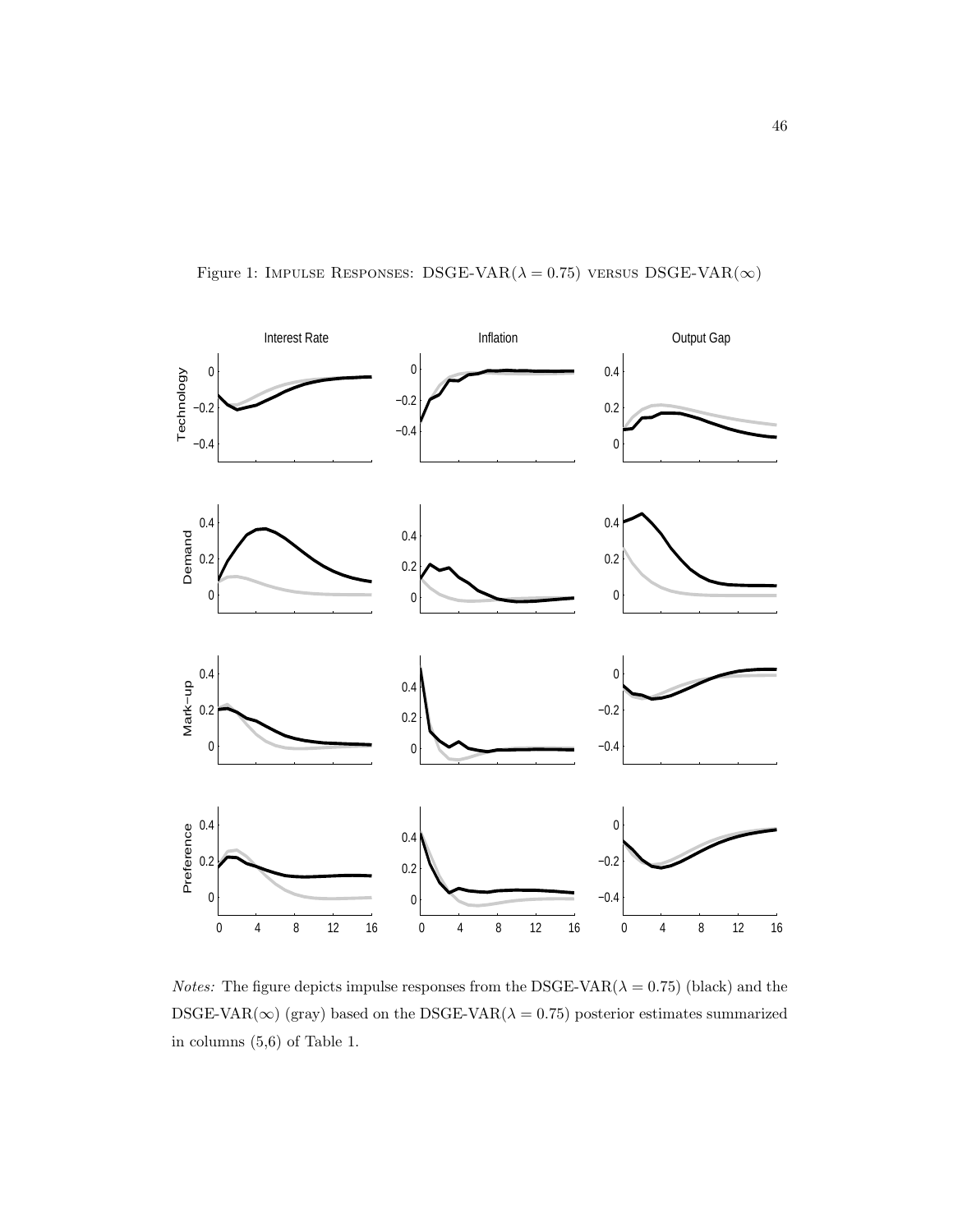Figure 1: IMPULSE RESPONSES: DSGE-VAR($\lambda = 0.75$) VERSUS DSGE-VAR($\infty$)

*Notes:* The figure depicts impulse responses from the DSGE-VAR($\lambda = 0.75$) (black) and the DSGE-VAR($\infty$) (gray) based on the DSGE-VAR($\lambda = 0.75$) posterior estimates summarized in columns (5,6) of Table 1.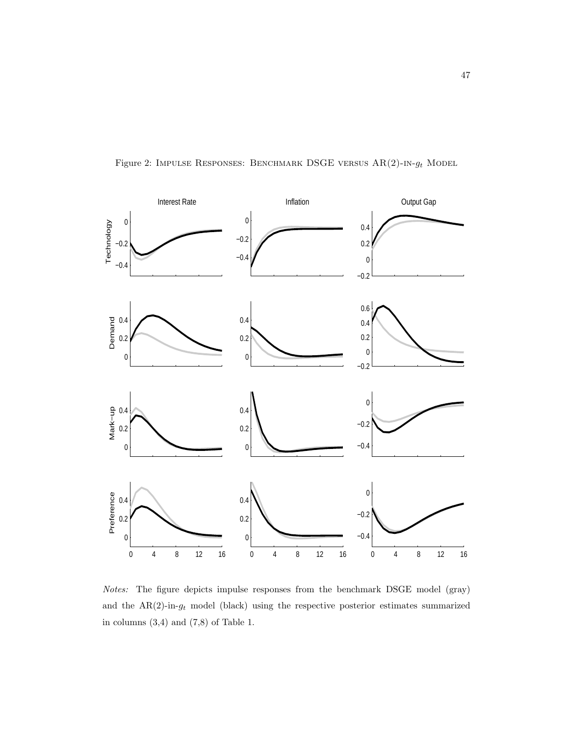Figure 2: IMPULSE RESPONSES: BENCHMARK DSGE VERSUS AR(2)-IN-$g_t$ MODEL

*Notes:* The figure depicts impulse responses from the benchmark DSGE model (gray) and the AR(2)-in-$g_t$ model (black) using the respective posterior estimates summarized in columns (3,4) and (7,8) of Table 1.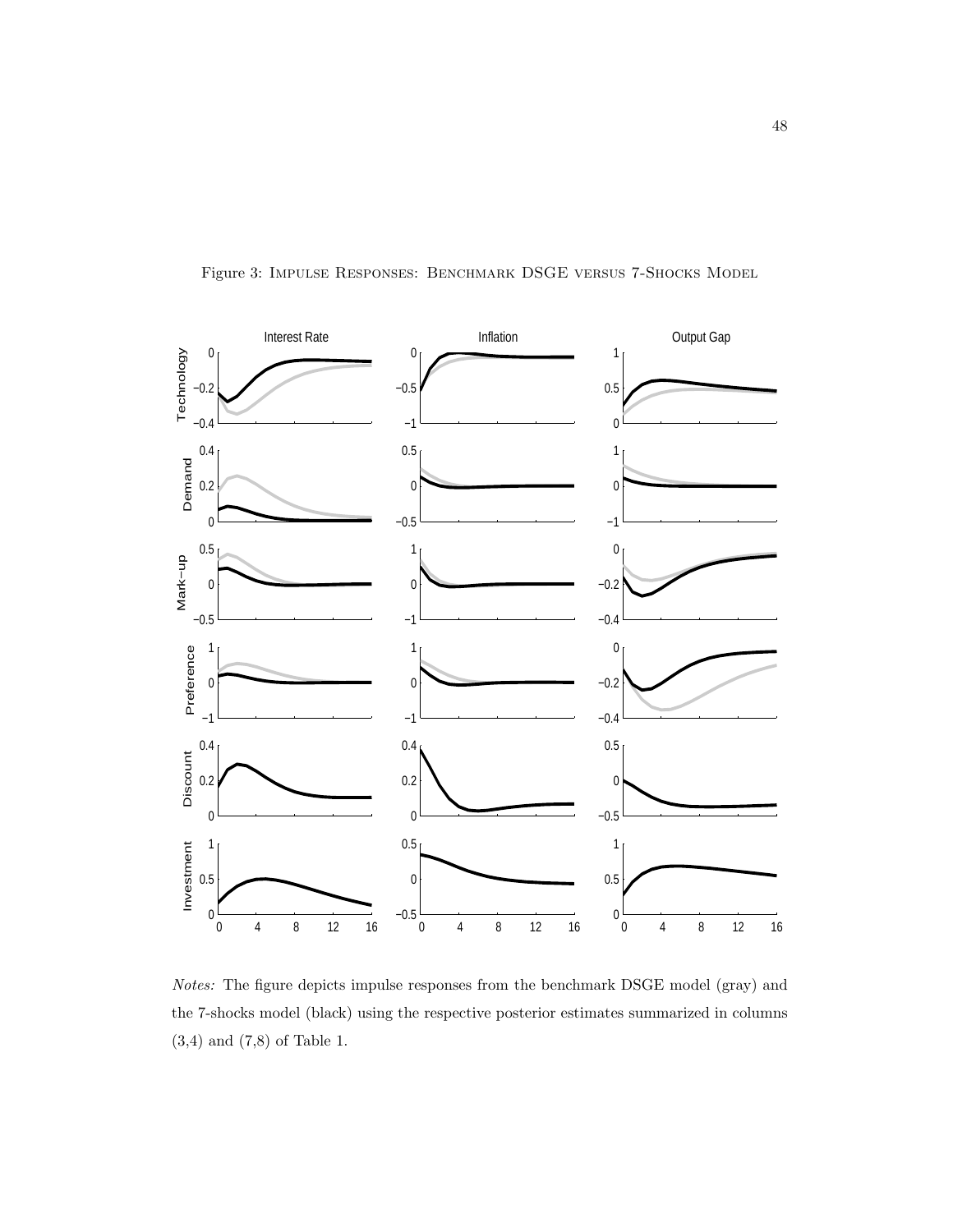Figure 3: Impulse Responses: Benchmark DSGE versus 7-Shocks Model

*Notes:* The figure depicts impulse responses from the benchmark DSGE model (gray) and the 7-shocks model (black) using the respective posterior estimates summarized in columns (3,4) and (7,8) of Table 1.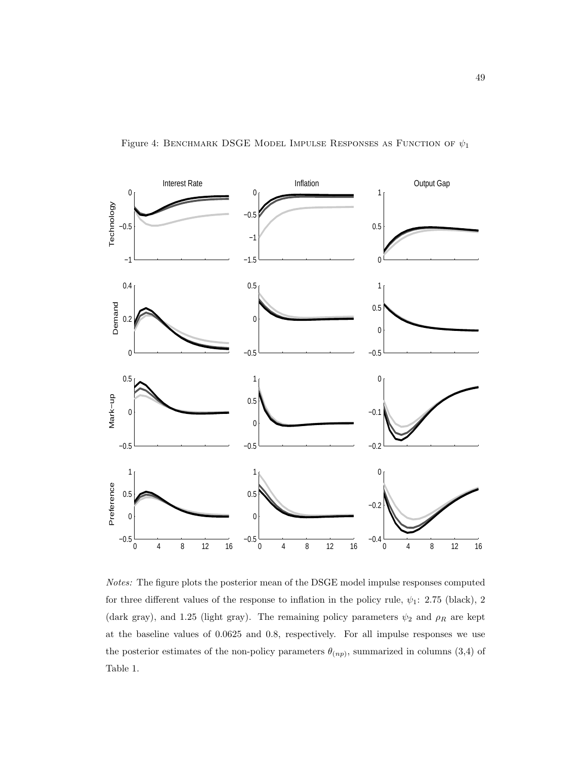Figure 4: Benchmark DSGE Model Impulse Responses as Function of $\psi_1$

*Notes:* The figure plots the posterior mean of the DSGE model impulse responses computed for three different values of the response to inflation in the policy rule, $\psi_1$: 2.75 (black), 2 (dark gray), and 1.25 (light gray). The remaining policy parameters $\psi_2$ and $\rho_R$ are kept at the baseline values of 0.0625 and 0.8, respectively. For all impulse responses we use the posterior estimates of the non-policy parameters $\theta_{(np)}$, summarized in columns (3,4) of Table 1.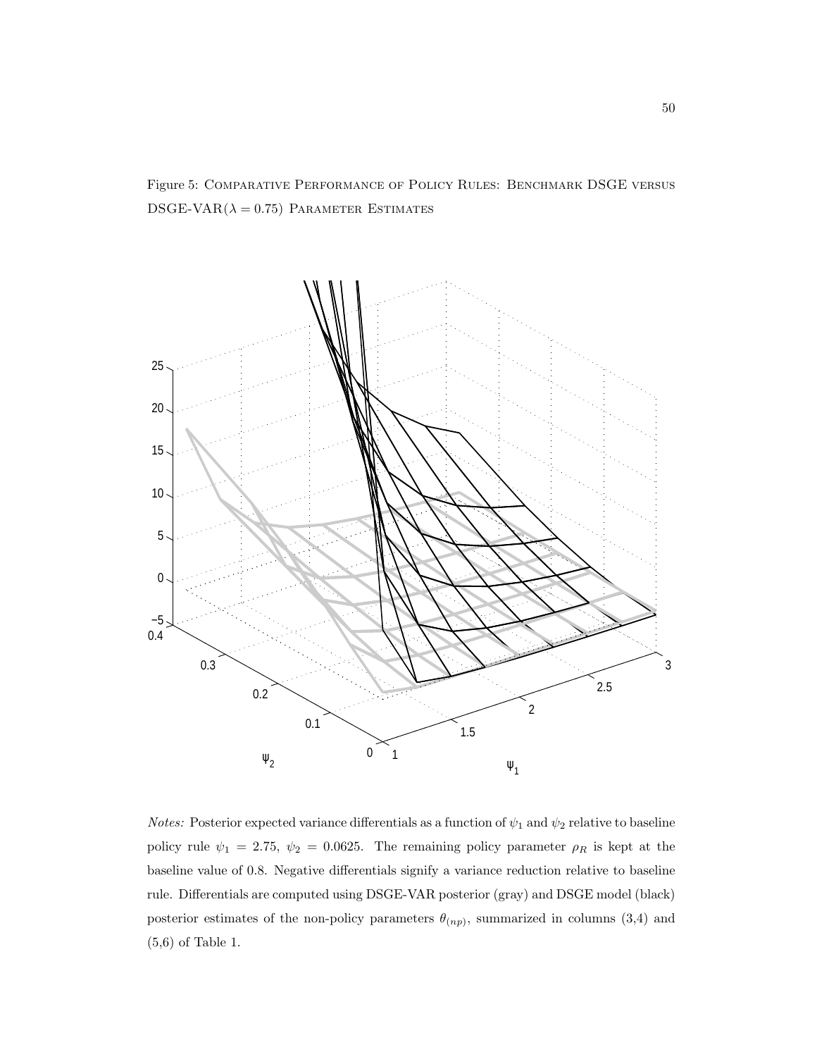Figure 5: Comparative Performance of Policy Rules: Benchmark DSGE versus DSGE-VAR($\lambda = 0.75$) Parameter Estimates

*Notes:* Posterior expected variance differentials as a function of $\psi_1$ and $\psi_2$ relative to baseline policy rule $\psi_1 = 2.75$, $\psi_2 = 0.0625$. The remaining policy parameter $\rho_R$ is kept at the baseline value of 0.8. Negative differentials signify a variance reduction relative to baseline rule. Differentials are computed using DSGE-VAR posterior (gray) and DSGE model (black) posterior estimates of the non-policy parameters $\theta_{(np)}$, summarized in columns (3,4) and (5,6) of Table 1.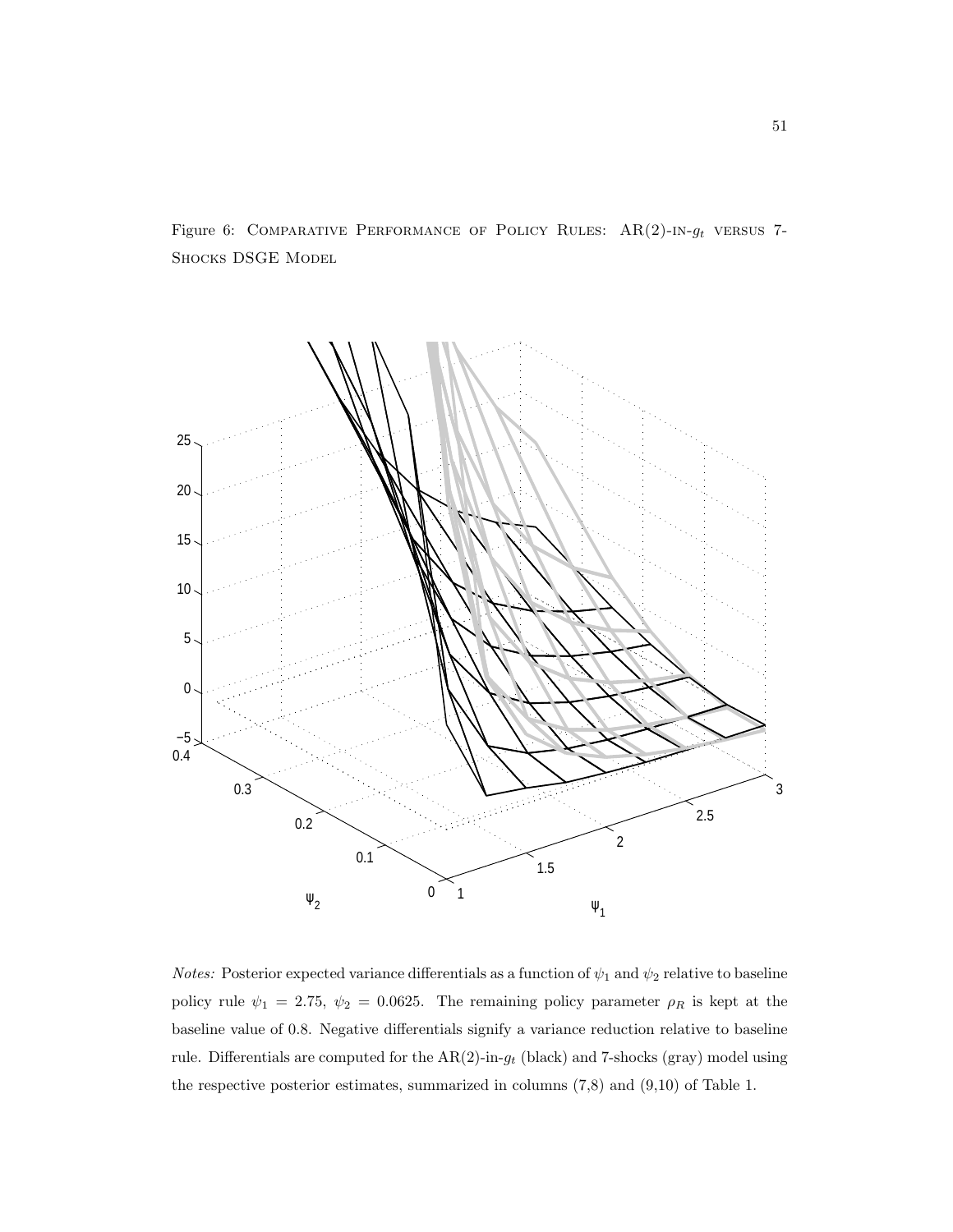Figure 6: Comparative Performance of Policy Rules: AR(2)-in-$g_t$ versus 7-Shocks DSGE Model

*Notes:* Posterior expected variance differentials as a function of $\psi_1$ and $\psi_2$ relative to baseline policy rule $\psi_1 = 2.75$, $\psi_2 = 0.0625$. The remaining policy parameter $\rho_R$ is kept at the baseline value of 0.8. Negative differentials signify a variance reduction relative to baseline rule. Differentials are computed for the AR(2)-in-$g_t$ (black) and 7-shocks (gray) model using the respective posterior estimates, summarized in columns (7,8) and (9,10) of Table 1.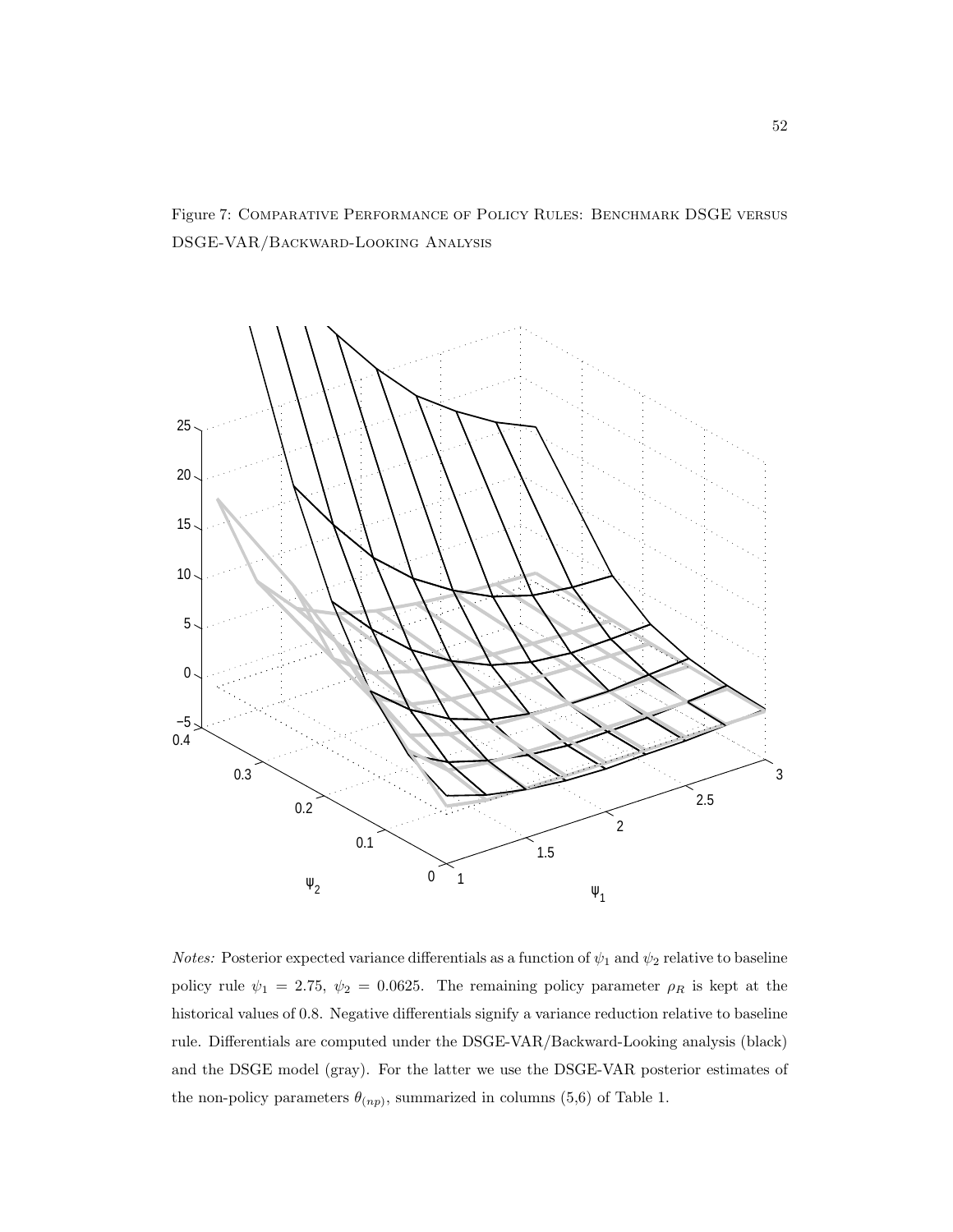Figure 7: Comparative Performance of Policy Rules: Benchmark DSGE versus DSGE-VAR/Backward-Looking Analysis

*Notes:* Posterior expected variance differentials as a function of $\psi_1$ and $\psi_2$ relative to baseline policy rule $\psi_1 = 2.75$, $\psi_2 = 0.0625$. The remaining policy parameter $\rho_R$ is kept at the historical values of 0.8. Negative differentials signify a variance reduction relative to baseline rule. Differentials are computed under the DSGE-VAR/Backward-Looking analysis (black) and the DSGE model (gray). For the latter we use the DSGE-VAR posterior estimates of the non-policy parameters $\theta_{(np)}$, summarized in columns (5,6) of Table 1.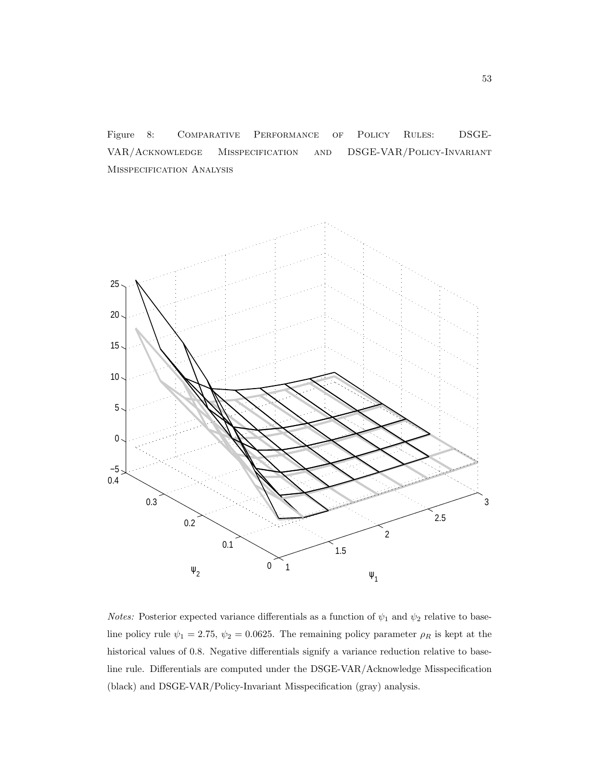Figure 8: Comparative Performance of Policy Rules: DSGE-VAR/Acknowledge Misspecification and DSGE-VAR/Policy-Invariant Misspecification Analysis

*Notes:* Posterior expected variance differentials as a function of $\psi_1$ and $\psi_2$ relative to baseline policy rule $\psi_1 = 2.75$, $\psi_2 = 0.0625$. The remaining policy parameter $\rho_R$ is kept at the historical values of 0.8. Negative differentials signify a variance reduction relative to baseline rule. Differentials are computed under the DSGE-VAR/Acknowledge Misspecification (black) and DSGE-VAR/Policy-Invariant Misspecification (gray) analysis.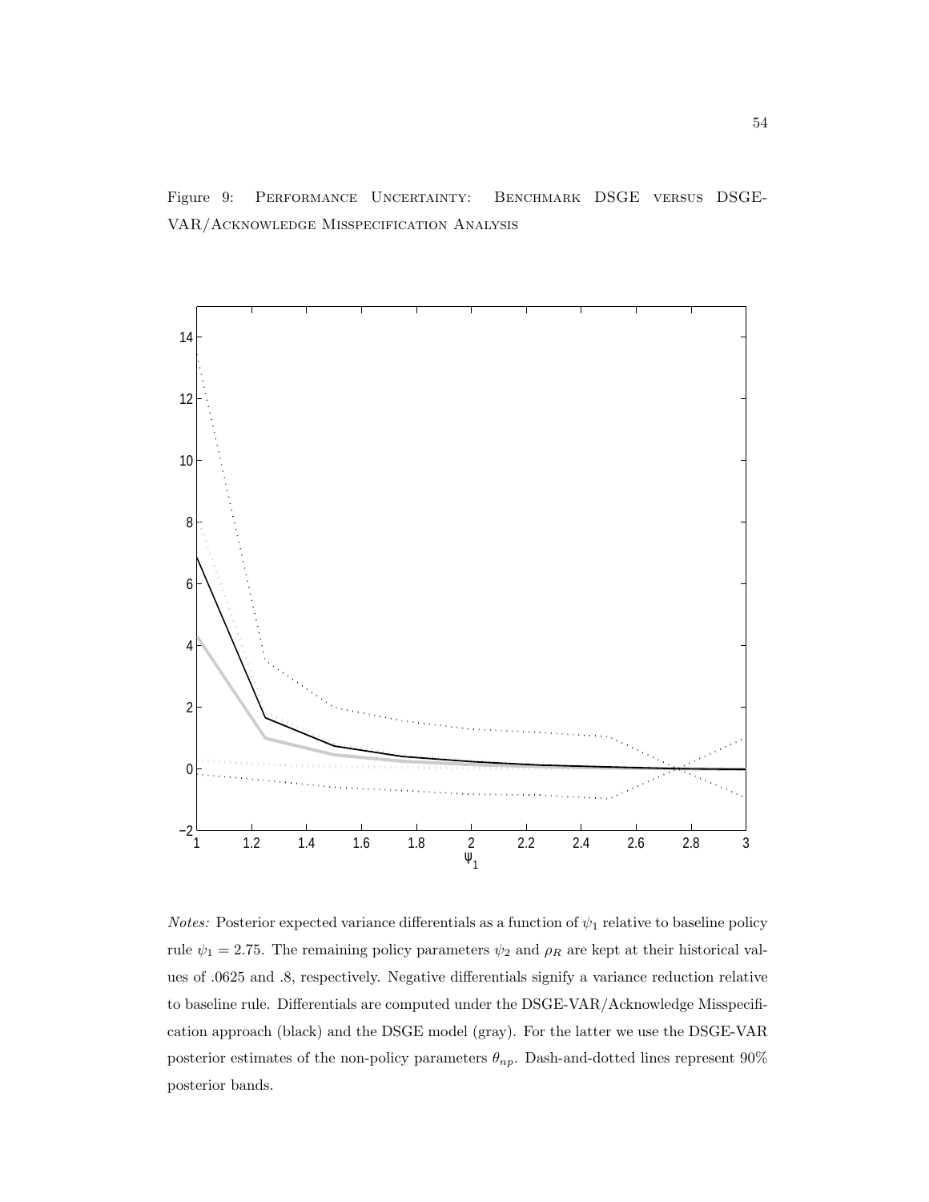Figure 9: Performance Uncertainty: Benchmark DSGE versus DSGE-VAR/Acknowledge Misspecification Analysis

14
12
10
8
6
4
2
0
−2
1 1.2 1.4 1.6 1.8 2 2.2 2.4 2.6 2.8 3
$\Psi_1$

*Notes:* Posterior expected variance differentials as a function of $\psi_1$ relative to baseline policy rule $\psi_1 = 2.75$. The remaining policy parameters $\psi_2$ and $\rho_R$ are kept at their historical values of .0625 and .8, respectively. Negative differentials signify a variance reduction relative to baseline rule. Differentials are computed under the DSGE-VAR/Acknowledge Misspecification approach (black) and the DSGE model (gray). For the latter we use the DSGE-VAR posterior estimates of the non-policy parameters $\theta_{np}$. Dash-and-dotted lines represent 90% posterior bands.